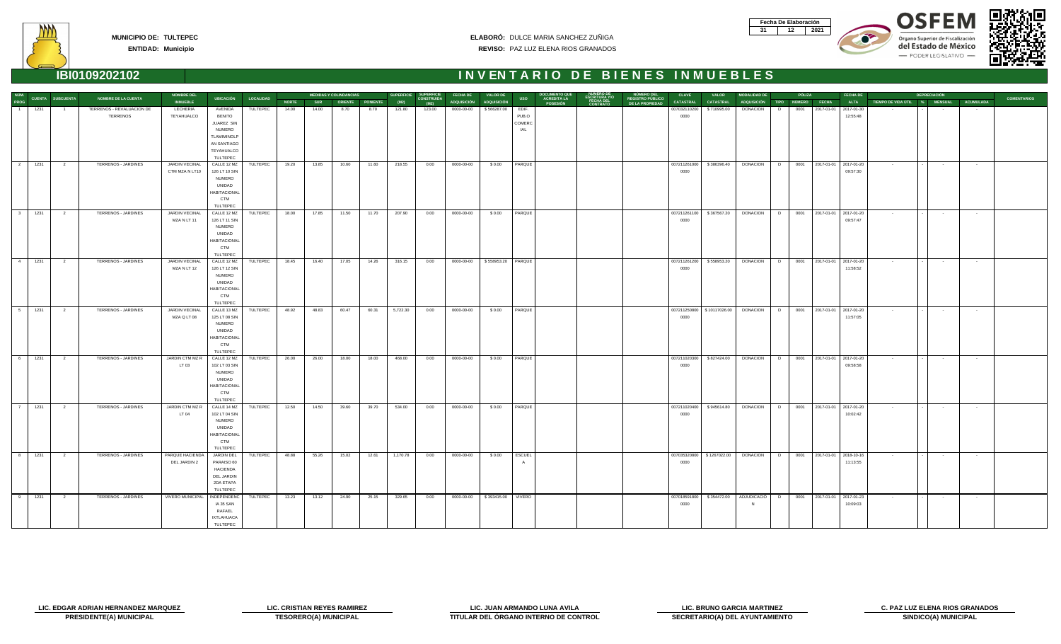**MUNICIPIO DE: TULTEPEC**

**ENTIDAD: Municipio**

**ELABORÓ:** DULCE MARIA SANCHEZ ZUÑIGA

**REVISO:** PAZ LUZ ELENA RIOS GRANADOS

| Fecha De Elaboración | | |
|---|---|---|
| 31 | 12 | 2021 |

**OSFEM** Órgano Superior de Fiscalización del Estado de México — PODER LEGISLATIVO —

# IBI0109202102

# INVENTARIO DE BIENES INMUEBLES

| NUM. PROG | CUENTA | SUBCUENTA | NOMBRE DE LA CUENTA | NOMBRE DEL INMUEBLE | UBICACIÓN | LOCALIDAD | MEDIDAS Y COLINDANCIAS NORTE | SUR | ORIENTE | PONIENTE | SUPERFICIE (M2) | SUPERFICIE CONSTRUIDA (M2) | FECHA DE ADQUISICIÓN | VALOR DE ADQUISICIÓN | USO | DOCUMENTO QUE ACREDITA LA POSESIÓN | NUMERO DE ESCRITURA Y/O FECHA DEL CONTRATO | NUMERO DEL REGISTRO PUBLICO DE LA PROPIEDAD | CLAVE CATASTRAL | VALOR CATASTRAL | MODALIDAD DE ADQUISICIÓN | PÓLIZA TIPO | NÚMERO | FECHA | FECHA DE ALTA | DEPRECIACIÓN TIEMPO DE VIDA ÚTIL | % | MENSUAL | ACUMULADA | COMENTARIOS |
|---|---|---|---|---|---|---|---|---|---|---|---|---|---|---|---|---|---|---|---|---|---|---|---|---|---|---|---|---|---|---|
| 1 | 1231 | 1 | TERRENOS - REVALUACION DE TERRENOS | LECHERIA TEYAHUALCO | AVENIDA BENITO JUAREZ SIN NUMERO TLAMIMINOLP AN SANTIAGO TEYAHUALCO TULTEPEC | TULTEPEC | 14.00 | 14.00 | 8.70 | 8.70 | 121.80 | 123.00 | 0000-00-00 | $ 566287.00 | EDIF. PUBLO COMERCIAL | | | | 0070321102000000 | $ 710995.00 | DONACION | D | 0001 | 2017-01-01 | 2017-01-30 12:55:48 | - | - | - | - | |
| 2 | 1231 | 2 | TERRENOS - JARDINES | JARDIN VECINAL CTM MZA N LT10 | CALLE 12 MZ 126 LT 10 SIN NUMERO UNIDAD HABITACIONAL CTM TULTEPEC | TULTEPEC | 19.20 | 13.85 | 10.60 | 11.60 | 218.55 | 0.00 | 0000-00-00 | $ 0.00 | PARQUE | | | | 0072112610000000 | $ 386396.40 | DONACION | D | 0001 | 2017-01-01 | 2017-01-20 09:57:30 | - | - | - | - | |
| 3 | 1231 | 2 | TERRENOS - JARDINES | JARDIN VECINAL MZA N LT 11 | CALLE 12 MZ 126 LT 11 SIN NUMERO UNIDAD HABITACIONAL CTM TULTEPEC | TULTEPEC | 18.00 | 17.85 | 11.50 | 11.70 | 207.90 | 0.00 | 0000-00-00 | $ 0.00 | PARQUE | | | | 0072112611000000 | $ 367567.20 | DONACION | D | 0001 | 2017-01-01 | 2017-01-20 09:57:47 | - | - | - | - | |
| 4 | 1231 | 2 | TERRENOS - JARDINES | JARDIN VECINAL MZA N LT 12 | CALLE 12 MZ 126 LT 12 SIN NUMERO UNIDAD HABITACIONAL CTM TULTEPEC | TULTEPEC | 18.45 | 16.40 | 17.05 | 14.26 | 316.15 | 0.00 | 0000-00-00 | $ 558953.20 | PARQUE | | | | 0072112612000000 | $ 558953.20 | DONACION | D | 0001 | 2017-01-01 | 2017-01-20 11:58:52 | - | - | - | - | |
| 5 | 1231 | 2 | TERRENOS - JARDINES | JARDIN VECINAL MZA Q LT 08 | CALLE 13 MZ 125 LT 08 SIN NUMERO UNIDAD HABITACIONAL CTM TULTEPEC | TULTEPEC | 48.92 | 48.83 | 60.47 | 60.31 | 5,722.30 | 0.00 | 0000-00-00 | $ 0.00 | PARQUE | | | | 0072112508000000 | $ 10117026.00 | DONACION | D | 0001 | 2017-01-01 | 2017-01-20 11:57:05 | - | - | - | - | |
| 6 | 1231 | 2 | TERRENOS - JARDINES | JARDIN CTM MZ R LT 03 | CALLE 12 MZ 102 LT 03 SIN NUMERO UNIDAD HABITACIONAL CTM TULTEPEC | TULTEPEC | 26.00 | 26.00 | 18.00 | 18.00 | 468.00 | 0.00 | 0000-00-00 | $ 0.00 | PARQUE | | | | 0072110203000000 | $ 827424.00 | DONACION | D | 0001 | 2017-01-01 | 2017-01-20 09:58:58 | - | - | - | - | |
| 7 | 1231 | 2 | TERRENOS - JARDINES | JARDIN CTM MZ R LT 04 | CALLE 14 MZ 102 LT 04 SIN NUMERO UNIDAD HABITACIONAL CTM TULTEPEC | TULTEPEC | 12.50 | 14.50 | 39.60 | 39.70 | 534.00 | 0.00 | 0000-00-00 | $ 0.00 | PARQUE | | | | 0072110204000000 | $ 945614.80 | DONACION | D | 0001 | 2017-01-01 | 2017-01-20 10:02:42 | - | - | - | - | |
| 8 | 1231 | 2 | TERRENOS - JARDINES | PARQUE HACIENDA DEL JARDIN 2 | JARDIN DEL PARAISO 60 HACIENDA DEL JARDIN 2DA ETAPA TULTEPEC | TULTEPEC | 48.88 | 55.26 | 15.02 | 12.61 | 1,170.78 | 0.00 | 0000-00-00 | $ 0.00 | ESCUELA | | | | 0070353209000000 | $ 1267022.00 | DONACION | D | 0001 | 2017-01-01 | 2018-10-16 11:13:55 | - | - | - | - | |
| 9 | 1231 | 2 | TERRENOS - JARDINES | VIVERO MUNICIPAL | INDEPENDENCIA 35 SAN RAFAEL IXTLAHUACA TULTEPEC | TULTEPEC | 13.23 | 13.12 | 24.90 | 25.15 | 329.65 | 0.00 | 0000-00-00 | $ 393415.00 | VIVERO | | | | 0070185918000000 | $ 354472.00 | ADJUDICACION | D | 0001 | 2017-01-01 | 2017-01-23 10:09:03 | - | - | - | - | |

| | | | | |
|---|---|---|---|---|
| **LIC. EDGAR ADRIAN HERNANDEZ MARQUEZ** | **LIC. CRISTIAN REYES RAMIREZ** | **LIC. JUAN ARMANDO LUNA AVILA** | **LIC. BRUNO GARCIA MARTINEZ** | **C. PAZ LUZ ELENA RIOS GRANADOS** |
| **PRESIDENTE(A) MUNICIPAL** | **TESORERO(A) MUNICIPAL** | **TITULAR DEL ÓRGANO INTERNO DE CONTROL** | **SECRETARIO(A) DEL AYUNTAMIENTO** | **SINDICO(A) MUNICIPAL** |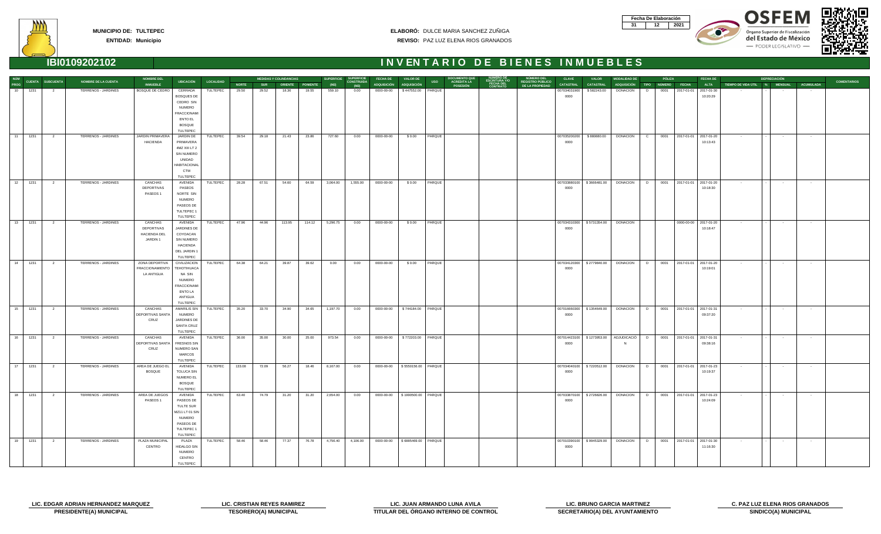**MUNICIPIO DE: TULTEPEC**
**ENTIDAD: Municipio**

**ELABORÓ:** DULCE MARIA SANCHEZ ZUÑIGA
**REVISO:** PAZ LUZ ELENA RIOS GRANADOS

| Fecha De Elaboración | | |
|---|---|---|
| 31 | 12 | 2021 |

# IBI0109202102

# INVENTARIO DE BIENES INMUEBLES

| NUM PROG | CUENTA | SUBCUENTA | NOMBRE DE LA CUENTA | NOMBRE DEL INMUEBLE | UBICACIÓN | LOCALIDAD | MEDIDAS Y COLINDANCIAS NORTE | SUR | ORIENTE | PONIENTE | SUPERFICIE (M2) | SUPERFICIE CONSTRUIDA (M2) | FECHA DE ADQUISICIÓN | VALOR DE ADQUISICIÓN | USO | DOCUMENTO QUE ACREDITA LA POSESIÓN | NUMERO DE ESCRITURA Y/O FECHA DEL CONTRATO | NUMERO DEL REGISTRO PUBLICO DE LA PROPIEDAD | CLAVE CATASTRAL | VALOR CATASTRAL | MODALIDAD DE ADQUISICIÓN | PÓLIZA TIPO | NUMERO | FECHA | FECHA DE ALTA | DEPRECIACIÓN TIEMPO DE VIDA ÚTIL | % | MENSUAL | ACUMULADA | COMENTARIOS |
|---|---|---|---|---|---|---|---|---|---|---|---|---|---|---|---|---|---|---|---|---|---|---|---|---|---|---|---|---|---|---|
| 10 | 1231 | 2 | TERRENOS - JARDINES | BOSQUE DE CEDRO | CERRADA BOSQUES DE CEDRO SIN NUMERO FRACCIONAMIENTO EL BOSQUE TULTEPEC | TULTEPEC | 29.50 | 29.52 | 18.36 | 19.55 | 559.10 | 0.00 | 0000-00-00 | $ 447552.00 | PARQUE | | | | 0070340319000000 | $ 582243.00 | DONACION | D | 0001 | 2017-01-01 | 2017-01-30 10:20:29 | - | | - | - | |
| 11 | 1231 | 2 | TERRENOS - JARDINES | JARDIN PRIMAVERA HACIENDA | JARDIN DE PRIMAVERA 4MZ XIII LT 2 SIN NUMERO UNIDAD HABITACIONAL CTM TULTEPEC | TULTEPEC | 39.54 | 29.18 | 21.43 | 23.86 | 727.60 | 0.00 | 0000-00-00 | $ 0.00 | PARQUE | | | | 0070352002000000 | $ 880660.00 | DONACION | C | 0001 | 2017-01-01 | 2017-01-20 10:13:43 | - | | - | - | |
| 12 | 1231 | 2 | TERRENOS - JARDINES | CANCHAS DEPORTIVAS PASEOS 1 | AVENIDA PASEOS NORTE SIN NUMERO PASEOS DE TULTEPEC 1 TULTEPEC | TULTEPEC | 28.28 | 67.51 | 54.60 | 64.59 | 3,064.00 | 1,555.00 | 0000-00-00 | $ 0.00 | PARQUE | | | | 0070338601000000 | $ 3666481.00 | DONACION | D | 0001 | 2017-01-01 | 2017-01-20 10:16:30 | - | | - | - | |
| 13 | 1231 | 2 | TERRENOS - JARDINES | CANCHAS DEPORTIVAS HACIENDA DEL JARDIN 1 | AVENIDA JARDINES DE COYOACAN SIN NUMERO HACIENDA DEL JARDIN 1 TULTEPEC | TULTEPEC | 47.96 | 44.96 | 113.95 | 114.12 | 5,296.75 | 0.00 | 0000-00-00 | $ 0.00 | PARQUE | | | | 0070343103000000 | $ 5731354.00 | DONACION | | | 0000-00-00 | 2017-01-20 10:18:47 | - | | - | - | |
| 14 | 1231 | 2 | TERRENOS - JARDINES | ZONA DEPORTIVA FRACCIONAMIENTO LA ANTIGUA | CIVILIZACION TEHOTIHUACA NA SIN NUMERO FRACCIONAMIENTO LA ANTIGUA TULTEPEC | TULTEPEC | 64.38 | 64.21 | 39.87 | 39.62 | 0.00 | 0.00 | 0000-00-00 | $ 0.00 | PARQUE | | | | 0070341203000000 | $ 2779840.00 | DONACION | D | 0001 | 2017-01-01 | 2017-01-20 10:19:01 | - | | - | - | |
| 15 | 1231 | 2 | TERRENOS - JARDINES | CANCHAS DEPORTIVAS SANTA CRUZ | AMARILIS SIN NUMERO JARDINES DE SANTA CRUZ TULTEPEC | TULTEPEC | 35.20 | 33.70 | 34.90 | 34.65 | 1,197.70 | 0.00 | 0000-00-00 | $ 744184.00 | PARQUE | | | | 0070166603000000 | $ 1354649.00 | DONACION | D | 0001 | 2017-01-01 | 2017-01-31 09:37:20 | - | | - | - | |
| 16 | 1231 | 2 | TERRENOS - JARDINES | CANCHAS DEPORTIVAS SANTA CRUZ | AVENIDA FRESNOS SIN NUMERO SAN MARCOS TULTEPEC | TULTEPEC | 36.00 | 35.00 | 30.00 | 25.00 | 973.54 | 0.00 | 0000-00-00 | $ 772203.00 | PARQUE | | | | 0070144231000000 | $ 1273953.00 | ADJUDICACION | D | 0001 | 2017-01-01 | 2017-01-31 09:38:16 | - | | - | - | |
| 17 | 1231 | 2 | TERRENOS - JARDINES | AREA DE JUEGO EL BOSQUE | AVENIDA TOLUCA SIN NUMERO EL BOSQUE TULTEPEC | TULTEPEC | 133.08 | 72.09 | 56.27 | 18.46 | 8,167.00 | 0.00 | 0000-00-00 | $ 5550156.00 | PARQUE | | | | 0070340401000000 | $ 7220512.00 | DONACION | D | 0001 | 2017-01-01 | 2017-01-23 10:19:37 | - | | - | - | |
| 18 | 1231 | 2 | TERRENOS - JARDINES | AREA DE JUEGOS PASEOS 1 | AVENIDA PASEOS DE TULTE SUR MZ11 LT 01 SIN NUMERO PASEOS DE TULTEPEC 1 TULTEPEC | TULTEPEC | 63.40 | 74.79 | 31.20 | 31.20 | 2,654.00 | 0.00 | 0000-00-00 | $ 1990500.00 | PARQUE | | | | 0070338701000000 | $ 2726826.00 | DONACION | D | 0001 | 2017-01-01 | 2017-01-23 10:24:09 | - | | - | - | |
| 19 | 1231 | 2 | TERRENOS - JARDINES | PLAZA MUNICIPAL CENTRO | PLAZA HIDALGO SIN NUMERO CENTRO TULTEPEC | TULTEPEC | 58.46 | 58.46 | 77.37 | 76.78 | 4,750.40 | 4,106.00 | 0000-00-00 | $ 6885469.00 | PARQUE | | | | 0070103901000000 | $ 9945329.00 | DONACION | D | 0001 | 2017-01-01 | 2017-01-30 11:16:30 | - | | - | - | |

**LIC. EDGAR ADRIAN HERNANDEZ MARQUEZ**
PRESIDENTE(A) MUNICIPAL

**LIC. CRISTIAN REYES RAMIREZ**
TESORERO(A) MUNICIPAL

**LIC. JUAN ARMANDO LUNA AVILA**
TITULAR DEL ÓRGANO INTERNO DE CONTROL

**LIC. BRUNO GARCIA MARTINEZ**
SECRETARIO(A) DEL AYUNTAMIENTO

**C. PAZ LUZ ELENA RIOS GRANADOS**
SINDICO(A) MUNICIPAL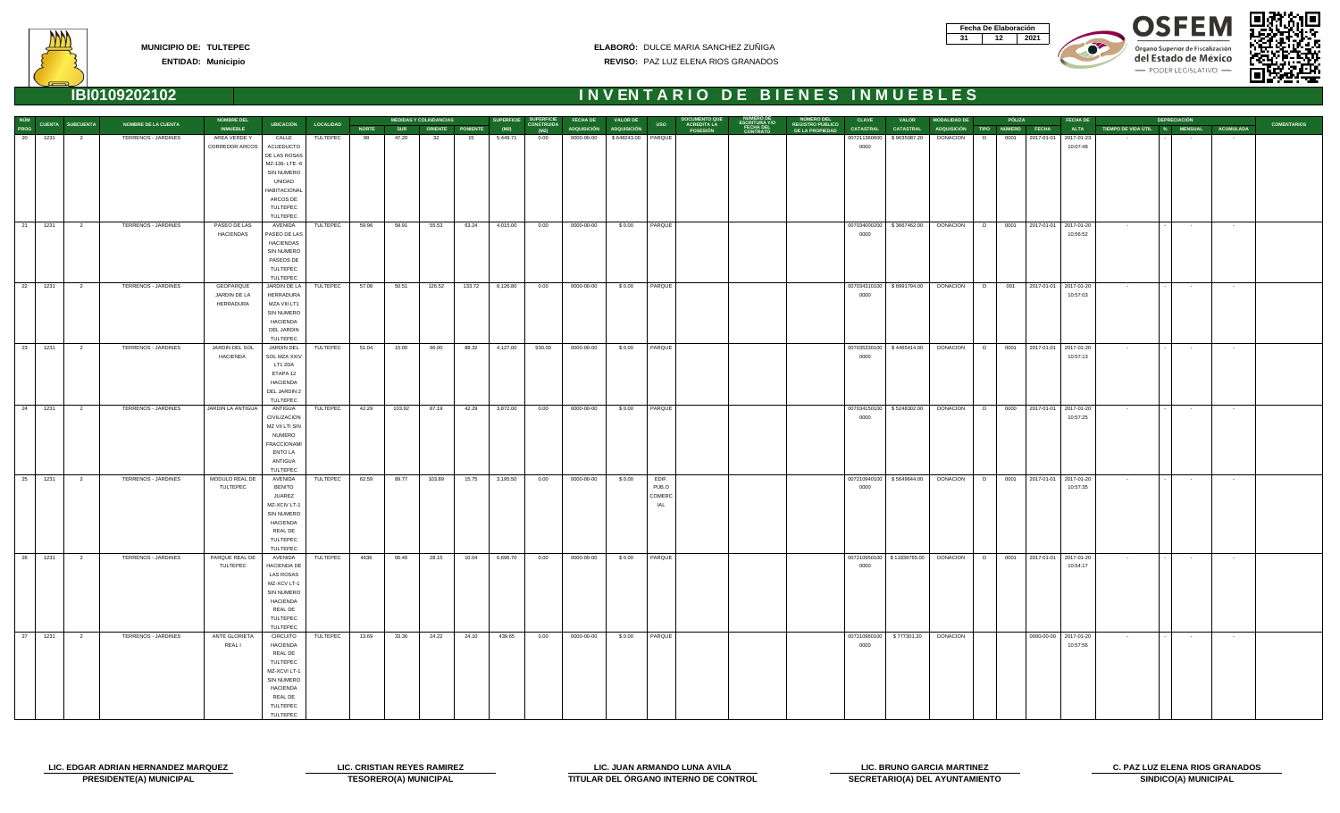**MUNICIPIO DE: TULTEPEC**
**ENTIDAD: Municipio**

**ELABORÓ:** DULCE MARIA SANCHEZ ZUÑIGA
**REVISO:** PAZ LUZ ELENA RIOS GRANADOS

| Fecha De Elaboración | | |
|---|---|---|
| 31 | 12 | 2021 |

# IBI0109202102

# INVENTARIO DE BIENES INMUEBLES

| NUM PROG | CUENTA | SUBCUENTA | NOMBRE DE LA CUENTA | NOMBRE DEL INMUEBLE | UBICACIÓN | LOCALIDAD | MEDIDAS Y COLINDANCIAS NORTE | SUR | ORIENTE | PONIENTE | SUPERFICIE (M2) | SUPERFICIE CONSTRUIDA (M2) | FECHA DE ADQUISICIÓN | VALOR DE ADQUISICIÓN | USO | DOCUMENTO QUE ACREDITA LA POSESIÓN | NÚMERO DE ESCRITURA Y/O FECHA DEL CONTRATO | NÚMERO DEL REGISTRO PÚBLICO DE LA PROPIEDAD | CLAVE CATASTRAL | VALOR CATASTRAL | MODALIDAD DE ADQUISICIÓN | PÓLIZA TIPO | NÚMERO | FECHA | FECHA DE ALTA | DEPRECIACIÓN TIEMPO DE VIDA ÚTIL | % | MENSUAL | ACUMULADA | COMENTARIOS |
|---|---|---|---|---|---|---|---|---|---|---|---|---|---|---|---|---|---|---|---|---|---|---|---|---|---|---|---|---|---|---|
| 20 | 1231 | 2 | TERRENOS - JARDINES | AREA VERDE Y CORREDOR ARCOS | CALLE ACUEDUCTO DE LAS ROSAS MZ-136- LTE -6 SIN NUMERO UNIDAD HABITACIONAL ARCOS DE TULTEPEC TULTEPEC | TULTEPEC | 98 | 47.20 | 32 | 15 | 5,449.71 | 0.00 | 0000-00-00 | $ 648243.00 | PARQUE | | | | 0072113606000000 | $ 9635087.20 | DONACION | D | 0001 | 2017-01-01 | 2017-01-23 10:07:48 | - | - | - | - | |
| 21 | 1231 | 2 | TERRENOS - JARDINES | PASEO DE LAS HACIENDAS | AVENIDA PASEO DE LAS HACIENDAS SIN NUMERO PASEOS DE TULTEPEC TULTEPEC | TULTEPEC | 59.96 | 58.91 | 55.53 | 63.24 | 4,015.00 | 0.00 | 0000-00-00 | $ 0.00 | PARQUE | | | | 0070340002000000 | $ 3667462.00 | DONACION | D | 0001 | 2017-01-01 | 2017-01-20 10:56:52 | - | - | - | - | |
| 22 | 1231 | 2 | TERRENOS - JARDINES | GEOPARQUE JARDIN DE LA HERRADURA | JARDIN DE LA HERRADURA MZA VIII LT1 SIN NUMERO HACIENDA DEL JARDIN TULTEPEC | TULTEPEC | 57.08 | 50.51 | 126.52 | 133.72 | 8,126.80 | 0.00 | 0000-00-00 | $ 0.00 | PARQUE | | | | 0070343101000000 | $ 6991794.00 | DONACION | D | 001 | 2017-01-01 | 2017-01-20 10:57:03 | - | - | - | - | |
| 23 | 1231 | 2 | TERRENOS - JARDINES | JARDIN DEL SOL HACIENDA | JARDIN DEL SOL MZA XXIV LT1 2DA ETAPA 12 HACIENDA DEL JARDIN 2 TULTEPEC | TULTEPEC | 51.04 | 15.00 | 96.00 | 88.32 | 4,127.00 | 930.00 | 0000-00-00 | $ 0.00 | PARQUE | | | | 0070353301000000 | $ 4465414.00 | DONACION | D | 0001 | 2017-01-01 | 2017-01-20 10:57:13 | - | - | - | - | |
| 24 | 1231 | 2 | TERRENOS - JARDINES | JARDIN LA ANTIGUA | ANTIGUA CIVILIZACION MZ VIII LTI SIN NUMERO FRACCIONAMIENTO LA ANTIGUA TULTEPEC | TULTEPEC | 42.29 | 103.92 | 87.19 | 42.29 | 3,872.00 | 0.00 | 0000-00-00 | $ 0.00 | PARQUE | | | | 0070341501000000 | $ 5248302.00 | DONACION | D | 0000 | 2017-01-01 | 2017-01-20 10:57:25 | - | - | - | - | |
| 25 | 1231 | 2 | TERRENOS - JARDINES | MODULO REAL DE TULTEPEC | AVENIDA BENITO JUAREZ MZ-XCIV LT-1 SIN NUMERO HACIENDA REAL DE TULTEPEC TULTEPEC | TULTEPEC | 62.59 | 89.77 | 103.89 | 15.75 | 3,195.50 | 0.00 | 0000-00-00 | $ 0.00 | EDIF. PUB.O COMERCIAL | | | | 0072109400000000 | $ 5649644.00 | DONACION | D | 0001 | 2017-01-01 | 2017-01-20 10:57:35 | - | - | - | - | |
| 26 | 1231 | 2 | TERRENOS - JARDINES | PARQUE REAL DE TULTEPEC | AVENIDA HACIENDA DE LAS ROSAS MZ-XCV LT-1 SIN NUMERO HACIENDA REAL DE TULTEPEC TULTEPEC | TULTEPEC | 4636 | 66.46 | 28.15 | 10.04 | 6,696.70 | 0.00 | 0000-00-00 | $ 0.00 | PARQUE | | | | 0072109501000000 | $ 11809765.00 | DONACION | D | 0001 | 2017-01-01 | 2017-01-20 10:54:17 | - | - | - | - | |
| 27 | 1231 | 2 | TERRENOS - JARDINES | ANTE GLORIETA REAL I | CIRCUITO HACIENDA REAL DE TULTEPEC MZ-XCVI LT-1 SIN NUMERO HACIENDA REAL DE TULTEPEC TULTEPEC | TULTEPEC | 13.69 | 33.36 | 24.22 | 24.10 | 439.65 | 0.00 | 0000-00-00 | $ 0.00 | PARQUE | | | | 0072109601000000 | $ 777301.20 | DONACION | | | 0000-00-00 | 2017-01-20 10:57:56 | - | - | - | - | |

| | | | | |
|---|---|---|---|---|
| LIC. EDGAR ADRIAN HERNANDEZ MARQUEZ | LIC. CRISTIAN REYES RAMIREZ | LIC. JUAN ARMANDO LUNA AVILA | LIC. BRUNO GARCIA MARTINEZ | C. PAZ LUZ ELENA RIOS GRANADOS |
| PRESIDENTE(A) MUNICIPAL | TESORERO(A) MUNICIPAL | TITULAR DEL ÓRGANO INTERNO DE CONTROL | SECRETARIO(A) DEL AYUNTAMIENTO | SINDICO(A) MUNICIPAL |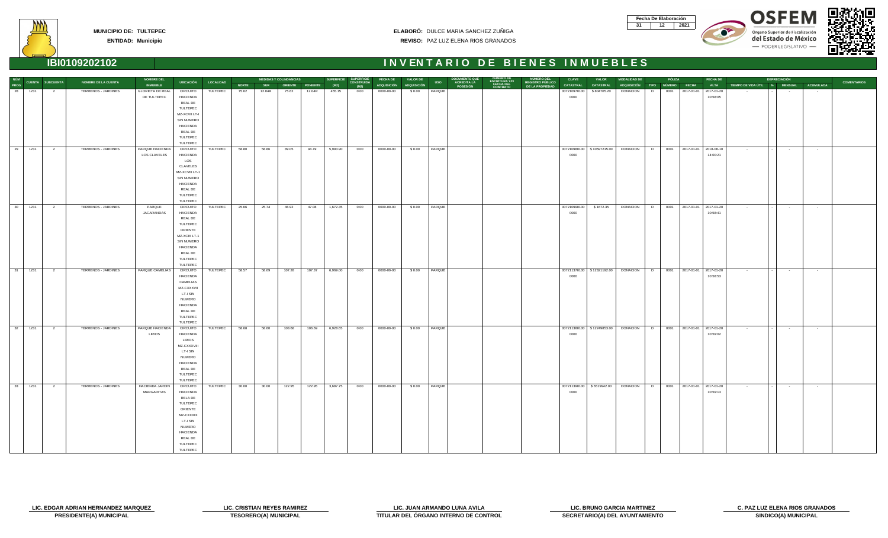**MUNICIPIO DE:** TULTEPEC
**ENTIDAD:** Municipio

**ELABORÓ:** DULCE MARIA SANCHEZ ZUÑIGA
**REVISO:** PAZ LUZ ELENA RIOS GRANADOS

| Fecha De Elaboración | | |
|---|---|---|
| 31 | 12 | 2021 |

# IBI0109202102

# INVENTARIO DE BIENES INMUEBLES

| NUM PROG | CUENTA | SUBCUENTA | NOMBRE DE LA CUENTA | NOMBRE DEL INMUEBLE | UBICACIÓN | LOCALIDAD | MEDIDAS Y COLINDANCIAS NORTE | SUR | ORIENTE | PONIENTE | SUPERFICIE (M2) | SUPERFICIE CONSTRUIDA (M2) | FECHA DE ADQUISICIÓN | VALOR DE ADQUISICIÓN | USO | DOCUMENTO QUE ACREDITA LA POSESIÓN | NUMERO DE ESCRITURA Y/O FECHA DEL CONTRATO | NUMERO DEL REGISTRO PUBLICO DE LA PROPIEDAD | CLAVE CATASTRAL | VALOR CATASTRAL | MODALIDAD DE ADQUISICIÓN | PÓLIZA TIPO | NÚMERO | FECHA | FECHA DE ALTA | DEPRECIACIÓN TIEMPO DE VIDA ÚTIL | % | MENSUAL | ACUMULADA | COMENTARIOS |
|---|---|---|---|---|---|---|---|---|---|---|---|---|---|---|---|---|---|---|---|---|---|---|---|---|---|---|---|---|---|---|
| 28 | 1231 | 2 | TERRENOS - JARDINES | GLORIETA DE REAL DE TULTEPEC | CIRCUITO HACIENDA REAL DE TULTEPEC MZ-XCVII LT-I SIN NUMERO HACIENDA REAL DE TULTEPEC TULTEPEC | TULTEPEC | 75.62 | 12.04R | 75.62 | 12.04R | 455.15 | 0.00 | 0000-00-00 | $ 0.00 | PARQUE | | | | 0072109701000000 | $ 604705.20 | DONACION | D | 0001 | 2017-01-01 | 2017-01-20 10:58:05 | - | - | - | - | |
| 29 | 1231 | 2 | TERRENOS - JARDINES | PARQUE HACIENDA LOS CLAVELES | CIRCUITO HACIENDA LOS CLAVELES MZ-XCVIII LT-1 SIN NUMERO HACIENDA REAL DE TULTEPEC TULTEPEC | TULTEPEC | 58.80 | 58.86 | 89.05 | 94.19 | 5,993.90 | 0.00 | 0000-00-00 | $ 0.00 | PARQUE | | | | 0072109801000000 | $ 10597215.00 | DONACION | D | 0001 | 2017-01-01 | 2018-08-10 14:00:21 | - | - | - | - | |
| 30 | 1231 | 2 | TERRENOS - JARDINES | PARQUE JACARANDAS | CIRCUITO HACIENDA REAL DE TULTEPEC ORIENTE MZ-XCIX LT-1 SIN NUMERO HACIENDA REAL DE TULTEPEC TULTEPEC | TULTEPEC | 25.66 | 25.74 | 46.92 | 47.08 | 1,672.35 | 0.00 | 0000-00-00 | $ 0.00 | PARQUE | | | | 0072109901000000 | $ 1672.35 | DONACION | D | 0001 | 2017-01-01 | 2017-01-20 10:58:41 | - | - | - | - | |
| 31 | 1231 | 2 | TERRENOS - JARDINES | PARQUE CAMELIAS | CIRCUITO HACIENDA CAMELIAS MZ-CXXXVII LT-I SIN NUMERO HACIENDA REAL DE TULTEPEC TULTEPEC | TULTEPEC | 58.57 | 58.69 | 107.28 | 107.37 | 6,969.00 | 0.00 | 0000-00-00 | $ 0.00 | PARQUE | | | | 0072113701000000 | $ 12321192.00 | DONACION | D | 0001 | 2017-01-01 | 2017-01-20 10:58:53 | - | - | - | - | |
| 32 | 1231 | 2 | TERRENOS - JARDINES | PARQUE HACIENDA LIRIOS | CIRCUITO HACIENDA LIRIOS MZ-CXXXVIII LT-I SIN NUMERO HACIENDA REAL DE TULTEPEC TULTEPEC | TULTEPEC | 58.68 | 58.60 | 108.68 | 106.69 | 6,928.65 | 0.00 | 0000-00-00 | $ 0.00 | PARQUE | | | | 0072113801000000 | $ 12249853.00 | DONACION | D | 0001 | 2017-01-01 | 2017-01-20 10:59:02 | - | - | - | - | |
| 33 | 1231 | 2 | TERRENOS - JARDINES | HACIENDA JARDIN MARGARITAS | CIRCUITO HACIENDA RELA DE TULTEPEC ORIENTE MZ-CXXXIX LT-I SIN NUMERO HACIENDA REAL DE TULTEPEC TULTEPEC | TULTEPEC | 30.00 | 30.00 | 122.95 | 122.95 | 3,687.75 | 0.00 | 0000-00-00 | $ 0.00 | PARQUE | | | | 0072113901000000 | $ 6519942.00 | DONACION | D | 0001 | 2017-01-01 | 2017-01-20 10:59:13 | - | - | - | - | |

| LIC. EDGAR ADRIAN HERNANDEZ MARQUEZ | LIC. CRISTIAN REYES RAMIREZ | LIC. JUAN ARMANDO LUNA AVILA | LIC. BRUNO GARCIA MARTINEZ | C. PAZ LUZ ELENA RIOS GRANADOS |
|---|---|---|---|---|
| PRESIDENTE(A) MUNICIPAL | TESORERO(A) MUNICIPAL | TITULAR DEL ÓRGANO INTERNO DE CONTROL | SECRETARIO(A) DEL AYUNTAMIENTO | SINDICO(A) MUNICIPAL |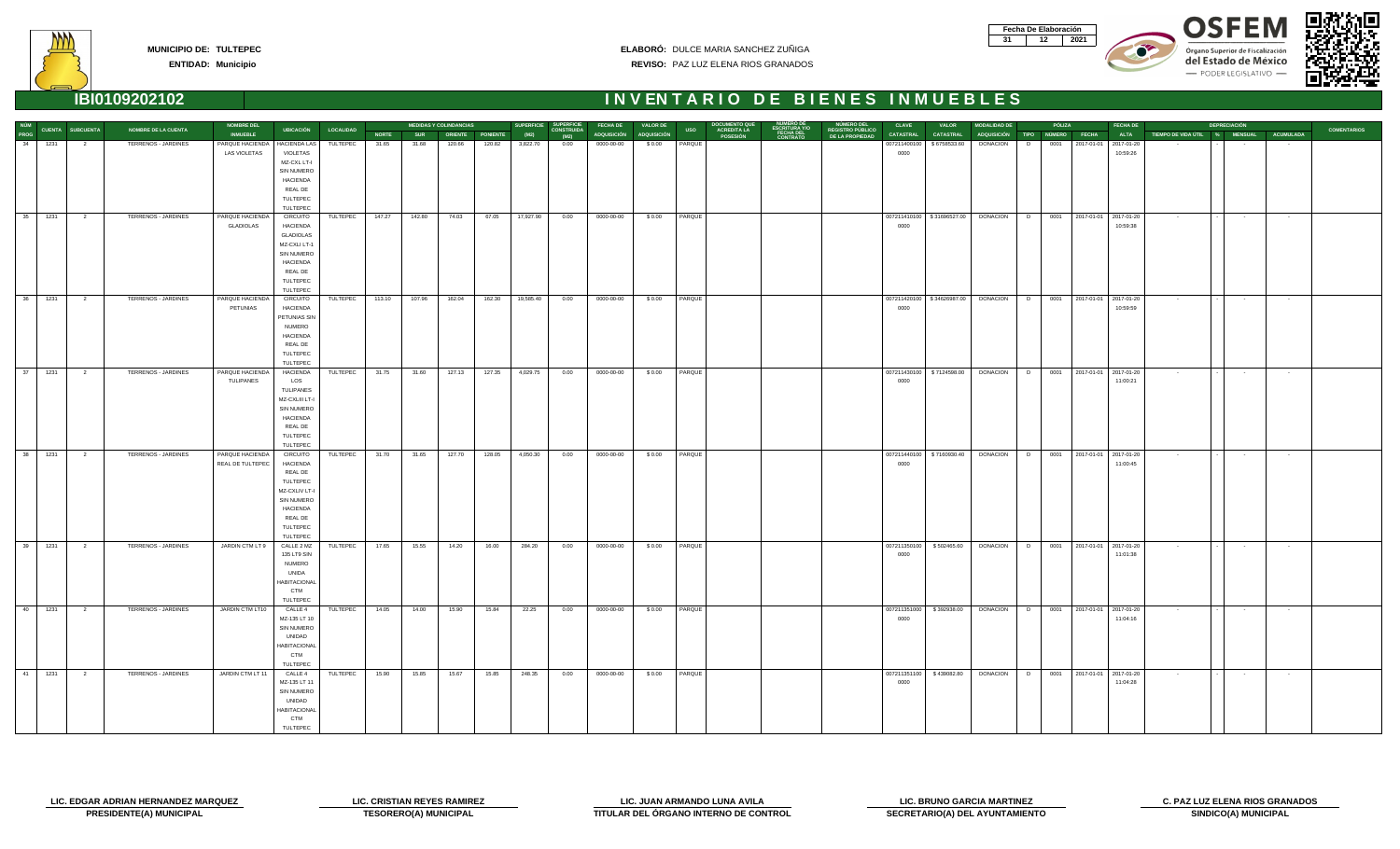**MUNICIPIO DE: TULTEPEC**
**ENTIDAD: Municipio**

**ELABORÓ:** DULCE MARIA SANCHEZ ZUÑIGA
**REVISO:** PAZ LUZ ELENA RIOS GRANADOS

| Fecha De Elaboración | | |
|---|---|---|
| 31 | 12 | 2021 |

## IBI0109202102

# INVENTARIO DE BIENES INMUEBLES

| NUM PROG | CUENTA | SUBCUENTA | NOMBRE DE LA CUENTA | NOMBRE DEL INMUEBLE | UBICACIÓN | LOCALIDAD | MEDIDAS Y COLINDANCIAS NORTE | SUR | ORIENTE | PONIENTE | SUPERFICIE (M2) | SUPERFICIE CONSTRUIDA (M2) | FECHA DE ADQUISICIÓN | VALOR DE ADQUISICIÓN | USO | DOCUMENTO QUE ACREDITA LA POSESIÓN | NUMERO DE ESCRITURA Y/O FECHA DEL CONTRATO | NUMERO DEL REGISTRO PUBLICO DE LA PROPIEDAD | CLAVE CATASTRAL | VALOR CATASTRAL | MODALIDAD DE ADQUISICIÓN | PÓLIZA TIPO | NUMERO | FECHA | FECHA DE ALTA | DEPRECIACIÓN TIEMPO DE VIDA ÚTIL | % | MENSUAL | ACUMULADA | COMENTARIOS |
|---|---|---|---|---|---|---|---|---|---|---|---|---|---|---|---|---|---|---|---|---|---|---|---|---|---|---|---|---|---|---|
| 34 | 1231 | 2 | TERRENOS - JARDINES | PARQUE HACIENDA LAS VIOLETAS | HACIENDA LAS VIOLETAS MZ-CXL LT-I SIN NUMERO HACIENDA REAL DE TULTEPEC TULTEPEC | TULTEPEC | 31.65 | 31.68 | 120.66 | 120.82 | 3,822.70 | 0.00 | 0000-00-00 | $ 0.00 | PARQUE | | | | 007211400100 0000 | $ 6756533.60 | DONACION | D | 0001 | 2017-01-01 | 2017-01-20 10:59:26 | - | - | - | - | |
| 35 | 1231 | 2 | TERRENOS - JARDINES | PARQUE HACIENDA GLADIOLAS | CIRCUITO HACIENDA GLADIOLAS MZ-CXLI LT-1 SIN NUMERO HACIENDA REAL DE TULTEPEC TULTEPEC | TULTEPEC | 147.27 | 142.80 | 74.03 | 67.05 | 17,927.90 | 0.00 | 0000-00-00 | $ 0.00 | PARQUE | | | | 007211410100 0000 | $ 31686527.00 | DONACION | D | 0001 | 2017-01-01 | 2017-01-20 10:59:38 | - | - | - | - | |
| 36 | 1231 | 2 | TERRENOS - JARDINES | PARQUE HACIENDA PETUNIAS | CIRCUITO HACIENDA PETUNIAS SIN NUMERO HACIENDA REAL DE TULTEPEC TULTEPEC | TULTEPEC | 113.10 | 107.96 | 162.04 | 162.30 | 19,585.40 | 0.00 | 0000-00-00 | $ 0.00 | PARQUE | | | | 007211420100 0000 | $ 34626987.00 | DONACION | D | 0001 | 2017-01-01 | 2017-01-20 10:59:59 | - | - | - | - | |
| 37 | 1231 | 2 | TERRENOS - JARDINES | PARQUE HACIENDA TULIPANES | HACIENDA LOS TULIPANES MZ-CXLIII LT-I SIN NUMERO HACIENDA REAL DE TULTEPEC TULTEPEC | TULTEPEC | 31.75 | 31.60 | 127.13 | 127.35 | 4,029.75 | 0.00 | 0000-00-00 | $ 0.00 | PARQUE | | | | 007211430100 0000 | $ 7124598.00 | DONACION | D | 0001 | 2017-01-01 | 2017-01-20 11:00:21 | - | - | - | - | |
| 38 | 1231 | 2 | TERRENOS - JARDINES | PARQUE HACIENDA REAL DE TULTEPEC | CIRCUITO HACIENDA REAL DE TULTEPEC MZ-CXLIV LT-I SIN NUMERO HACIENDA REAL DE TULTEPEC TULTEPEC | TULTEPEC | 31.70 | 31.65 | 127.70 | 128.05 | 4,050.30 | 0.00 | 0000-00-00 | $ 0.00 | PARQUE | | | | 007211440100 0000 | $ 7160930.40 | DONACION | D | 0001 | 2017-01-01 | 2017-01-20 11:00:45 | - | - | - | - | |
| 39 | 1231 | 2 | TERRENOS - JARDINES | JARDIN CTM LT 9 | CALLE 2 MZ 135 LT 9 SIN NUMERO UNIDA HABITACIONAL CTM TULTEPEC | TULTEPEC | 17.65 | 15.55 | 14.20 | 16.00 | 284.20 | 0.00 | 0000-00-00 | $ 0.00 | PARQUE | | | | 007211350100 0000 | $ 502465.60 | DONACION | D | 0001 | 2017-01-01 | 2017-01-20 11:01:38 | - | - | - | - | |
| 40 | 1231 | 2 | TERRENOS - JARDINES | JARDIN CTM LT10 | CALLE 4 MZ-135 LT 10 SIN NUMERO UNIDAD HABITACIONAL CTM TULTEPEC | TULTEPEC | 14.05 | 14.00 | 15.90 | 15.84 | 22.25 | 0.00 | 0000-00-00 | $ 0.00 | PARQUE | | | | 007211351000 0000 | $ 392938.00 | DONACION | D | 0001 | 2017-01-01 | 2017-01-20 11:04:16 | - | - | - | - | |
| 41 | 1231 | 2 | TERRENOS - JARDINES | JARDIN CTM LT 11 | CALLE 4 MZ-135 LT 11 SIN NUMERO UNIDAD HABITACIONAL CTM TULTEPEC | TULTEPEC | 15.90 | 15.85 | 15.67 | 15.85 | 248.35 | 0.00 | 0000-00-00 | $ 0.00 | PARQUE | | | | 007211351100 0000 | $ 439082.80 | DONACION | D | 0001 | 2017-01-01 | 2017-01-20 11:04:28 | - | - | - | - | |

| LIC. EDGAR ADRIAN HERNANDEZ MARQUEZ | LIC. CRISTIAN REYES RAMIREZ | LIC. JUAN ARMANDO LUNA AVILA | LIC. BRUNO GARCIA MARTINEZ | C. PAZ LUZ ELENA RIOS GRANADOS |
|---|---|---|---|---|
| PRESIDENTE(A) MUNICIPAL | TESORERO(A) MUNICIPAL | TITULAR DEL ÓRGANO INTERNO DE CONTROL | SECRETARIO(A) DEL AYUNTAMIENTO | SINDICO(A) MUNICIPAL |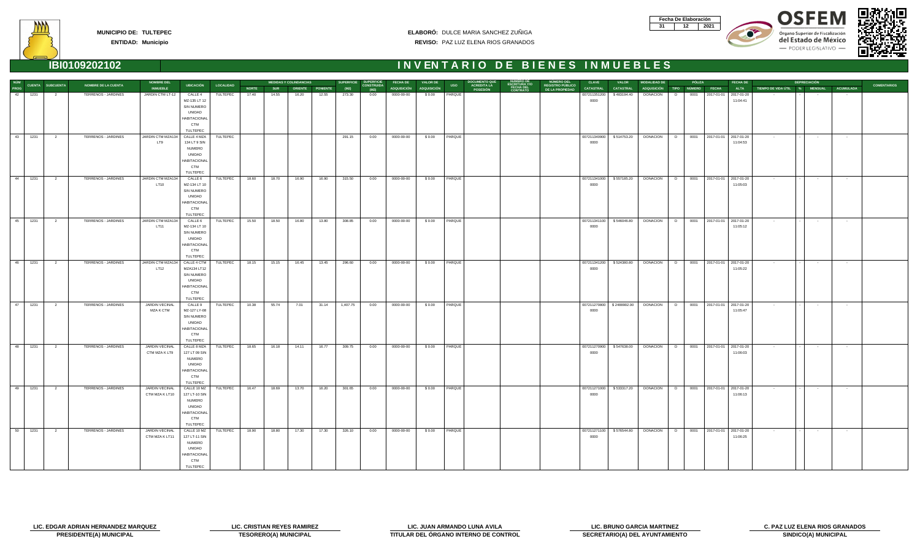**MUNICIPIO DE: TULTEPEC**
**ENTIDAD: Municipio**

**ELABORÓ:** DULCE MARIA SANCHEZ ZUÑIGA
**REVISO:** PAZ LUZ ELENA RIOS GRANADOS

| Fecha De Elaboración | | |
|---|---|---|
| 31 | 12 | 2021 |

# IBI0109202102 — INVENTARIO DE BIENES INMUEBLES

| NUM PROG | CUENTA | SUBCUENTA | NOMBRE DE LA CUENTA | NOMBRE DEL INMUEBLE | UBICACIÓN | LOCALIDAD | NORTE | SUR | ORIENTE | PONIENTE | SUPERFICIE (M2) | SUPERFICIE CONSTRUIDA (M2) | FECHA DE ADQUISICIÓN | VALOR DE ADQUISICIÓN | USO | DOCUMENTO QUE ACREDITA LA POSESIÓN | NUMERO DE ESCRITURA Y/O FECHA DEL CONTRATO | NUMERO DEL REGISTRO PUBLICO DE LA PROPIEDAD | CLAVE CATASTRAL | VALOR CATASTRAL | MODALIDAD DE ADQUISICIÓN | PÓLIZA TIPO | PÓLIZA NUMERO | PÓLIZA FECHA | FECHA DE ALTA | TIEMPO DE VIDA UTIL | % | MENSUAL | ACUMULADA | COMENTARIOS |
|---|---|---|---|---|---|---|---|---|---|---|---|---|---|---|---|---|---|---|---|---|---|---|---|---|---|---|---|---|---|---|
| 42 | 1231 | 2 | TERRENOS - JARDINES | JARDIN CTM LT-12 | CALLE 4 MZ-135 LT 12 SIN NUMERO UNIDAD HABITACIONAL CTM TULTEPEC | TULTEPEC | 17.40 | 14.55 | 16.20 | 12.55 | 273.30 | 0.00 | 0000-00-00 | $ 0.00 | PARQUE | | | | 007211351200 0000 | $ 483194.40 | DONACION | D | 0001 | 2017-01-01 | 2017-01-20 11:04:41 | - | - | - | - | |
| 43 | 1231 | 2 | TERRENOS - JARDINES | JARDIN CTM MZA134 LT9 | CALLE 4 MZA 134 LT 9 SIN NUMERO UNIDAD HABITACIONAL CTM TULTEPEC | TULTEPEC | | | | | 291.15 | 0.00 | 0000-00-00 | $ 0.00 | PARQUE | | | | 007211340900 0000 | $ 514753.20 | DONACION | D | 0001 | 2017-01-01 | 2017-01-20 11:04:53 | - | - | - | - | |
| 44 | 1231 | 2 | TERRENOS - JARDINES | JARDIN CTM MZA134 LT10 | CALLE 6 MZ-134 LT 10 SIN NUMERO UNIDAD HABITACIONAL CTM TULTEPEC | TULTEPEC | 18.60 | 18.70 | 16.90 | 16.90 | 315.50 | 0.00 | 0000-00-00 | $ 0.00 | PARQUE | | | | 007211341000 0000 | $ 557185.20 | DONACION | D | 0001 | 2017-01-01 | 2017-01-20 11:05:03 | - | - | - | - | |
| 45 | 1231 | 2 | TERRENOS - JARDINES | JARDIN CTM MZA134 LT11 | CALLE 6 MZ-134 LT 10 SIN NUMERO UNIDAD HABITACIONAL CTM TULTEPEC | TULTEPEC | 15.50 | 18.50 | 16.80 | 13.80 | 308.85 | 0.00 | 0000-00-00 | $ 0.00 | PARQUE | | | | 007211341100 0000 | $ 546046.80 | DONACION | D | 0001 | 2017-01-01 | 2017-01-20 11:05:12 | - | - | - | - | |
| 46 | 1231 | 2 | TERRENOS - JARDINES | JARDIN CTM MZA134 LT12 | CALLE 4 CTM MZA134 LT12 SIN NUMERO UNIDAD HABITACIONAL CTM TULTEPEC | TULTEPEC | 18.15 | 15.15 | 16.45 | 13.45 | 296.60 | 0.00 | 0000-00-00 | $ 0.00 | PARQUE | | | | 007211341200 0000 | $ 524380.80 | DONACION | D | 0001 | 2017-01-01 | 2017-01-20 11:05:22 | - | - | - | - | |
| 47 | 1231 | 2 | TERRENOS - JARDINES | JARDIN VECINAL MZA K CTM | CALLE 9 MZ-127 LY-08 SIN NUMERO UNIDAD HABITACIONAL CTM TULTEPEC | TULTEPEC | 10.38 | 55.74 | 7.01 | 31.14 | 1,407.75 | 0.00 | 0000-00-00 | $ 0.00 | PARQUE | | | | 007211270800 0000 | $ 2488902.00 | DONACION | D | 0001 | 2017-01-01 | 2017-01-20 11:05:47 | - | - | - | - | |
| 48 | 1231 | 2 | TERRENOS - JARDINES | JARDIN VECINAL CTM MZA K LT9 | CALLE 8 MZA 127 LT 09 SIN NUMERO UNIDAD HABITACIONAL CTM TULTEPEC | TULTEPEC | 18.65 | 16.18 | 14.11 | 16.77 | 309.75 | 0.00 | 0000-00-00 | $ 0.00 | PARQUE | | | | 007211270900 0000 | $ 547638.00 | DONACION | D | 0001 | 2017-01-01 | 2017-01-20 11:06:03 | - | - | - | - | |
| 49 | 1231 | 2 | TERRENOS - JARDINES | JARDIN VECINAL CTM MZA K LT10 | CALLE 10 MZ 127 LT-10 SIN NUMERO UNIDAD HABITACIONAL CTM TULTEPEC | TULTEPEC | 16.47 | 18.69 | 13.70 | 16.20 | 301.65 | 0.00 | 0000-00-00 | $ 0.00 | PARQUE | | | | 007211271000 0000 | $ 533317.20 | DONACION | D | 0001 | 2017-01-01 | 2017-01-20 11:06:13 | - | - | - | - | |
| 50 | 1231 | 2 | TERRENOS - JARDINES | JARDIN VECINAL CTM MZA K LT11 | CALLE 10 MZ 127 LT-11 SIN NUMERO UNIDAD HABITACIONAL CTM TULTEPEC | TULTEPEC | 18.90 | 18.80 | 17.30 | 17.30 | 326.10 | 0.00 | 0000-00-00 | $ 0.00 | PARQUE | | | | 007211271100 0000 | $ 576544.80 | DONACION | D | 0001 | 2017-01-01 | 2017-01-20 11:06:25 | - | - | - | - | |

| LIC. EDGAR ADRIAN HERNANDEZ MARQUEZ | LIC. CRISTIAN REYES RAMIREZ | LIC. JUAN ARMANDO LUNA AVILA | LIC. BRUNO GARCIA MARTINEZ | C. PAZ LUZ ELENA RIOS GRANADOS |
|---|---|---|---|---|
| PRESIDENTE(A) MUNICIPAL | TESORERO(A) MUNICIPAL | TITULAR DEL ÓRGANO INTERNO DE CONTROL | SECRETARIO(A) DEL AYUNTAMIENTO | SINDICO(A) MUNICIPAL |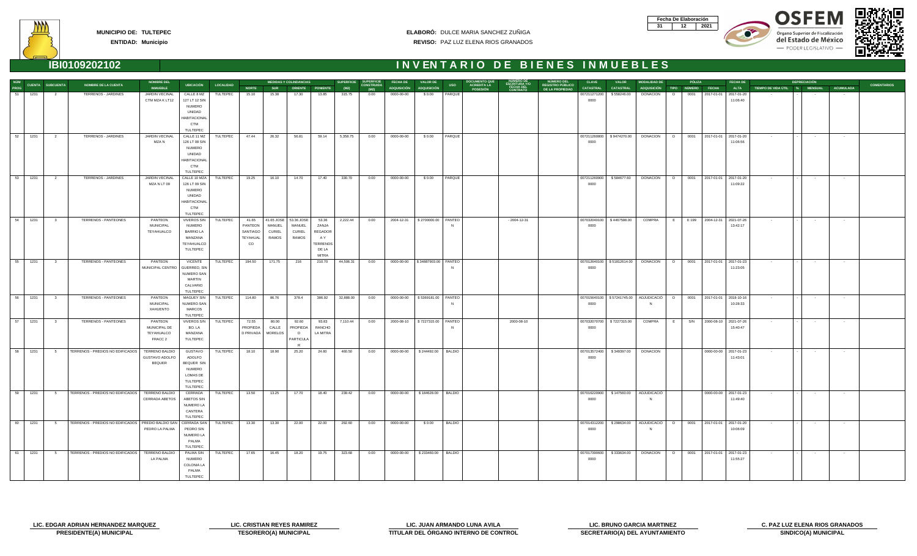**MUNICIPIO DE:** TULTEPEC
**ENTIDAD:** Municipio

**ELABORÓ:** DULCE MARIA SANCHEZ ZUÑIGA
**REVISO:** PAZ LUZ ELENA RIOS GRANADOS

| Fecha De Elaboración | | |
|---|---|---|
| 31 | 12 | 2021 |

# IBI0109202102

# INVENTARIO DE BIENES INMUEBLES

| NUM PROG | CUENTA | SUBCUENTA | NOMBRE DE LA CUENTA | NOMBRE DEL INMUEBLE | UBICACIÓN | LOCALIDAD | MEDIDAS Y COLINDANCIAS NORTE | SUR | ORIENTE | PONIENTE | SUPERFICIE (M2) | SUPERFICIE CONSTRUIDA (M2) | FECHA DE ADQUISICIÓN | VALOR DE ADQUISICIÓN | USO | DOCUMENTO QUE ACREDITA LA POSESIÓN | NUMERO DE ESCRITURA Y/O FECHA DEL CONTRATO | NUMERO DEL REGISTRO PUBLICO DE LA PROPIEDAD | CLAVE CATASTRAL | VALOR CATASTRAL | MODALIDAD DE ADQUISICIÓN | PÓLIZA TIPO | NUMERO | FECHA | FECHA DE ALTA | DEPRECIACIÓN TIEMPO DE VIDA UTIL | % | MENSUAL | ACUMULADA | COMENTARIOS |
|---|---|---|---|---|---|---|---|---|---|---|---|---|---|---|---|---|---|---|---|---|---|---|---|---|---|---|---|---|---|---|
| 51 | 1231 | 2 | TERRENOS - JARDINES | JARDIN VECINAL CTM MZA K LT12 | CALLE 8 MZ 127 LT 12 SIN NUMERO UNIDAD HABITACIONAL CTM TULTEPEC | TULTEPEC | 15.10 | 15.38 | 17.30 | 13.85 | 315.75 | 0.00 | 0000-00-00 | $ 0.00 | PARQUE | | | | 007211271200 0000 | $ 558246.00 | DONACION | D | 0001 | 2017-01-01 | 2017-01-20 11:06:40 | - | - | - | - | |
| 52 | 1231 | 2 | TERRENOS - JARDINES | JARDIN VECINAL MZA N | CALLE 11 MZ 126 LT 08 SIN NUMERO UNIDAD HABITACIONAL CTM TULTEPEC | TULTEPEC | 47.44 | 26.32 | 56.81 | 59.14 | 5,358.75 | 0.00 | 0000-00-00 | $ 0.00 | PARQUE | | | | 007211260800 0000 | $ 9474270.00 | DONACION | D | 0001 | 2017-01-01 | 2017-01-20 11:06:56 | - | - | - | - | |
| 53 | 1231 | 2 | TERRENOS - JARDINES | JARDIN VECINAL MZA N LT 09 | CALLE 10 MZA 126 LT 09 SIN NUMERO UNIDAD HABITACIONAL CTM TULTEPEC | TULTEPEC | 19.25 | 16.10 | 14.70 | 17.40 | 330.70 | 0.00 | 0000-00-00 | $ 0.00 | PARQUE | | | | 007211260900 0000 | $ 584677.60 | DONACION | D | 0001 | 2017-01-01 | 2017-01-20 11:09:22 | - | - | - | - | |
| 54 | 1231 | 3 | TERRENOS - PANTEONES | PANTEON MUNICIPAL TEYAHUALCO | VIVEROS SIN NUMERO BARRIO LA MANZANA TEYAHUALCO TULTEPEC | TULTEPEC | 41.65 PANTEON SANTIAGO TEYAHUAL CO | 41.65 JOSE MANUEL CURIEL RAMOS | 53.36 JOSE MANUEL CURIEL RAMOS | 53.36 ZANJA REGADOR A Y TERRENOS DE LA MITRA | 2,222.44 | 0.00 | 2004-12-31 | $ 2700000.00 | PANTEON | | - 2004-12-31 | | 007032040100 0000 | $ 4467598.00 | COMPRA | E | E 199 | 2004-12-31 | 2021-07-26 13:42:17 | - | - | - | - | |
| 55 | 1231 | 3 | TERRENOS - PANTEONES | PANTEON MUNICIPAL CENTRO | VICENTE GUERRERO, SIN NUMERO SAN MARTIN CALVARIO TULTEPEC | TULTEPEC | 194.50 | 171.75 | 216 | 210.70 | 44,506.31 | 0.00 | 0000-00-00 | $ 34887903.00 | PANTEON | | | | 007012640100 0000 | $ 51812614.00 | DONACION | D | 0001 | 2017-01-01 | 2021-01-23 11:23:05 | - | - | - | - | |
| 56 | 1231 | 3 | TERRENOS - PANTEONES | PANTEON MUNICIPAL XAHUENTO | MAGUEY SIN NUMERO SAN MARCOS TULTEPEC | TULTEPEC | 114.80 | 86.76 | 378.4 | 386.92 | 32,888.00 | 0.00 | 0000-00-00 | $ 5369181.00 | PANTEON | | | | 007015640100 0000 | $ 57241745.00 | ADJUDICACION | D | 0001 | 2017-01-01 | 2018-10-16 10:28:33 | - | - | - | - | |
| 57 | 1231 | 3 | TERRENOS - PANTEONES | PANTEON MUNICIPAL DE TEYAHUALCO FRACC 2 | VIVEROS S/N BO. LA MANZANA TULTEPEC | TULTEPEC | 72.55 PANTEON D PRIVADA | 80.00 CALLE MORELOS | 92.60 PROPIEDAD PARTICULAR | 93.83 RANCHO LA MITRA | 7,110.44 | 0.00 | 2000-08-10 | $ 7227315.00 | PANTEON | | 2000-08-10 | | 007032070700 0000 | $ 7227315.00 | COMPRA | E | S/N | 2000-08-10 | 2021-07-26 15:40:47 | - | - | - | - | |
| 58 | 1231 | 5 | TERRENOS - PREDIOS NO EDIFICADOS | TERRENO BALDIO GUSTAVO ADOLFO BEQUER | GUSTAVO ADOLFO BEQUER SIN NUMERO LOMAS DE TULTEPEC TULTEPEC | TULTEPEC | 18.10 | 18.90 | 25.20 | 24.60 | 460.50 | 0.00 | 0000-00-00 | $ 244492.00 | BALDIO | | | | 007013572400 0000 | $ 349397.00 | DONACION | | | 0000-00-00 | 2021-01-23 11:43:01 | - | - | - | - | |
| 59 | 1231 | 5 | TERRENOS - PREDIOS NO EDIFICADOS | TERRENO BALDIO CERRADA ABETOS | CERRADA ABETOS SIN NUMERO LA CANTERA TULTEPEC | TULTEPEC | 13.50 | 13.25 | 17.70 | 18.40 | 239.42 | 0.00 | 0000-00-00 | $ 184628.00 | BALDIO | | | | 007016220900 0000 | $ 147560.00 | ADJUDICACION | | | 0000-00-00 | 2021-01-23 11:49:40 | - | - | - | - | |
| 60 | 1231 | 5 | TERRENOS - PREDIOS NO EDIFICADOS | PREDIO BALDIO SAN PEDRO LA PALMA | CERRADA SAN PEDRO SIN NUMERO LA PALMA TULTEPEC | TULTEPEC | 13.30 | 13.30 | 22.00 | 22.00 | 292.60 | 0.00 | 0000-00-00 | $ 0.00 | BALDIO | | | | 007014312200 0000 | $ 298634.00 | ADJUDICACION | D | 0001 | 2017-01-01 | 2017-01-20 10:06:09 | - | - | - | - | |
| 61 | 1231 | 5 | TERRENOS - PREDIOS NO EDIFICADOS | TERRENO BALDIO LA PALMA | PALMA SIN NUMERO COLONIA LA PALMA TULTEPEC | TULTEPEC | 17.65 | 16.45 | 18.20 | 19.75 | 323.68 | 0.00 | 0000-00-00 | $ 233460.00 | BALDIO | | | | 007017390600 0000 | $ 333634.00 | DONACION | D | 0001 | 2017-01-01 | 2017-01-23 11:55:27 | - | - | - | - | |

| | | | | |
|---|---|---|---|---|
| LIC. EDGAR ADRIAN HERNANDEZ MARQUEZ | LIC. CRISTIAN REYES RAMIREZ | LIC. JUAN ARMANDO LUNA AVILA | LIC. BRUNO GARCIA MARTINEZ | C. PAZ LUZ ELENA RIOS GRANADOS |
| PRESIDENTE(A) MUNICIPAL | TESORERO(A) MUNICIPAL | TITULAR DEL ÓRGANO INTERNO DE CONTROL | SECRETARIO(A) DEL AYUNTAMIENTO | SINDICO(A) MUNICIPAL |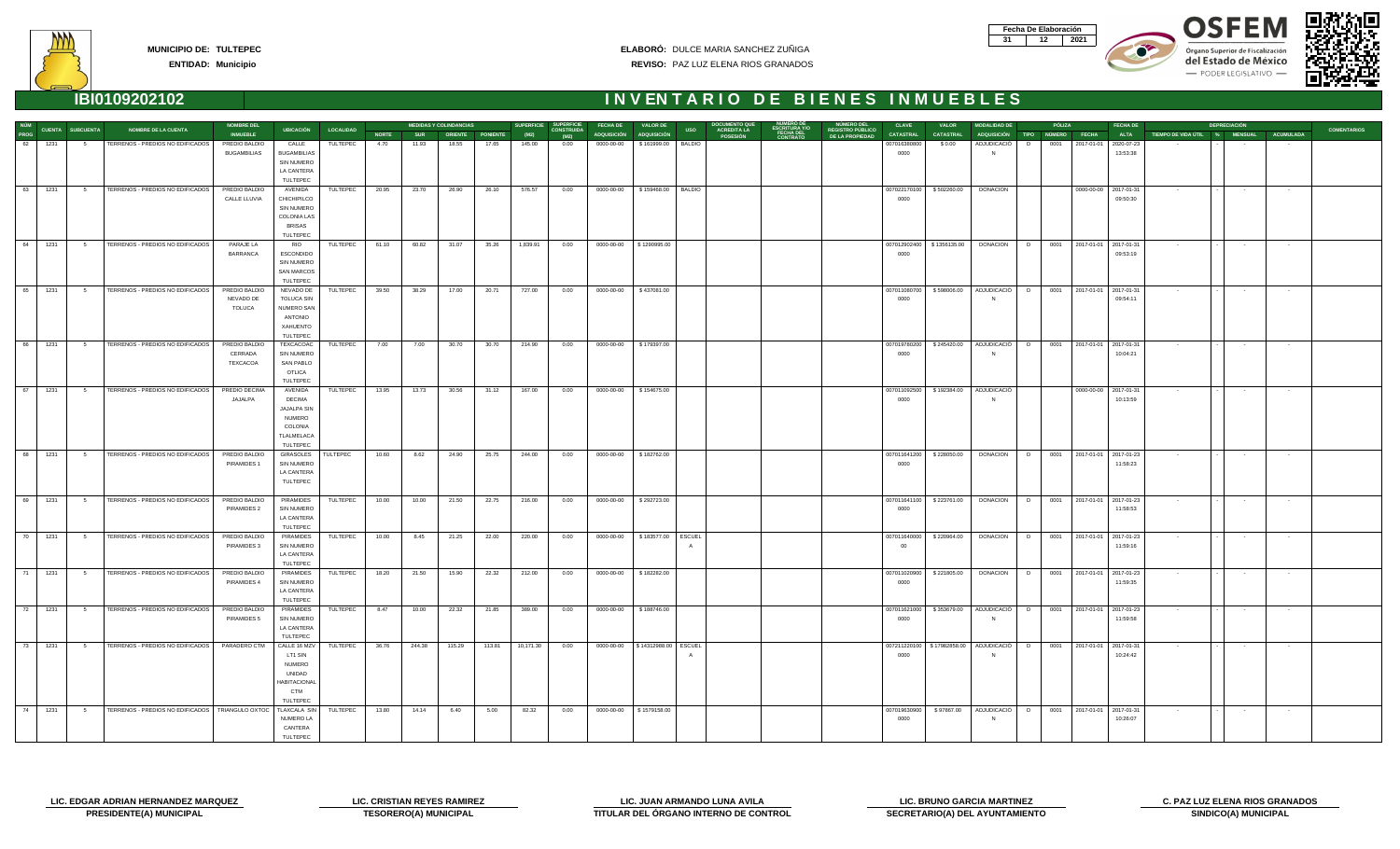**MUNICIPIO DE: TULTEPEC**
**ENTIDAD: Municipio**

**ELABORÓ:** DULCE MARIA SANCHEZ ZUÑIGA
**REVISO:** PAZ LUZ ELENA RIOS GRANADOS

| Fecha De Elaboración | | |
|---|---|---|
| 31 | 12 | 2021 |

# IBI0109202102

# INVENTARIO DE BIENES INMUEBLES

| NUM PROG | CUENTA | SUBCUENTA | NOMBRE DE LA CUENTA | NOMBRE DEL INMUEBLE | UBICACIÓN | LOCALIDAD | MEDIDAS Y COLINDANCIAS NORTE | SUR | ORIENTE | PONIENTE | SUPERFICIE (M2) | SUPERFICIE CONSTRUIDA (M2) | FECHA DE ADQUISICIÓN | VALOR DE ADQUISICIÓN | USO | DOCUMENTO QUE ACREDITA LA POSESIÓN | NUMERO DE ESCRITURA Y/O FECHA DEL CONTRATO | NUMERO DEL REGISTRO PUBLICO DE LA PROPIEDAD | CLAVE CATASTRAL | VALOR CATASTRAL | MODALIDAD DE ADQUISICIÓN | PÓLIZA TIPO | NÚMERO | FECHA | FECHA DE ALTA | DEPRECIACIÓN TIEMPO DE VIDA UTIL | % | MENSUAL | ACUMULADA | COMENTARIOS |
|---|---|---|---|---|---|---|---|---|---|---|---|---|---|---|---|---|---|---|---|---|---|---|---|---|---|---|---|---|---|---|
| 62 | 1231 | 5 | TERRENOS - PREDIOS NO EDIFICADOS | PREDIO BALDIO BUGAMBILIAS | CALLE BUGAMBILIAS SIN NUMERO LA CANTERA TULTEPEC | TULTEPEC | 4.70 | 11.93 | 18.55 | 17.65 | 145.00 | 0.00 | 0000-00-00 | $ 161999.00 | BALDIO | | | | 007016380800 0000 | $ 0.00 | ADJUDICACIÓN | D | 0001 | 2017-01-01 | 2020-07-23 13:53:38 | - | - | - | - | |
| 63 | 1231 | 5 | TERRENOS - PREDIOS NO EDIFICADOS | PREDIO BALDIO CALLE LLUVIA | AVENIDA CHICHIPILCO SIN NUMERO COLONIA LAS BRISAS TULTEPEC | TULTEPEC | 20.95 | 23.70 | 26.90 | 26.10 | 576.57 | 0.00 | 0000-00-00 | $ 159468.00 | BALDIO | | | | 007022170100 0000 | $ 502260.00 | DONACION | | | 0000-00-00 | 2017-01-31 09:50:30 | - | - | - | - | |
| 64 | 1231 | 5 | TERRENOS - PREDIOS NO EDIFICADOS | PARAJE LA BARRANCA | RIO ESCONDIDO SIN NUMERO SAN MARCOS TULTEPEC | TULTEPEC | 61.10 | 60.82 | 31.07 | 35.26 | 1,839.91 | 0.00 | 0000-00-00 | $ 1290995.00 | | | | | 007012902400 0000 | $ 1356135.00 | DONACION | D | 0001 | 2017-01-01 | 2017-01-31 09:53:19 | - | - | - | - | |
| 65 | 1231 | 5 | TERRENOS - PREDIOS NO EDIFICADOS | PREDIO BALDIO NEVADO DE TOLUCA | NEVADO DE TOLUCA SIN NUMERO SAN ANTONIO XAHUENTO TULTEPEC | TULTEPEC | 39.50 | 38.29 | 17.00 | 20.71 | 727.00 | 0.00 | 0000-00-00 | $ 437081.00 | | | | | 007011080700 0000 | $ 598006.00 | ADJUDICACIÓN | D | 0001 | 2017-01-01 | 2017-01-31 09:54:11 | - | - | - | - | |
| 66 | 1231 | 5 | TERRENOS - PREDIOS NO EDIFICADOS | PREDIO BALDIO CERRADA TEXCACOA | TEXCACOAC SIN NUMERO SAN PABLO OTLICA TULTEPEC | TULTEPEC | 7.00 | 7.00 | 30.70 | 30.70 | 214.90 | 0.00 | 0000-00-00 | $ 179397.00 | | | | | 007019780200 0000 | $ 245420.00 | ADJUDICACIÓN | D | 0001 | 2017-01-01 | 2017-01-31 10:04:21 | - | - | - | - | |
| 67 | 1231 | 5 | TERRENOS - PREDIOS NO EDIFICADOS | PREDIO DECIMA JAJALPA | AVENIDA DECIMA JAJALPA SIN NUMERO COLONIA TLALMELACA TULTEPEC | TULTEPEC | 13.95 | 13.73 | 30.56 | 31.12 | 167.00 | 0.00 | 0000-00-00 | $ 154675.00 | | | | | 007011092500 0000 | $ 192384.00 | ADJUDICACIÓN | | | 0000-00-00 | 2017-01-31 10:13:59 | - | - | - | - | |
| 68 | 1231 | 5 | TERRENOS - PREDIOS NO EDIFICADOS | PREDIO BALDIO PIRAMIDES 1 | GIRASOLES SIN NUMERO LA CANTERA TULTEPEC | TULTEPEC | 10.60 | 8.62 | 24.90 | 25.75 | 244.00 | 0.00 | 0000-00-00 | $ 182762.00 | | | | | 007011641200 0000 | $ 228050.00 | DONACION | D | 0001 | 2017-01-01 | 2017-01-23 11:58:23 | - | - | - | - | |
| 69 | 1231 | 5 | TERRENOS - PREDIOS NO EDIFICADOS | PREDIO BALDIO PIRAMIDES 2 | PIRAMIDES SIN NUMERO LA CANTERA TULTEPEC | TULTEPEC | 10.00 | 10.00 | 21.50 | 22.75 | 216.00 | 0.00 | 0000-00-00 | $ 292723.00 | | | | | 007011641100 0000 | $ 223761.00 | DONACION | D | 0001 | 2017-01-01 | 2017-01-23 11:58:53 | - | - | - | - | |
| 70 | 1231 | 5 | TERRENOS - PREDIOS NO EDIFICADOS | PREDIO BALDIO PIRAMIDES 3 | PIRAMIDES SIN NUMERO LA CANTERA TULTEPEC | TULTEPEC | 10.00 | 8.45 | 21.25 | 22.00 | 220.00 | 0.00 | 0000-00-00 | $ 183577.00 | ESCUELA | | | | 007011640000 00 | $ 220964.00 | DONACION | D | 0001 | 2017-01-01 | 2017-01-23 11:59:16 | - | - | - | - | |
| 71 | 1231 | 5 | TERRENOS - PREDIOS NO EDIFICADOS | PREDIO BALDIO PIRAMIDES 4 | PIRAMIDES SIN NUMERO LA CANTERA TULTEPEC | TULTEPEC | 18.20 | 21.50 | 15.90 | 22.32 | 212.00 | 0.00 | 0000-00-00 | $ 182282.00 | | | | | 007011020900 0000 | $ 221805.00 | DONACION | D | 0001 | 2017-01-01 | 2017-01-23 11:59:35 | - | - | - | - | |
| 72 | 1231 | 5 | TERRENOS - PREDIOS NO EDIFICADOS | PREDIO BALDIO PIRAMIDES 5 | PIRAMIDES SIN NUMERO LA CANTERA TULTEPEC | TULTEPEC | 8.47 | 10.00 | 22.32 | 21.85 | 389.00 | 0.00 | 0000-00-00 | $ 188746.00 | | | | | 007011621000 0000 | $ 353679.00 | ADJUDICACIÓN | D | 0001 | 2017-01-01 | 2017-01-23 11:59:58 | - | - | - | - | |
| 73 | 1231 | 5 | TERRENOS - PREDIOS NO EDIFICADOS | PARADERO CTM | CALLE 16 MZV LT1 SIN NUMERO UNIDAD HABITACIONAL CTM TULTEPEC | TULTEPEC | 36.76 | 244.38 | 115.29 | 113.81 | 10,171.30 | 0.00 | 0000-00-00 | $ 14312988.00 | ESCUELA | | | | 007211220100 0000 | $ 17982858.00 | ADJUDICACIÓN | D | 0001 | 2017-01-01 | 2017-01-31 10:24:42 | - | - | - | - | |
| 74 | 1231 | 5 | TERRENOS - PREDIOS NO EDIFICADOS | TRIANGULO OXTOC | TLAXCALA SIN NUMERO LA CANTERA TULTEPEC | TULTEPEC | 13.80 | 14.14 | 6.40 | 5.00 | 82.32 | 0.00 | 0000-00-00 | $ 1579158.00 | | | | | 007019630900 0000 | $ 97867.00 | ADJUDICACIÓN | D | 0001 | 2017-01-01 | 2017-01-31 10:26:07 | - | - | - | - | |

**LIC. EDGAR ADRIAN HERNANDEZ MARQUEZ**
**PRESIDENTE(A) MUNICIPAL**

**LIC. CRISTIAN REYES RAMIREZ**
**TESORERO(A) MUNICIPAL**

**LIC. JUAN ARMANDO LUNA AVILA**
**TITULAR DEL ÓRGANO INTERNO DE CONTROL**

**LIC. BRUNO GARCIA MARTINEZ**
**SECRETARIO(A) DEL AYUNTAMIENTO**

**C. PAZ LUZ ELENA RIOS GRANADOS**
**SINDICO(A) MUNICIPAL**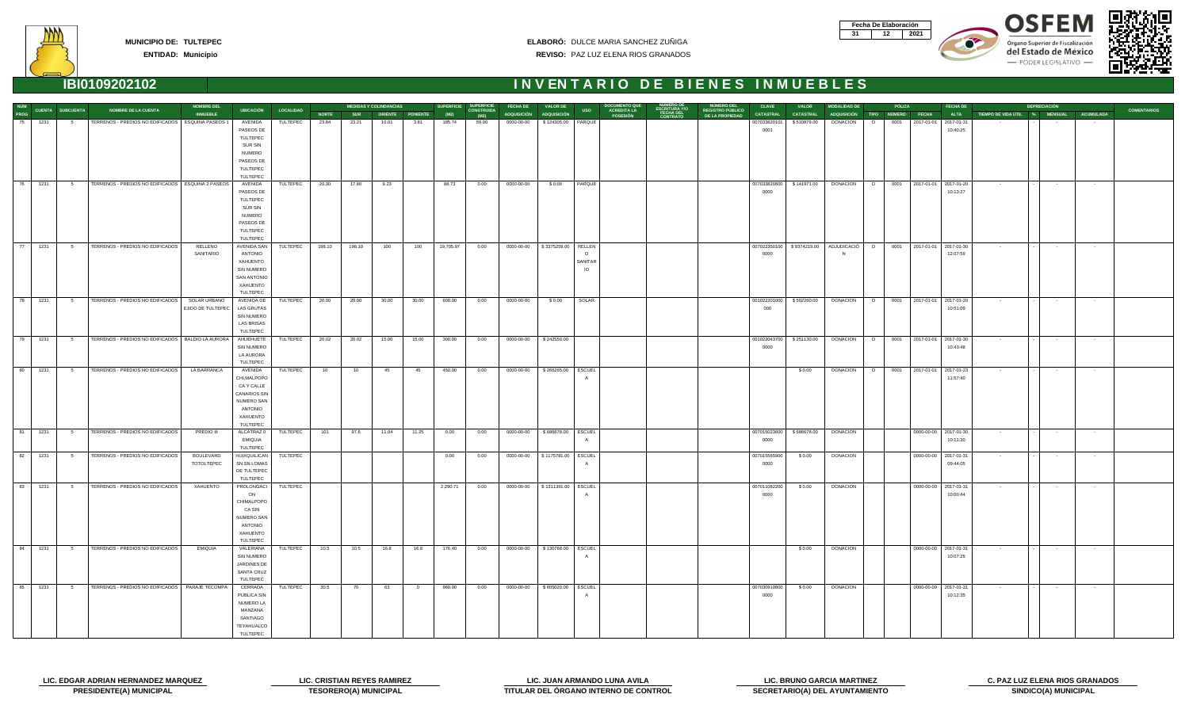**MUNICIPIO DE: TULTEPEC**
**ENTIDAD: Municipio**

**ELABORÓ:** DULCE MARIA SANCHEZ ZUÑIGA
**REVISO:** PAZ LUZ ELENA RIOS GRANADOS

| Fecha De Elaboración | | |
|---|---|---|
| 31 | 12 | 2021 |

OSFEM Órgano Superior de Fiscalización del Estado de México — PODER LEGISLATIVO —

## IBI0109202102

# INVENTARIO DE BIENES INMUEBLES

| NUM PROG | CUENTA | SUBCUENTA | NOMBRE DE LA CUENTA | NOMBRE DEL INMUEBLE | UBICACIÓN | LOCALIDAD | MEDIDAS Y COLINDANCIAS NORTE | SUR | ORIENTE | PONIENTE | SUPERFICIE (M2) | SUPERFICIE CONSTRUIDA (M2) | FECHA DE ADQUISICIÓN | VALOR DE ADQUISICIÓN | USO | DOCUMENTO QUE ACREDITA LA POSESIÓN | NUMERO DE ESCRITURA Y/O FECHA DEL CONTRATO | NUMERO DEL REGISTRO PUBLICO DE LA PROPIEDAD | CLAVE CATASTRAL | VALOR CATASTRAL | MODALIDAD DE ADQUISICIÓN | PÓLIZA TIPO | NÚMERO | FECHA | FECHA DE ALTA | DEPRECIACIÓN TIEMPO DE VIDA UTIL | % | MENSUAL | ACUMULADA | COMENTARIOS |
|---|---|---|---|---|---|---|---|---|---|---|---|---|---|---|---|---|---|---|---|---|---|---|---|---|---|---|---|---|---|---|
| 75 | 1231 | 5 | TERRENOS - PREDIOS NO EDIFICADOS | ESQUINA PASEOS 1 | AVENIDA PASEOS DE TULTEPEC SUR SIN NUMERO PASEOS DE TULTEPEC TULTEPEC | TULTEPEC | 23.84 | 23.21 | 10.01 | 3.61 | 185.74 | 59.00 | 0000-00-00 | $ 124305.00 | PARQUE | | | | 0070338201010001 | $ 510879.00 | DONACION | D | 0001 | 2017-01-01 | 2017-01-31 10:40:25 | - | - | - | - | |
| 76 | 1231 | 5 | TERRENOS - PREDIOS NO EDIFICADOS | ESQUINA 2 PASEOS | AVENIDA PASEOS DE TULTEPEC SUR SIN NUMERO PASEOS DE TULTEPEC TULTEPEC | TULTEPEC | 20.30 | 17.80 | 9.23 | | 88.73 | 0.00 | 0000-00-00 | $ 0.00 | PARQUE | | | | 0070338206000000 | $ 141971.00 | DONACION | D | 0001 | 2017-01-01 | 2017-01-20 10:13:27 | - | - | - | - | |
| 77 | 1231 | 5 | TERRENOS - PREDIOS NO EDIFICADOS | RELLENO SANITARIO | AVENIDA SAN ANTONIO XAHUENTO SIN NUMERO SAN ANTONIO XAHUENTO TULTEPEC | TULTEPEC | 198.10 | 198.10 | 100 | 100 | 19,705.97 | 0.00 | 0000-00-00 | $ 3375259.00 | RELLENO SANITARIO | | | | 0070223501000000 | $ 9374219.00 | ADJUDICACION | D | 0001 | 2017-01-01 | 2017-01-30 12:07:59 | - | - | - | - | |
| 78 | 1231 | 5 | TERRENOS - PREDIOS NO EDIFICADOS | SOLAR URBANO EJIDO DE TULTEPEC | AVENIDA DE LAS GRUTAS SIN NUMERO LAS BRISAS TULTEPEC | TULTEPEC | 20.00 | 20.00 | 30.00 | 30.00 | 600.00 | 0.00 | 0000-00-00 | $ 0.00 | SOLAR | | | | 001022201000000 | $ 500260.00 | DONACION | D | 0001 | 2017-01-01 | 2017-01-20 10:51:09 | - | - | - | - | |
| 79 | 1231 | 5 | TERRENOS - PREDIOS NO EDIFICADOS | BALDIO LA AURORA | AHUEHUETE SIN NUMERO LA AURORA TULTEPEC | TULTEPEC | 20.02 | 20.02 | 15.00 | 15.00 | 300.00 | 0.00 | 0000-00-00 | $ 242550.00 | | | | | 0010220437000000 | $ 251130.00 | DONACION | D | 0001 | 2017-01-01 | 2017-01-30 10:43:48 | - | - | - | - | |
| 80 | 1231 | 5 | TERRENOS - PREDIOS NO EDIFICADOS | LA BARRANCA | AVENIDA CHIMALPOPOCA Y CALLE CANARIOS SIN NUMERO SAN ANTONIO XAHUENTO TULTEPEC | TULTEPEC | 10 | 10 | 45 | 45 | 450.00 | 0.00 | 0000-00-00 | $ 266265.00 | ESCUELA | | | | | $ 0.00 | DONACION | D | 0001 | 2017-01-01 | 2017-01-23 11:57:40 | - | - | - | - | |
| 81 | 1231 | 5 | TERRENOS - PREDIOS NO EDIFICADOS | PREDIO III | ALCATRAZ 0 EMIQUIA TULTEPEC | TULTEPEC | 101 | 97.6 | 11.04 | 11.25 | 0.00 | 0.00 | 0000-00-00 | $ 686678.00 | ESCUELA | | | | 0070150236000000 | $ 686678.00 | DONACION | | | 0000-00-00 | 2017-01-30 10:11:30 | - | - | - | - | |
| 82 | 1231 | 5 | TERRENOS - PREDIOS NO EDIFICADOS | BOULEVARD TOTOLTEPEC | HUIXQUILICAN SN SN LOMAS DE TULTEPEC TULTEPEC | TULTEPEC | | | | | 0.00 | 0.00 | 0000-00-00 | $ 1175781.00 | ESCUELA | | | | 0070155659000000 | $ 0.00 | DONACION | | | 0000-00-00 | 2017-01-31 09:44:05 | - | - | - | - | |
| 83 | 1231 | 5 | TERRENOS - PREDIOS NO EDIFICADOS | XAHUENTO | PROLONGACION CHIMALPOPOCA SIN NUMERO SAN ANTONIO XAHUENTO TULTEPEC | TULTEPEC | | | | | 2,290.71 | 0.00 | 0000-00-00 | $ 1311391.00 | ESCUELA | | | | 0070110822000000 | $ 0.00 | DONACION | | | 0000-00-00 | 2017-01-31 10:00:44 | - | - | - | - | |
| 84 | 1231 | 5 | TERRENOS - PREDIOS NO EDIFICADOS | EMIQUIA | VALERIANA SIN NUMERO JARDINES DE SANTA CRUZ TULTEPEC | TULTEPEC | 10.5 | 10.5 | 16.8 | 16.8 | 176.40 | 0.00 | 0000-00-00 | $ 130768.00 | ESCUELA | | | | | $ 0.00 | DONACION | | | 0000-00-00 | 2017-01-31 10:07:25 | - | - | - | - | |
| 85 | 1231 | 5 | TERRENOS - PREDIOS NO EDIFICADOS | PARAJE TECOMPA | CERRADA PUBLICA SIN NUMERO LA MANZANA SANTIAGO TEYAHUALCO TULTEPEC | TULTEPEC | 30.5 | 70 | 63 | 0 | 960.00 | 0.00 | 0000-00-00 | $ 805020.00 | ESCUELA | | | | 0070309108000000 | $ 0.00 | DONACION | | | 0000-00-00 | 2017-01-31 10:12:35 | - | - | - | - | |

| LIC. EDGAR ADRIAN HERNANDEZ MARQUEZ | LIC. CRISTIAN REYES RAMIREZ | LIC. JUAN ARMANDO LUNA AVILA | LIC. BRUNO GARCIA MARTINEZ | C. PAZ LUZ ELENA RIOS GRANADOS |
|---|---|---|---|---|
| PRESIDENTE(A) MUNICIPAL | TESORERO(A) MUNICIPAL | TITULAR DEL ÓRGANO INTERNO DE CONTROL | SECRETARIO(A) DEL AYUNTAMIENTO | SINDICO(A) MUNICIPAL |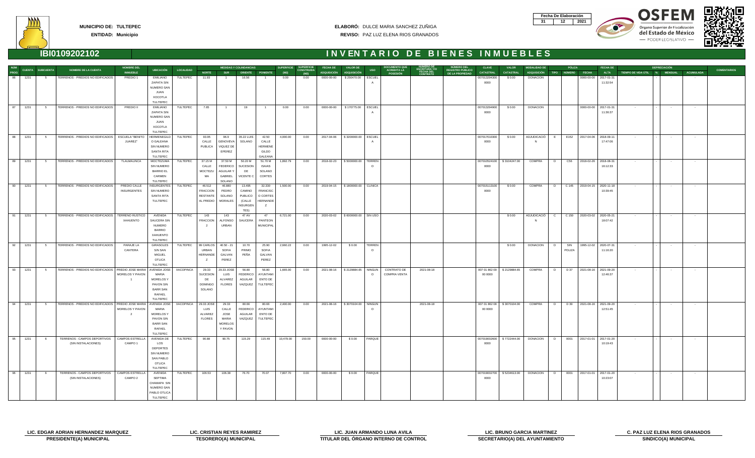**MUNICIPIO DE:** TULTEPEC
**ENTIDAD:** Municipio

**ELABORÓ:** DULCE MARIA SANCHEZ ZUÑIGA
**REVISO:** PAZ LUZ ELENA RIOS GRANADOS

| Fecha De Elaboración | | |
|---|---|---|
| 31 | 12 | 2021 |

# IBI0109202102

# INVENTARIO DE BIENES INMUEBLES

| NUM PROG | CUENTA | SUBCUENTA | NOMBRE DE LA CUENTA | NOMBRE DEL INMUEBLE | UBICACIÓN | LOCALIDAD | MEDIDAS Y COLINDANCIAS NORTE | SUR | ORIENTE | PONIENTE | SUPERFICIE (M2) | SUPERFICIE CONSTRUIDA (M2) | FECHA DE ADQUISICIÓN | VALOR DE ADQUISICIÓN | USO | DOCUMENTO QUE ACREDITA LA POSESIÓN | NUMERO DE ESCRITURA Y/O FECHA DEL CONTRATO | NUMERO DEL REGISTRO PUBLICO DE LA PROPIEDAD | CLAVE CATASTRAL | VALOR CATASTRAL | MODALIDAD DE ADQUISICIÓN | PÓLIZA TIPO | NÚMERO | FECHA | FECHA DE ALTA | DEPRECIACIÓN TIEMPO DE VIDA ÚTIL | % | MENSUAL | ACUMULADA | COMENTARIOS |
|---|---|---|---|---|---|---|---|---|---|---|---|---|---|---|---|---|---|---|---|---|---|---|---|---|---|---|---|---|---|---|
| 86 | 1231 | 5 | TERRENOS - PREDIOS NO EDIFICADOS | PREDIO I | EMILIANO ZAPATA SIN NUMERO SAN JUAN XOCOTLA TULTEPEC | TULTEPEC | 11.93 | 1 | 16.56 | 1 | 0.00 | 0.00 | 0000-00-00 | $ 250470.00 | ESCUELA | | | | 0070132943000000 | $ 0.00 | DONACION | | | 0000-00-00 | 2017-01-31 11:32:54 | - | - | - | - | |
| 87 | 1231 | 5 | TERRENOS - PREDIOS NO EDIFICADOS | PREDIO II | EMILIANO ZAPATA SIN NUMERO SAN JUAN XOCOTLA TULTEPEC | TULTEPEC | 7.65 | 1 | 19 | 1 | 0.00 | 0.00 | 0000-00-00 | $ 170775.00 | ESCUELA | | | | 0070132949000000 | $ 0.00 | DONACION | | | 0000-00-00 | 2017-01-31 11:36:37 | - | - | - | - | |
| 88 | 1231 | 5 | TERRENOS - PREDIOS NO EDIFICADOS | ESCUELA "BENITO JUAREZ" | HERMENEGILDO GALEANA SIN NUMERO SANTA RITA TULTEPEC | TULTEPEC | 93.95 CALLE PUBLICA | 96.9 GENOVEVA VIQUEZ DE EPEREZ | 35.22 LUIS SOLANO | 42.50 CALLE HERMENEGILDO GALEANA | 4,000.00 | 0.00 | 2017-04-06 | $ 3200000.00 | ESCUELA | | | | 0070170103000000 | $ 0.00 | ADJUDICACION | E | E152 | 2017-04-06 | 2018-09-11 17:47:06 | - | - | - | - | |
| 89 | 1231 | 5 | TERRENOS - PREDIOS NO EDIFICADOS | TLALMALINCA | MOCTEZUMA SIN NUMERO BARRIO EL CARMEN TULTEPEC | TULTEPEC | 37.15 M CALLE MOCTEZUMA | 37.50 M FEDERICO AGUILAR Y GABRIEL SOLANO | 50.20 M SUCESION DE VICENTE C | 51.70 M ISAIAS SOLANO CORTES | 1,892.79 | 0.00 | 2018-02-23 | $ 5000000.00 | TERRENO | | | | 0070105241000000 | $ 3104247.00 | COMPRA | D | C56 | 2018-02-26 | 2018-08-31 16:12:33 | - | - | - | - | |
| 90 | 1231 | 5 | TERRENOS - PREDIOS NO EDIFICADOS | PREDIO CALLE INSURGENTES | INSURGENTES SIN NUMERO SANTA RITA TULTEPEC | TULTEPEC | 46.512 FRACCION RESTANTE AL PREDIO | 46.880 PEDRO SOLANO MORALES | 13.495 CAMINO PUBLICO (CALLE INSURGENTES) | 32.330 FRANCISCO CORTES HERNANDEZ | 1,500.00 | 0.00 | 2019-04-15 | $ 1800000.00 | CLINICA | | | | 0070151131000000 | $ 0.00 | COMPRA | D | C 145 | 2019-04-15 | 2020-11-18 10:39:45 | - | - | - | - | |
| 91 | 1231 | 5 | TERRENOS - PREDIOS NO EDIFICADOS | TERRENO RUSTICO XAHUENTO | AVENIDA SAUCERA SIN NUMERO BARRIO XAHUENTO TULTEPEC | TULTEPEC | 143 FRACCION 2 | 143 ALFONSO URBAN | 47 AV SAUCERA | 47 PANTEON MUNICIPAL | 6,721.00 | 0.00 | 2020-03-02 | $ 6000000.00 | SIN USO | | | | | $ 0.00 | ADJUDICACION | C | C 150 | 2020-03-02 | 2020-05-21 18:07:42 | - | - | - | - | |
| 92 | 1231 | 5 | TERRENOS - PREDIOS NO EDIFICADOS | PARAJE LA CANTERA | GIRASOLES S/N SAN MIGUEL OTLICA TULTEPEC | TULTEPEC | 99 CARLOS URBAN HERNANDEZ | 40.50 - 21 SOFIA GALVAN PEREZ | 10.70 PRIMO PEÑA | 25.90 SOFIA GALVAN PEREZ | 2,660.22 | 0.00 | 1995-12-02 | $ 0.00 | TERRENO | | | | | $ 0.00 | DONACION | D | SIN POLIZA | 1995-12-02 | 2020-07-31 11:16:20 | - | - | - | - | |
| 93 | 1231 | 5 | TERRENOS - PREDIOS NO EDIFICADOS | PREDIO JOSE MARIA MORELOS Y PAVON 1 | AVENIDA JOSE MARIA MORELOS Y PAVON SIN BARR SAN RAFAEL TULTEPEC | XACOPINCA | 29.33 SUCESION DE DOMINGO SOLANO | 29.33 JOSE LUIS ALVAREZ FLORES | 56.60 FEDERICO AGUILAR VAZQUEZ | 56.60 AYUNTAMIENTO DE TULTEPEC | 1,665.00 | 0.00 | 2021-08-16 | $ 2129884.65 | NINGUNO | CONTRATO DE COMPRA VENTA | 2021-08-18 | | 007 01 862 09 00 0000 | $ 2129884.65 | COMPRA | D | D 37 | 2021-08-16 | 2021-09-20 12:46:37 | - | - | - | - | |
| 94 | 1231 | 5 | TERRENOS - PREDIOS NO EDIFICADOS | PREDIO JOSE MARIA MORELOS Y PAVON 2 | AVENIDA JOSE MARIA MORELOS Y PAVON SIN BARR SAN RAFAEL TULTEPEC | XACOPINCA | 29.33 JOSE LUIS ALVAREZ FLORES | 29.33 CALLE JOSE MARIA MORELOS Y PAVON | 80.66 FEDERICO AGUILAR VAZQUEZ | 80.66 AYUNTAMIENTO DE TULTEPEC | 2,400.00 | 0.00 | 2021-08-16 | $ 3070104.00 | NINGUNO | | 2021-08-18 | | 007 01 862 08 00 0000 | $ 3070104.00 | COMPRA | D | D 39 | 2021-08-16 | 2021-09-20 12:51:45 | - | - | - | - | |
| 95 | 1231 | 6 | TERRENOS - CAMPOS DEPORTIVOS (SIN INSTALACIONES) | CAMPOS ESTRELLA CAMPO 1 | AVENIDA DE LOS DEPORTES SIN NUMERO SAN PABLO OTLICA TULTEPEC | TULTEPEC | 90.88 | 90.75 | 115.29 | 115.49 | 10,479.00 | 150.00 | 0000-00-00 | $ 0.00 | PARQUE | | | | 0070190026000000 | $ 7722444.00 | DONACION | D | 0001 | 2017-01-01 | 2017-01-20 10:19:43 | - | - | - | - | |
| 96 | 1231 | 6 | TERRENOS - CAMPOS DEPORTIVOS (SIN INSTALACIONES) | CAMPOS ESTRELLA CAMPO 2 | AVENIDA SEPTIMA CHAMAPA SIN NUMERO SAN PABLO OTLICA TULTEPEC | TULTEPEC | 106.53 | 106.38 | 76.70 | 70.07 | 7,807.70 | 0.00 | 0000-00-00 | $ 0.00 | PARQUE | | | | 0070190027000000 | $ 5234613.00 | DONACION | D | 0001 | 2017-01-01 | 2017-01-20 10:23:07 | - | - | - | - | |

**LIC. EDGAR ADRIAN HERNANDEZ MARQUEZ**
PRESIDENTE(A) MUNICIPAL

**LIC. CRISTIAN REYES RAMIREZ**
TESORERO(A) MUNICIPAL

**LIC. JUAN ARMANDO LUNA AVILA**
TITULAR DEL ÓRGANO INTERNO DE CONTROL

**LIC. BRUNO GARCIA MARTINEZ**
SECRETARIO(A) DEL AYUNTAMIENTO

**C. PAZ LUZ ELENA RIOS GRANADOS**
SINDICO(A) MUNICIPAL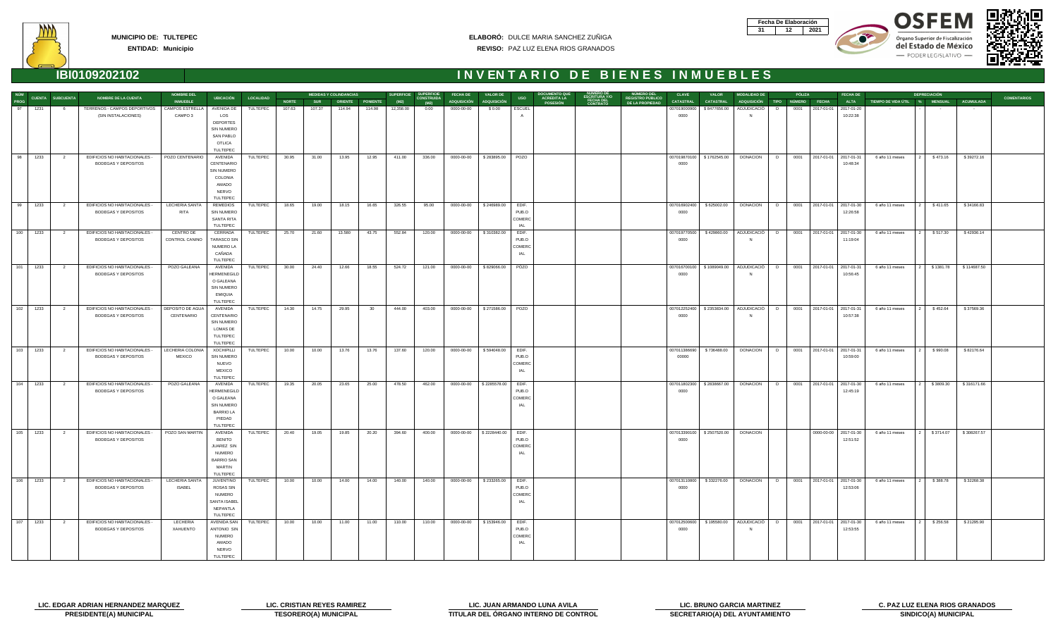**MUNICIPIO DE:** TULTEPEC
**ENTIDAD:** Municipio

**ELABORÓ:** DULCE MARIA SANCHEZ ZUÑIGA
**REVISO:** PAZ LUZ ELENA RIOS GRANADOS

| Fecha De Elaboración | | |
|---|---|---|
| 31 | 12 | 2021 |

# IBI0109202102

# INVENTARIO DE BIENES INMUEBLES

| NUM PROG | CUENTA | SUBCUENTA | NOMBRE DE LA CUENTA | NOMBRE DEL INMUEBLE | UBICACIÓN | LOCALIDAD | MEDIDAS Y COLINDANCIAS NORTE | SUR | ORIENTE | PONIENTE | SUPERFICIE (M2) | SUPERFICIE CONSTRUIDA (M2) | FECHA DE ADQUISICIÓN | VALOR DE ADQUISICIÓN | USO | DOCUMENTO QUE ACREDITA LA POSESIÓN | NUMERO DE ESCRITURA Y/O FECHA DEL CONTRATO | NUMERO DEL REGISTRO PÚBLICO DE LA PROPIEDAD | CLAVE CATASTRAL | VALOR CATASTRAL | MODALIDAD DE ADQUISICIÓN | PÓLIZA TIPO | NÚMERO | FECHA | FECHA DE ALTA | DEPRECIACIÓN TIEMPO DE VIDA ÚTIL | % | MENSUAL | ACUMULADA | COMENTARIOS |
|---|---|---|---|---|---|---|---|---|---|---|---|---|---|---|---|---|---|---|---|---|---|---|---|---|---|---|---|---|---|---|
| 97 | 1231 | 6 | TERRENOS - CAMPOS DEPORTIVOS (SIN INSTALACIONES) | CAMPOS ESTRELLA CAMPO 3 | AVENIDA DE LOS DEPORTES SIN NUMERO SAN PABLO OTLICA TULTEPEC | TULTEPEC | 107.63 | 107.37 | 114.94 | 114.98 | 12,358.00 | 0.00 | 0000-00-00 | $ 0.00 | ESCUELA | | | | 0070190009000000 | $ 8477656.00 | ADJUDICACIÓN | D | 0001 | 2017-01-01 | 2017-01-20 10:22:38 | - | - | - | - | |
| 98 | 1233 | 2 | EDIFICIOS NO HABITACIONALES - BODEGAS Y DEPOSITOS | POZO CENTENARIO | AVENIDA CENTENARIO SIN NUMERO COLONIA AMADO NERVO TULTEPEC | TULTEPEC | 30.95 | 31.00 | 13.95 | 12.95 | 411.00 | 336.00 | 0000-00-00 | $ 283895.00 | POZO | | | | 0070198701000000 | $ 1762545.00 | DONACION | D | 0001 | 2017-01-01 | 2017-01-31 10:48:34 | 6 año 11 meses | 2 | $ 473.16 | $ 39272.16 | |
| 99 | 1233 | 2 | EDIFICIOS NO HABITACIONALES - BODEGAS Y DEPOSITOS | LECHERIA SANTA RITA | REMEDIOS SIN NUMERO SANTA RITA TULTEPEC | TULTEPEC | 18.65 | 19.00 | 18.15 | 16.65 | 326.55 | 95.00 | 0000-00-00 | $ 246989.00 | EDIF. PUB.O COMERCIAL | | | | 0070169024000000 | $ 625002.00 | DONACION | D | 0001 | 2017-01-01 | 2017-01-30 12:26:58 | 6 año 11 meses | 2 | $ 411.65 | $ 34166.83 | |
| 100 | 1233 | 2 | EDIFICIOS NO HABITACIONALES - BODEGAS Y DEPOSITOS | CENTRO DE CONTROL CANINO | CERRADA TARASCO SIN NUMERO LA CAÑADA TULTEPEC | TULTEPEC | 25.70 | 21.60 | 13.580 | 43.75 | 552.84 | 120.00 | 0000-00-00 | $ 310382.00 | EDIF. PUB.O COMERCIAL | | | | 0070197705000000 | $ 429860.00 | ADJUDICACIÓN | D | 0001 | 2017-01-01 | 2017-01-30 11:19:04 | 6 año 11 meses | 2 | $ 517.30 | $ 42936.14 | |
| 101 | 1233 | 2 | EDIFICIOS NO HABITACIONALES - BODEGAS Y DEPOSITOS | POZO GALEANA | AVENIDA HERMENEGILDO GALEANA SIN NUMERO EMIQUIA TULTEPEC | TULTEPEC | 30.00 | 24.40 | 12.66 | 18.55 | 524.72 | 121.00 | 0000-00-00 | $ 829066.00 | POZO | | | | 0070167001000000 | $ 1089049.00 | ADJUDICACIÓN | D | 0001 | 2017-01-01 | 2017-01-31 10:56:45 | 6 año 11 meses | 2 | $ 1381.78 | $ 114687.50 | |
| 102 | 1233 | 2 | EDIFICIOS NO HABITACIONALES - BODEGAS Y DEPOSITOS | DEPOSITO DE AGUA CENTENARIO | AVENIDA CENTENARIO SIN NUMERO LOMAS DE TULTEPEC TULTEPEC | TULTEPEC | 14.30 | 14.75 | 29.85 | 30 | 444.00 | 403.00 | 0000-00-00 | $ 271586.00 | POZO | | | | 0070122524000000 | $ 2353834.00 | ADJUDICACIÓN | D | 0001 | 2017-01-01 | 2017-01-31 10:57:38 | 6 año 11 meses | 2 | $ 452.64 | $ 37569.36 | |
| 103 | 1233 | 2 | EDIFICIOS NO HABITACIONALES - BODEGAS Y DEPOSITOS | LECHERIA COLONIA MEXICO | XOCHIPILLI SIN NUMERO NUEVO MEXICO TULTEPEC | TULTEPEC | 10.00 | 10.00 | 13.76 | 13.76 | 137.60 | 120.00 | 0000-00-00 | $ 594048.00 | EDIF. PUB.O COMERCIAL | | | | 00701136669000000 | $ 736488.00 | DONACION | D | 0001 | 2017-01-01 | 2017-01-31 10:59:00 | 6 año 11 meses | 2 | $ 990.08 | $ 82176.64 | |
| 104 | 1233 | 2 | EDIFICIOS NO HABITACIONALES - BODEGAS Y DEPOSITOS | POZO GALEANA | AVENIDA HERMENEGILDO GALEANA SIN NUMERO BARRIO LA PIEDAD TULTEPEC | TULTEPEC | 19.35 | 20.05 | 23.65 | 25.00 | 478.50 | 462.00 | 0000-00-00 | $ 2285578.00 | EDIF. PUB.O COMERCIAL | | | | 0070118023000000 | $ 2838667.00 | DONACION | D | 0001 | 2017-01-01 | 2017-01-30 12:45:19 | 6 año 11 meses | 2 | $ 3809.30 | $ 316171.66 | |
| 105 | 1233 | 2 | EDIFICIOS NO HABITACIONALES - BODEGAS Y DEPOSITOS | POZO SAN MARTIN | AVENIDA BENITO JUAREZ SIN NUMERO BARRIO SAN MARTIN TULTEPEC | TULTEPEC | 20.40 | 19.05 | 19.85 | 20.20 | 394.60 | 400.00 | 0000-00-00 | $ 2228440.00 | EDIF. PUB.O COMERCIAL | | | | 0070133901000000 | $ 2507520.00 | DONACION | | | 0000-00-00 | 2017-01-30 12:51:52 | 6 año 11 meses | 2 | $ 3714.07 | $ 308267.57 | |
| 106 | 1233 | 2 | EDIFICIOS NO HABITACIONALES - BODEGAS Y DEPOSITOS | LECHERIA SANTA ISABEL | JUVENTINO ROSAS SIN NUMERO SANTA ISABEL NEPANTLA TULTEPEC | TULTEPEC | 10.00 | 10.00 | 14.00 | 14.00 | 140.00 | 140.00 | 0000-00-00 | $ 233265.00 | EDIF. PUB.O COMERCIAL | | | | 0070131108000000 | $ 332276.00 | DONACION | D | 0001 | 2017-01-01 | 2017-01-30 12:53:06 | 6 año 11 meses | 2 | $ 388.78 | $ 32268.38 | |
| 107 | 1233 | 2 | EDIFICIOS NO HABITACIONALES - BODEGAS Y DEPOSITOS | LECHERIA XAHUENTO | AVENIDA SAN ANTONIO SIN NUMERO AMADO NERVO TULTEPEC | TULTEPEC | 10.00 | 10.00 | 11.00 | 11.00 | 110.00 | 110.00 | 0000-00-00 | $ 153946.00 | EDIF. PUB.O COMERCIAL | | | | 0070125006000000 | $ 195580.00 | ADJUDICACIÓN | D | 0001 | 2017-01-01 | 2017-01-30 12:53:55 | 6 año 11 meses | 2 | $ 256.58 | $ 21295.90 | |

| | | | | |
|---|---|---|---|---|
| LIC. EDGAR ADRIAN HERNANDEZ MARQUEZ | LIC. CRISTIAN REYES RAMIREZ | LIC. JUAN ARMANDO LUNA AVILA | LIC. BRUNO GARCIA MARTINEZ | C. PAZ LUZ ELENA RIOS GRANADOS |
| PRESIDENTE(A) MUNICIPAL | TESORERO(A) MUNICIPAL | TITULAR DEL ÓRGANO INTERNO DE CONTROL | SECRETARIO(A) DEL AYUNTAMIENTO | SINDICO(A) MUNICIPAL |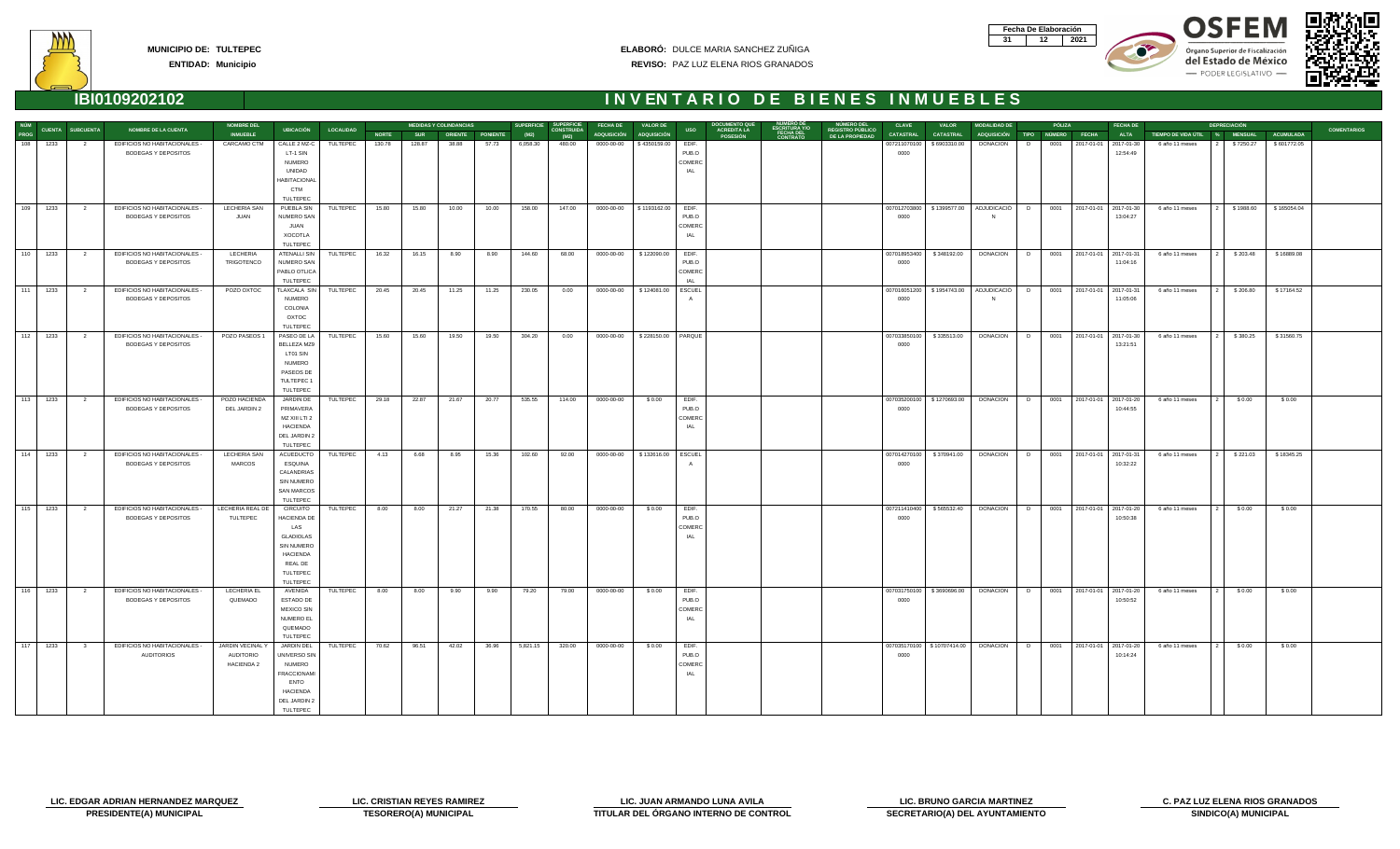**MUNICIPIO DE: TULTEPEC**
**ENTIDAD: Municipio**

**ELABORÓ:** DULCE MARIA SANCHEZ ZUÑIGA
**REVISO:** PAZ LUZ ELENA RIOS GRANADOS

| Fecha De Elaboración | | |
|---|---|---|
| 31 | 12 | 2021 |

# IBI0109202102

# INVENTARIO DE BIENES INMUEBLES

| NUM PROG | CUENTA | SUBCUENTA | NOMBRE DE LA CUENTA | NOMBRE DEL INMUEBLE | UBICACIÓN | LOCALIDAD | MEDIDAS Y COLINDANCIAS NORTE | SUR | ORIENTE | PONIENTE | SUPERFICIE (M2) | SUPERFICIE CONSTRUIDA (M2) | FECHA DE ADQUISICIÓN | VALOR DE ADQUISICIÓN | USO | DOCUMENTO QUE ACREDITA LA POSESIÓN | NUMERO DE ESCRITURA Y/O FECHA DEL CONTRATO | NUMERO DEL REGISTRO PUBLICO DE LA PROPIEDAD | CLAVE CATASTRAL | VALOR CATASTRAL | MODALIDAD DE ADQUISICIÓN | PÓLIZA TIPO | NÚMERO | FECHA | FECHA DE ALTA | TIEMPO DE VIDA UTIL | % | DEPRECIACIÓN MENSUAL | ACUMULADA | COMENTARIOS |
|---|---|---|---|---|---|---|---|---|---|---|---|---|---|---|---|---|---|---|---|---|---|---|---|---|---|---|---|---|---|---|
| 108 | 1233 | 2 | EDIFICIOS NO HABITACIONALES - BODEGAS Y DEPOSITOS | CARCAMO CTM | CALLE 2 MZ-C LT-1 SIN NUMERO UNIDAD HABITACIONAL CTM TULTEPEC | TULTEPEC | 130.78 | 128.87 | 38.88 | 57.73 | 6,058.30 | 480.00 | 0000-00-00 | $ 4350159.00 | EDIF. PUB.O COMERCIAL | | | | 007211070100 0000 | $ 6903310.00 | DONACION | D | 0001 | 2017-01-01 | 2017-01-30 12:54:49 | 6 año 11 meses | 2 | $ 7250.27 | $ 601772.05 | |
| 109 | 1233 | 2 | EDIFICIOS NO HABITACIONALES - BODEGAS Y DEPOSITOS | LECHERIA SAN JUAN | PUEBLA SIN NUMERO SAN JUAN XOCOTLA TULTEPEC | TULTEPEC | 15.80 | 15.80 | 10.00 | 10.00 | 158.00 | 147.00 | 0000-00-00 | $ 1193162.00 | EDIF. PUB.O COMERCIAL | | | | 007012703800 0000 | $ 1399577.00 | ADJUDICACIÓN | D | 0001 | 2017-01-01 | 2017-01-30 13:04:27 | 6 año 11 meses | 2 | $ 1988.60 | $ 165054.04 | |
| 110 | 1233 | 2 | EDIFICIOS NO HABITACIONALES - BODEGAS Y DEPOSITOS | LECHERIA TRIGOTENCO | ATENALLI SIN NUMERO SAN PABLO OTLICA TULTEPEC | TULTEPEC | 16.32 | 16.15 | 8.90 | 8.90 | 144.60 | 68.00 | 0000-00-00 | $ 122090.00 | EDIF. PUB.O COMERCIAL | | | | 007018953400 0000 | $ 348192.00 | DONACION | D | 0001 | 2017-01-01 | 2017-01-31 11:04:16 | 6 año 11 meses | 2 | $ 203.48 | $ 16889.08 | |
| 111 | 1233 | 2 | EDIFICIOS NO HABITACIONALES - BODEGAS Y DEPOSITOS | POZO OXTOC | TLAXCALA SIN NUMERO COLONIA OXTOC TULTEPEC | TULTEPEC | 20.45 | 20.45 | 11.25 | 11.25 | 230.05 | 0.00 | 0000-00-00 | $ 124081.00 | ESCUELA | | | | 007016051200 0000 | $ 1954743.00 | ADJUDICACIÓN | D | 0001 | 2017-01-01 | 2017-01-31 11:05:06 | 6 año 11 meses | 2 | $ 206.80 | $ 17164.52 | |
| 112 | 1233 | 2 | EDIFICIOS NO HABITACIONALES - BODEGAS Y DEPOSITOS | POZO PASEOS 1 | PASEO DE LA BELLEZA MZ9 LT01 SIN NUMERO PASEOS DE TULTEPEC 1 TULTEPEC | TULTEPEC | 15.60 | 15.60 | 19.50 | 19.50 | 304.20 | 0.00 | 0000-00-00 | $ 228150.00 | PARQUE | | | | 007033850100 0000 | $ 335513.00 | DONACION | D | 0001 | 2017-01-01 | 2017-01-30 13:21:51 | 6 año 11 meses | 2 | $ 380.25 | $ 31560.75 | |
| 113 | 1233 | 2 | EDIFICIOS NO HABITACIONALES - BODEGAS Y DEPOSITOS | POZO HACIENDA DEL JARDIN 2 | JARDIN DE PRIMAVERA MZ XIII LT 2 HACIENDA DEL JARDIN 2 TULTEPEC | TULTEPEC | 29.18 | 22.87 | 21.67 | 20.77 | 535.55 | 114.00 | 0000-00-00 | $ 0.00 | EDIF. PUB.O COMERCIAL | | | | 007035200100 0000 | $ 1270693.00 | DONACION | D | 0001 | 2017-01-01 | 2017-01-20 10:44:55 | 6 año 11 meses | 2 | $ 0.00 | $ 0.00 | |
| 114 | 1233 | 2 | EDIFICIOS NO HABITACIONALES - BODEGAS Y DEPOSITOS | LECHERIA SAN MARCOS | ACUEDUCTO ESQUINA CALANDRIAS SIN NUMERO SAN MARCOS TULTEPEC | TULTEPEC | 4.13 | 6.68 | 8.95 | 15.36 | 102.60 | 92.00 | 0000-00-00 | $ 132616.00 | ESCUELA | | | | 007014270100 0000 | $ 370941.00 | DONACION | D | 0001 | 2017-01-01 | 2017-01-31 10:32:22 | 6 año 11 meses | 2 | $ 221.03 | $ 18345.25 | |
| 115 | 1233 | 2 | EDIFICIOS NO HABITACIONALES - BODEGAS Y DEPOSITOS | LECHERIA REAL DE TULTEPEC | CIRCUITO HACIENDA DE LAS GLADIOLAS SIN NUMERO HACIENDA REAL DE TULTEPEC TULTEPEC | TULTEPEC | 8.00 | 8.00 | 21.27 | 21.38 | 170.55 | 80.00 | 0000-00-00 | $ 0.00 | EDIF. PUB.O COMERCIAL | | | | 007211410400 0000 | $ 565532.40 | DONACION | D | 0001 | 2017-01-01 | 2017-01-20 10:50:38 | 6 año 11 meses | 2 | $ 0.00 | $ 0.00 | |
| 116 | 1233 | 2 | EDIFICIOS NO HABITACIONALES - BODEGAS Y DEPOSITOS | LECHERIA EL QUEMADO | AVENIDA ESTADO DE MEXICO SIN NUMERO EL QUEMADO TULTEPEC | TULTEPEC | 8.00 | 8.00 | 9.90 | 9.90 | 79.20 | 79.00 | 0000-00-00 | $ 0.00 | EDIF. PUB.O COMERCIAL | | | | 007031750100 0000 | $ 3690696.00 | DONACION | D | 0001 | 2017-01-01 | 2017-01-20 10:50:52 | 6 año 11 meses | 2 | $ 0.00 | $ 0.00 | |
| 117 | 1233 | 3 | EDIFICIOS NO HABITACIONALES - AUDITORIOS | JARDIN VECINAL Y AUDITORIO HACIENDA 2 | JARDIN DEL UNIVERSO SIN NUMERO FRACCIONAMIENTO HACIENDA DEL JARDIN 2 TULTEPEC | TULTEPEC | 70.62 | 96.51 | 42.02 | 36.96 | 5,821.15 | 320.00 | 0000-00-00 | $ 0.00 | EDIF. PUB.O COMERCIAL | | | | 007035170100 0000 | $ 10707414.00 | DONACION | D | 0001 | 2017-01-01 | 2017-01-20 10:14:24 | 6 año 11 meses | 2 | $ 0.00 | $ 0.00 | |

| LIC. EDGAR ADRIAN HERNANDEZ MARQUEZ | LIC. CRISTIAN REYES RAMIREZ | LIC. JUAN ARMANDO LUNA AVILA | LIC. BRUNO GARCIA MARTINEZ | C. PAZ LUZ ELENA RIOS GRANADOS |
|---|---|---|---|---|
| **PRESIDENTE(A) MUNICIPAL** | **TESORERO(A) MUNICIPAL** | **TITULAR DEL ÓRGANO INTERNO DE CONTROL** | **SECRETARIO(A) DEL AYUNTAMIENTO** | **SINDICO(A) MUNICIPAL** |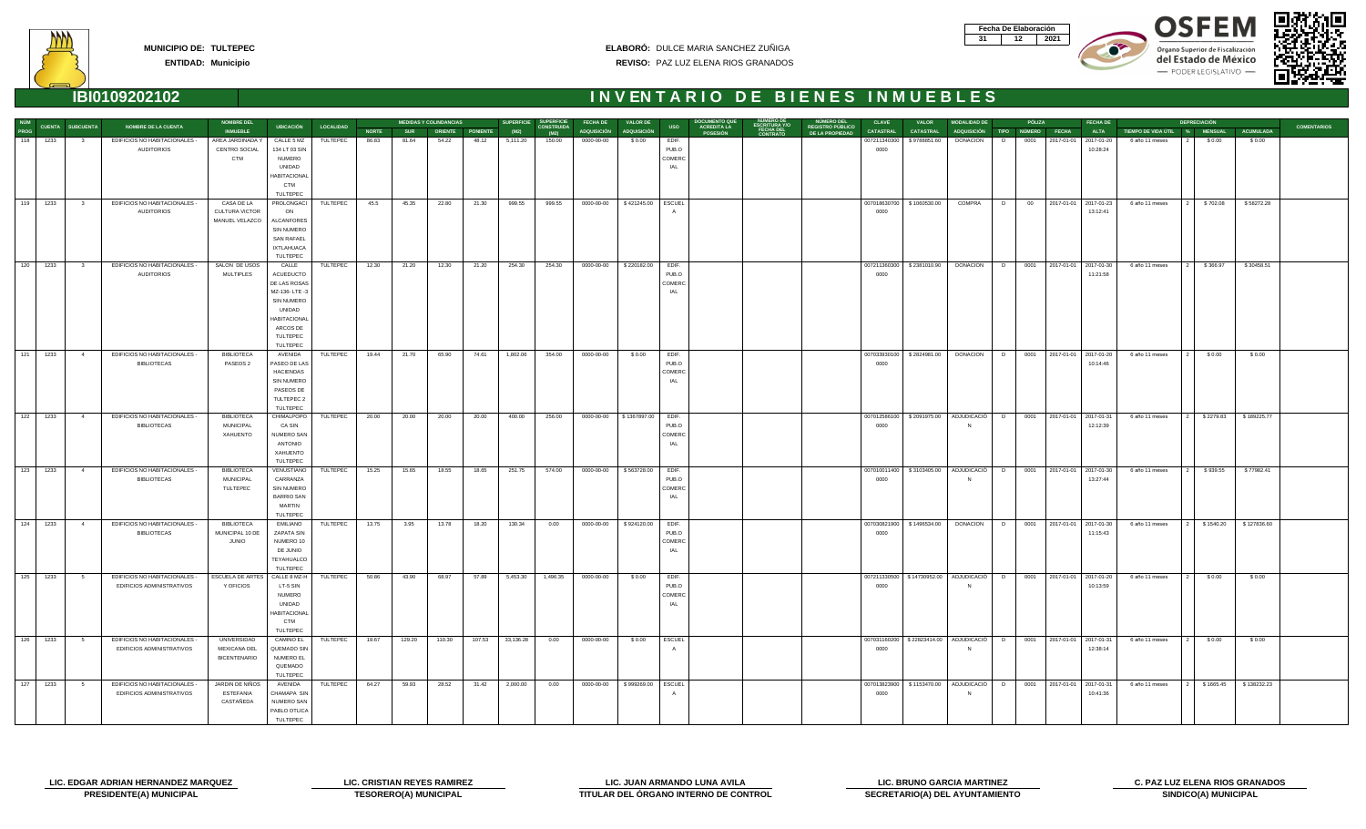**MUNICIPIO DE: TULTEPEC**
**ENTIDAD: Municipio**

**ELABORÓ:** DULCE MARIA SANCHEZ ZUÑIGA
**REVISO:** PAZ LUZ ELENA RIOS GRANADOS

| Fecha De Elaboración | | |
|---|---|---|
| 31 | 12 | 2021 |

# IBI0109202102 INVENTARIO DE BIENES INMUEBLES

| NUM PROG | CUENTA | SUBCUENTA | NOMBRE DE LA CUENTA | NOMBRE DEL INMUEBLE | UBICACIÓN | LOCALIDAD | MEDIDAS Y COLINDANCIAS NORTE | SUR | ORIENTE | PONIENTE | SUPERFICIE (M2) | SUPERFICIE CONSTRUIDA (M2) | FECHA DE ADQUISICIÓN | VALOR DE ADQUISICIÓN | USO | DOCUMENTO QUE ACREDITA LA POSESIÓN | NÚMERO DE ESCRITURA Y/O FECHA DEL CONTRATO | NÚMERO DEL REGISTRO PÚBLICO DE LA PROPIEDAD | CLAVE CATASTRAL | VALOR CATASTRAL | MODALIDAD DE ADQUISICIÓN | PÓLIZA TIPO | NÚMERO | FECHA | FECHA DE ALTA | TIEMPO DE VIDA ÚTIL | DEPRECIACIÓN % | MENSUAL | ACUMULADA | COMENTARIOS |
|---|---|---|---|---|---|---|---|---|---|---|---|---|---|---|---|---|---|---|---|---|---|---|---|---|---|---|---|---|---|---|
| 118 | 1233 | 3 | EDIFICIOS NO HABITACIONALES - AUDITORIOS | AREA JARDINADA Y CENTRO SOCIAL CTM | CALLE 5 MZ 134 LT 03 SIN NUMERO UNIDAD HABITACIONAL CTM TULTEPEC | TULTEPEC | 86.63 | 81.64 | 54.22 | 48.12 | 5,111.20 | 150.00 | 0000-00-00 | $ 0.00 | EDIF. PUB.O COMERCIAL | | | | 007211340300 0000 | $ 9786851.60 | DONACION | D | 0001 | 2017-01-01 | 2017-01-20 10:28:24 | 6 año 11 meses | 2 | $ 0.00 | $ 0.00 | |
| 119 | 1233 | 3 | EDIFICIOS NO HABITACIONALES - AUDITORIOS | CASA DE LA CULTURA VICTOR MANUEL VELAZCO | PROLONGACION ALCANFORES SIN NUMERO SAN RAFAEL IXTLAHUACA TULTEPEC | TULTEPEC | 45.5 | 45.35 | 22.80 | 21.30 | 999.55 | 999.55 | 0000-00-00 | $ 421245.00 | ESCUELA | | | | 007018630700 0000 | $ 1060530.00 | COMPRA | D | 00 | 2017-01-01 | 2017-01-23 13:12:41 | 6 año 11 meses | 2 | $ 702.08 | $ 58272.28 | |
| 120 | 1233 | 3 | EDIFICIOS NO HABITACIONALES - AUDITORIOS | SALON DE USOS MULTIPLES | CALLE ACUEDUCTO DE LAS ROSAS MZ-136- LTE -3 SIN NUMERO UNIDAD HABITACIONAL ARCOS DE TULTEPEC TULTEPEC | TULTEPEC | 12.30 | 21.20 | 12.30 | 21.20 | 254.30 | 254.30 | 0000-00-00 | $ 220182.00 | EDIF. PUB.O COMERCIAL | | | | 007211360300 0000 | $ 2361010.90 | DONACION | D | 0001 | 2017-01-01 | 2017-01-30 11:21:58 | 6 año 11 meses | 2 | $ 366.97 | $ 30458.51 | |
| 121 | 1233 | 4 | EDIFICIOS NO HABITACIONALES - BIBLIOTECAS | BIBLIOTECA PASEOS 2 | AVENIDA PASEO DE LAS HACIENDAS SIN NUMERO PASEOS DE TULTEPEC 2 TULTEPEC | TULTEPEC | 19.44 | 21.70 | 65.90 | 74.61 | 1,802.06 | 354.00 | 0000-00-00 | $ 0.00 | EDIF. PUB.O COMERCIAL | | | | 007033930100 0000 | $ 2624981.00 | DONACION | D | 0001 | 2017-01-01 | 2017-01-20 10:14:46 | 6 año 11 meses | 2 | $ 0.00 | $ 0.00 | |
| 122 | 1233 | 4 | EDIFICIOS NO HABITACIONALES - BIBLIOTECAS | BIBLIOTECA MUNICIPAL XAHUENTO | CHIMALPOPOCA SIN NUMERO SAN ANTONIO XAHUENTO TULTEPEC | TULTEPEC | 20.00 | 20.00 | 20.00 | 20.00 | 400.00 | 256.00 | 0000-00-00 | $ 1367897.00 | EDIF. PUB.O COMERCIAL | | | | 007012586100 0000 | $ 2091975.00 | ADJUDICACION | D | 0001 | 2017-01-01 | 2017-01-31 12:12:39 | 6 año 11 meses | 2 | $ 2279.83 | $ 189225.77 | |
| 123 | 1233 | 4 | EDIFICIOS NO HABITACIONALES - BIBLIOTECAS | BIBLIOTECA MUNICIPAL TULTEPEC | VENUSTIANO CARRANZA SIN NUMERO BARRIO SAN MARTIN TULTEPEC | TULTEPEC | 15.25 | 15.65 | 18.55 | 18.65 | 251.75 | 574.00 | 0000-00-00 | $ 563728.00 | EDIF. PUB.O COMERCIAL | | | | 007010011400 0000 | $ 3103405.00 | ADJUDICACION | D | 0001 | 2017-01-01 | 2017-01-30 13:27:44 | 6 año 11 meses | 2 | $ 939.55 | $ 77982.41 | |
| 124 | 1233 | 4 | EDIFICIOS NO HABITACIONALES - BIBLIOTECAS | BIBLIOTECA MUNICIPAL 10 DE JUNIO | EMILIANO ZAPATA SIN NUMERO 10 DE JUNIO TEYAHUALCO TULTEPEC | TULTEPEC | 13.75 | 3.95 | 13.78 | 18.20 | 130.34 | 0.00 | 0000-00-00 | $ 924120.00 | EDIF. PUB.O COMERCIAL | | | | 007030821900 0000 | $ 1496534.00 | DONACION | D | 0001 | 2017-01-01 | 2017-01-30 11:15:43 | 6 año 11 meses | 2 | $ 1540.20 | $ 127836.60 | |
| 125 | 1233 | 5 | EDIFICIOS NO HABITACIONALES - EDIFICIOS ADMINISTRATIVOS | ESCUELA DE ARTES Y OFICIOS | CALLE 8 MZ-H LT-5 SIN NUMERO UNIDAD HABITACIONAL CTM TULTEPEC | TULTEPEC | 50.86 | 43.90 | 68.97 | 57.89 | 5,453.30 | 1,496.35 | 0000-00-00 | $ 0.00 | EDIF. PUB.O COMERCIAL | | | | 007211330500 0000 | $ 14730952.00 | ADJUDICACION | D | 0001 | 2017-01-01 | 2017-01-20 10:13:59 | 6 año 11 meses | 2 | $ 0.00 | $ 0.00 | |
| 126 | 1233 | 5 | EDIFICIOS NO HABITACIONALES - EDIFICIOS ADMINISTRATIVOS | UNIVERSIDAD MEXICANA DEL BICENTENARIO | CAMINO EL QUEMADO SIN NUMERO EL QUEMADO TULTEPEC | TULTEPEC | 19.67 | 129.20 | 110.30 | 107.53 | 33,136.28 | 0.00 | 0000-00-00 | $ 0.00 | ESCUELA | | | | 007031160200 0000 | $ 22823414.00 | ADJUDICACION | D | 0001 | 2017-01-01 | 2017-01-31 12:38:14 | 6 año 11 meses | 2 | $ 0.00 | $ 0.00 | |
| 127 | 1233 | 5 | EDIFICIOS NO HABITACIONALES - EDIFICIOS ADMINISTRATIVOS | JARDIN DE NIÑOS ESTEFANIA CASTAÑEDA | AVENIDA CHAMAPA SIN NUMERO SAN PABLO OTLICA TULTEPEC | TULTEPEC | 64.27 | 59.93 | 28.52 | 31.42 | 2,000.00 | 0.00 | 0000-00-00 | $ 999269.00 | ESCUELA | | | | 007013823900 0000 | $ 1153470.00 | ADJUDICACION | D | 0001 | 2017-01-01 | 2017-01-31 10:41:36 | 6 año 11 meses | 2 | $ 1665.45 | $ 138232.23 | |

**LIC. EDGAR ADRIAN HERNANDEZ MARQUEZ**
**PRESIDENTE(A) MUNICIPAL**

**LIC. CRISTIAN REYES RAMIREZ**
**TESORERO(A) MUNICIPAL**

**LIC. JUAN ARMANDO LUNA AVILA**
**TITULAR DEL ÓRGANO INTERNO DE CONTROL**

**LIC. BRUNO GARCIA MARTINEZ**
**SECRETARIO(A) DEL AYUNTAMIENTO**

**C. PAZ LUZ ELENA RIOS GRANADOS**
**SINDICO(A) MUNICIPAL**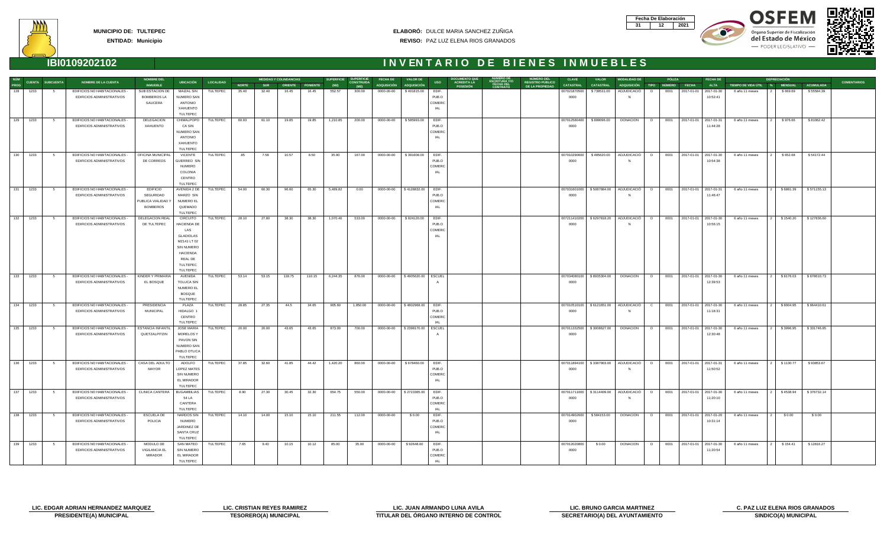**MUNICIPIO DE:** TULTEPEC
**ENTIDAD:** Municipio

**ELABORÓ:** DULCE MARIA SANCHEZ ZUÑIGA
**REVISO:** PAZ LUZ ELENA RIOS GRANADOS

| Fecha De Elaboración | | |
|---|---|---|
| 31 | 12 | 2021 |

# IBI0109202102 — INVENTARIO DE BIENES INMUEBLES

| NUM PROG | CUENTA | SUBCUENTA | NOMBRE DE LA CUENTA | NOMBRE DEL INMUEBLE | UBICACIÓN | LOCALIDAD | MEDIDAS Y COLINDANCIAS NORTE | SUR | ORIENTE | PONIENTE | SUPERFICIE (M2) | SUPERFICIE CONSTRUIDA (M2) | FECHA DE ADQUISICIÓN | VALOR DE ADQUISICIÓN | USO | DOCUMENTO QUE ACREDITA LA POSESIÓN | NUMERO DE ESCRITURA Y/O FECHA DEL CONTRATO | NUMERO DEL REGISTRO PUBLICO DE LA PROPIEDAD | CLAVE CATASTRAL | VALOR CATASTRAL | MODALIDAD DE ADQUISICIÓN | PÓLIZA TIPO | NUMERO | FECHA | FECHA DE ALTA | TIEMPO DE VIDA UTIL | % | DEPRECIACIÓN MENSUAL | ACUMULADA | COMENTARIOS |
|---|---|---|---|---|---|---|---|---|---|---|---|---|---|---|---|---|---|---|---|---|---|---|---|---|---|---|---|---|---|---|
| 128 | 1233 | 5 | EDIFICIOS NO HABITACIONALES - EDIFICIOS ADMINISTRATIVOS | SUB ESTACION DE BOMBEROS LA SAUCERA | MAIZAL SIN NUMERO SAN ANTONIO XAHUENTO TULTEPEC | TULTEPEC | 35.40 | 32.40 | 16.45 | 16.45 | 552.57 | 300.00 | 0000-00-00 | $ 401835.00 | EDIF. PUBLO COMERCIAL | | | | 0070218705000000 | $ 739531.00 | ADJUDICACIÓN | D | 0001 | 2017-01-01 | 2017-01-30 10:52:41 | 6 año 11 meses | 2 | $ 669.69 | $ 55584.39 | |
| 129 | 1233 | 5 | EDIFICIOS NO HABITACIONALES - EDIFICIOS ADMINISTRATIVOS | DELEGACION XAHUENTO | CHIMALPOPO CA SIN NUMERO SAN ANTONIO XAHUENTO TULTEPEC | TULTEPEC | 60.93 | 61.10 | 19.85 | 19.85 | 1,210.85 | 200.00 | 0000-00-00 | $ 585993.00 | EDIF. PUBLO COMERCIAL | | | | 0070125604000000 | $ 899096.00 | DONACION | D | 0001 | 2017-01-01 | 2017-01-31 11:44:28 | 6 año 11 meses | 2 | $ 976.66 | $ 81062.42 | |
| 130 | 1233 | 5 | EDIFICIOS NO HABITACIONALES - EDIFICIOS ADMINISTRATIVOS | OFICINA MUNICIPAL DE CORREOS | VICENTE GUERRERO SIN NUMERO COLONIA CENTRO TULTEPEC | TULTEPEC | .85 | 7.58 | 10.57 | 8.50 | 35.90 | 167.00 | 0000-00-00 | $ 391608.00 | EDIF. PUBLO COMERCIAL | | | | 0070102906000000 | $ 485620.00 | ADJUDICACIÓN | D | 0001 | 2017-01-01 | 2017-01-30 10:54:38 | 6 año 11 meses | 2 | $ 652.68 | $ 54172.44 | |
| 131 | 1233 | 5 | EDIFICIOS NO HABITACIONALES - EDIFICIOS ADMINISTRATIVOS | EDIFICIO SEGURIDAD PUBLICA VIALIDAD Y BOMBEROS | AVENIDA 2 DE MARZO SIN NUMERO EL QUEMADO TULTEPEC | TULTEPEC | 54.00 | 60.30 | 96.60 | 65.30 | 5,489.82 | 0.00 | 0000-00-00 | $ 4128832.00 | EDIF. PUBLO COMERCIAL | | | | 0070316010000000 | $ 5087884.00 | ADJUDICACIÓN | D | 0001 | 2017-01-01 | 2017-01-31 11:46:47 | 6 año 11 meses | 2 | $ 6881.39 | $ 571155.13 | |
| 132 | 1233 | 5 | EDIFICIOS NO HABITACIONALES - EDIFICIOS ADMINISTRATIVOS | DELEGACION REAL DE TULTEPEC | CIRCUITO HACIENDA DE LAS GLADIOLAS MZ141 LT 02 SIN NUMERO HACIENDA REAL DE TULTEPEC TULTEPEC | TULTEPEC | 28.10 | 27.80 | 38.30 | 38.30 | 1,070.46 | 533.00 | 0000-00-00 | $ 924120.00 | EDIF. PUBLO COMERCIAL | | | | 0072114102000000 | $ 6297818.20 | ADJUDICACIÓN | D | 0001 | 2017-01-01 | 2017-01-30 10:56:15 | 6 año 11 meses | 2 | $ 1540.20 | $ 127836.60 | |
| 133 | 1233 | 5 | EDIFICIOS NO HABITACIONALES - EDIFICIOS ADMINISTRATIVOS | KINDER Y PRIMARIA EL BOSQUE | AVENIDA TOLUCA SIN NUMERO EL BOSQUE TULTEPEC | TULTEPEC | 53.14 | 53.15 | 118.75 | 110.15 | 6,244.35 | 876.00 | 0000-00-00 | $ 4905620.00 | ESCUELA | | | | 0070340801000000 | $ 8935304.00 | DONACION | D | 0001 | 2017-01-01 | 2017-01-30 12:39:53 | 6 año 11 meses | 2 | $ 8176.03 | $ 678610.73 | |
| 134 | 1233 | 5 | EDIFICIOS NO HABITACIONALES - EDIFICIOS ADMINISTRATIVOS | PRESIDENCIA MUNICIPAL | PLAZA HIDALGO 1 CENTRO TULTEPEC | TULTEPEC | 28.85 | 27.35 | 44.5 | 34.65 | 995.60 | 1,950.00 | 0000-00-00 | $ 4802968.00 | EDIF. PUBLO COMERCIAL | | | | 0070105101000000 | $ 6121651.00 | ADJUDICACIÓN | C | 0001 | 2017-01-01 | 2017-01-30 11:18:31 | 6 año 11 meses | 2 | $ 8004.95 | $ 664410.61 | |
| 135 | 1233 | 5 | EDIFICIOS NO HABITACIONALES - EDIFICIOS ADMINISTRATIVOS | ESTANCIA INFANTIL QUETZALPITZIN | JOSE MARIA MORELOS Y PAVON SIN NUMERO SAN PABLO OTLICA TULTEPEC | TULTEPEC | 20.00 | 20.00 | 43.65 | 43.65 | 873.00 | 700.00 | 0000-00-00 | $ 2398170.00 | ESCUELA | | | | 0070113325000000 | $ 3008627.00 | DONACION | D | 0001 | 2017-01-01 | 2017-01-30 12:30:48 | 6 año 11 meses | 2 | $ 3996.95 | $ 331746.85 | |
| 136 | 1233 | 5 | EDIFICIOS NO HABITACIONALES - EDIFICIOS ADMINISTRATIVOS | CASA DEL ADULTO MAYOR | ADOLFO LOPEZ MATES SIN NUMERO EL MIRADOR TULTEPEC | TULTEPEC | 37.85 | 32.60 | 41.85 | 44.42 | 1,420.20 | 860.00 | 0000-00-00 | $ 678460.00 | EDIF. PUBLO COMERCIAL | | | | 0070118941000000 | $ 3387903.00 | ADJUDICACIÓN | D | 0001 | 2017-01-01 | 2017-01-31 11:50:52 | 6 año 11 meses | 2 | $ 1130.77 | $ 93853.67 | |
| 137 | 1233 | 5 | EDIFICIOS NO HABITACIONALES - EDIFICIOS ADMINISTRATIVOS | CLINICA CANTERA | BUGAMBILIAS 54 LA CANTERA TULTEPEC | TULTEPEC | 8.90 | 27.30 | 30.45 | 32.30 | 654.75 | 550.00 | 0000-00-00 | $ 2723365.00 | EDIF. PUBLO COMERCIAL | | | | 0070117110000000 | $ 3114409.00 | ADJUDICACIÓN | D | 0001 | 2017-01-01 | 2017-01-30 11:20:10 | 6 año 11 meses | 2 | $ 4538.94 | $ 376732.14 | |
| 138 | 1233 | 5 | EDIFICIOS NO HABITACIONALES - EDIFICIOS ADMINISTRATIVOS | ESCUELA DE POLICIA | NARDOS SIN NUMERO JARDINEZ DE SANTA CRUZ TULTEPEC | TULTEPEC | 14.10 | 14.00 | 15.10 | 15.10 | 211.55 | 112.00 | 0000-00-00 | $ 0.00 | EDIF. PUBLO COMERCIAL | | | | 0070149026000000 | $ 584153.00 | DONACION | D | 0001 | 2017-01-01 | 2017-01-20 10:31:14 | 6 año 11 meses | 2 | $ 0.00 | $ 0.00 | |
| 139 | 1233 | 5 | EDIFICIOS NO HABITACIONALES - EDIFICIOS ADMINISTRATIVOS | MODULO DE VIGILANCIA EL MIRADOR | SAN MATEO SIN NUMERO EL MIRADOR TULTEPEC | TULTEPEC | 7.65 | 9.40 | 10.15 | 10.12 | 85.00 | 35.00 | 0000-00-00 | $ 92648.00 | EDIF. PUBLO COMERCIAL | | | | 0070120208000000 | $ 0.00 | DONACION | D | 0001 | 2017-01-01 | 2017-01-30 11:20:54 | 6 año 11 meses | 2 | $ 154.41 | $ 12816.27 | |

**LIC. EDGAR ADRIAN HERNANDEZ MARQUEZ**
PRESIDENTE(A) MUNICIPAL

**LIC. CRISTIAN REYES RAMIREZ**
TESORERO(A) MUNICIPAL

**LIC. JUAN ARMANDO LUNA AVILA**
TITULAR DEL ÓRGANO INTERNO DE CONTROL

**LIC. BRUNO GARCIA MARTINEZ**
SECRETARIO(A) DEL AYUNTAMIENTO

**C. PAZ LUZ ELENA RIOS GRANADOS**
SINDICO(A) MUNICIPAL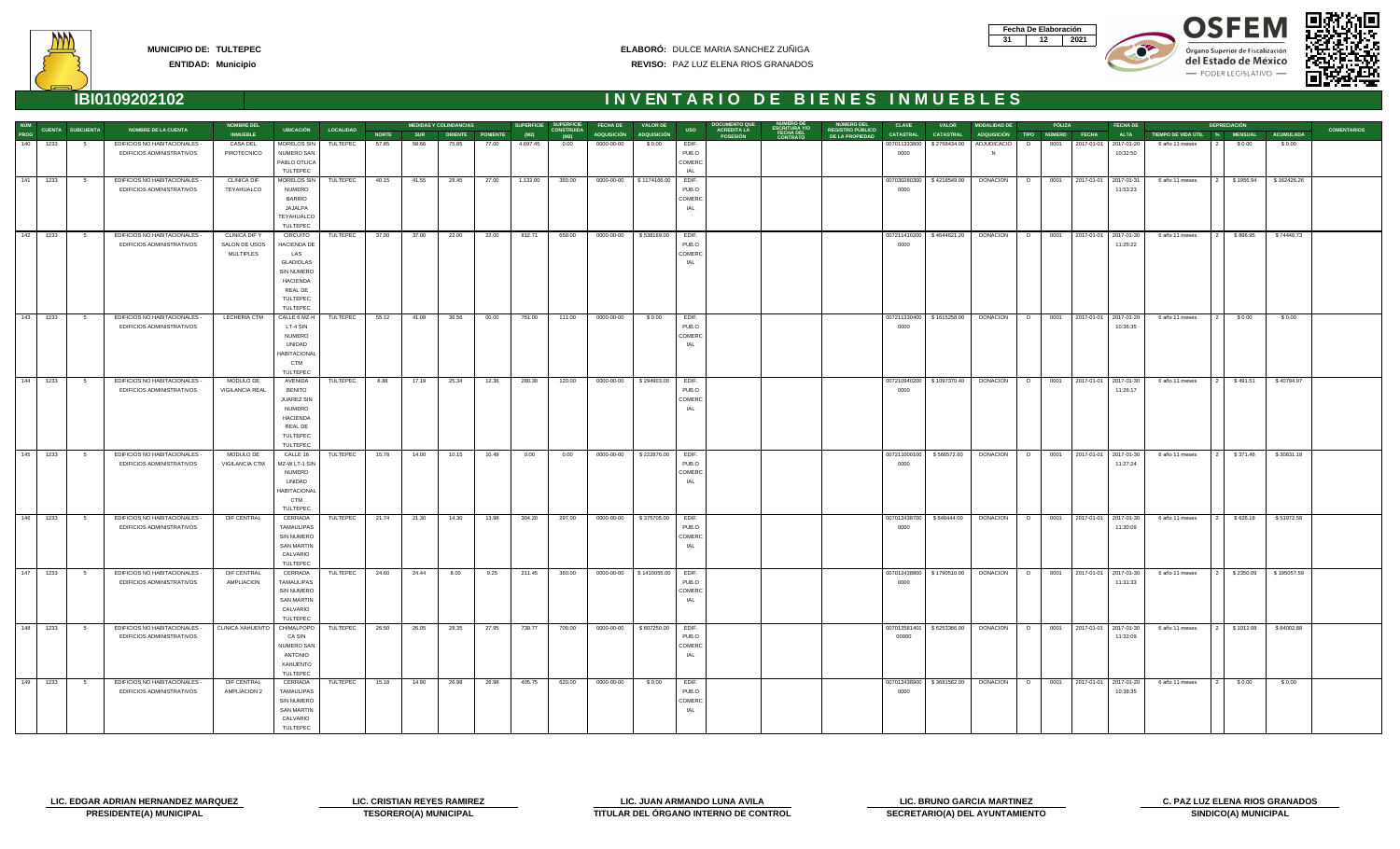**MUNICIPIO DE:** TULTEPEC

**ENTIDAD:** Municipio

**ELABORÓ:** DULCE MARIA SANCHEZ ZUÑIGA

**REVISO:** PAZ LUZ ELENA RIOS GRANADOS

| Fecha De Elaboración | | |
|---|---|---|
| 31 | 12 | 2021 |

## IBI0109202102

# INVENTARIO DE BIENES INMUEBLES

| NUM PROG | CUENTA | SUBCUENTA | NOMBRE DE LA CUENTA | NOMBRE DEL INMUEBLE | UBICACIÓN | LOCALIDAD | MEDIDAS Y COLINDANCIAS NORTE | SUR | ORIENTE | PONIENTE | SUPERFICIE (M2) | SUPERFICIE CONSTRUIDA (M2) | FECHA DE ADQUISICIÓN | VALOR DE ADQUISICIÓN | USO | DOCUMENTO QUE ACREDITA LA POSESIÓN | NUMERO DE ESCRITURA Y/O FECHA DEL CONTRATO | NUMERO DEL REGISTRO PUBLICO DE LA PROPIEDAD | CLAVE CATASTRAL | VALOR CATASTRAL | MODALIDAD DE ADQUISICIÓN | PÓLIZA TIPO | NÚMERO | FECHA | FECHA DE ALTA | TIEMPO DE VIDA UTIL | % | DEPRECIACIÓN MENSUAL | ACUMULADA | COMENTARIOS |
|---|---|---|---|---|---|---|---|---|---|---|---|---|---|---|---|---|---|---|---|---|---|---|---|---|---|---|---|---|---|---|
| 140 | 1233 | 5 | EDIFICIOS NO HABITACIONALES - EDIFICIOS ADMINISTRATIVOS | CASA DEL PIROTECNICO | MORELOS SIN NUMERO SAN PABLO OTLICA TULTEPEC | TULTEPEC | 57.85 | 58.66 | 75.85 | 77.00 | 4,697.45 | 0.00 | 0000-00-00 | $ 0.00 | EDIF. PUBLO COMERCIAL | | | | 0070113338000000 | $ 2768434.00 | ADJUDICACION | D | 0001 | 2017-01-01 | 2017-01-20 10:32:50 | 6 año 11 meses | 2 | $ 0.00 | $ 0.00 | |
| 141 | 1233 | 5 | EDIFICIOS NO HABITACIONALES - EDIFICIOS ADMINISTRATIVOS | CLINICA DIF TEYAHUALCO | MORELOS SIN NUMERO BARRIO JAJALPA TEYAHUALCO TULTEPEC | TULTEPEC | 40.15 | 41.55 | 28.45 | 27.00 | 1,132.00 | 360.00 | 0000-00-00 | $ 1174166.00 | EDIF. PUBLO COMERCIAL | | | | 0070302600000000 | $ 4218549.00 | DONACION | D | 0001 | 2017-01-01 | 2017-01-31 11:53:23 | 6 año 11 meses | 2 | $ 1956.94 | $ 162426.26 | |
| 142 | 1233 | 5 | EDIFICIOS NO HABITACIONALES - EDIFICIOS ADMINISTRATIVOS | CLINICA DIF Y SALON DE USOS MULTIPLES | CIRCUITO HACIENDA DE LAS GLADIOLAS SIN NUMERO HACIENDA REAL DE TULTEPEC TULTEPEC | TULTEPEC | 37.00 | 37.00 | 22.00 | 22.00 | 612.71 | 650.00 | 0000-00-00 | $ 538169.00 | EDIF. PUBLO COMERCIAL | | | | 0072114100000000 | $ 4644621.20 | DONACION | D | 0001 | 2017-01-01 | 2017-01-30 11:25:22 | 6 año 11 meses | 2 | $ 896.95 | $ 74446.73 | |
| 143 | 1233 | 5 | EDIFICIOS NO HABITACIONALES - EDIFICIOS ADMINISTRATIVOS | LECHERIA CTM | CALLE 6 MZ-H LT-4 SIN NUMERO UNIDAD HABITACIONAL CTM TULTEPEC | TULTEPEC | 55.12 | 41.08 | 36.56 | 00.00 | 751.00 | 111.00 | 0000-00-00 | $ 0.00 | EDIF. PUBLO COMERCIAL | | | | 0072113304000000 | $ 1615258.00 | DONACION | D | 0001 | 2017-01-01 | 2017-01-20 10:36:35 | 6 año 11 meses | 2 | $ 0.00 | $ 0.00 | |
| 144 | 1233 | 5 | EDIFICIOS NO HABITACIONALES - EDIFICIOS ADMINISTRATIVOS | MODULO DE VIGILANCIA REAL | AVENIDA BENITO JUAREZ SIN NUMERO HACIENDA REAL DE TULTEPEC TULTEPEC | TULTEPEC | 8.86 | 17.19 | 25.34 | 12.36 | 280.30 | 120.00 | 0000-00-00 | $ 294903.00 | EDIF. PUBLO COMERCIAL | | | | 0072109402000000 | $ 1097370.40 | DONACION | D | 0001 | 2017-01-01 | 2017-01-30 11:26:17 | 6 año 11 meses | 2 | $ 491.51 | $ 40794.97 | |
| 145 | 1233 | 5 | EDIFICIOS NO HABITACIONALES - EDIFICIOS ADMINISTRATIVOS | MODULO DE VIGILANCIA CTM | CALLE 16 MZ-W LT-1 SIN NUMERO UNIDAD HABITACIONAL CTM TULTEPEC | TULTEPEC | 15.78 | 14.00 | 10.15 | 10.49 | 0.00 | 0.00 | 0000-00-00 | $ 222876.00 | EDIF. PUBLO COMERCIAL | | | | 0072110001000000 | $ 566572.60 | DONACION | D | 0001 | 2017-01-01 | 2017-01-30 11:27:24 | 6 año 11 meses | 2 | $ 371.46 | $ 30831.18 | |
| 146 | 1233 | 5 | EDIFICIOS NO HABITACIONALES - EDIFICIOS ADMINISTRATIVOS | DIF CENTRAL | CERRADA TAMAULIPAS SIN NUMERO SAN MARTIN CALVARIO TULTEPEC | TULTEPEC | 21.74 | 21.30 | 14.30 | 13.98 | 304.20 | 297.00 | 0000-00-00 | $ 375705.00 | EDIF. PUBLO COMERCIAL | | | | 0070124387000000 | $ 648444.00 | DONACION | D | 0001 | 2017-01-01 | 2017-01-30 11:30:09 | 6 año 11 meses | 2 | $ 626.18 | $ 51972.58 | |
| 147 | 1233 | 5 | EDIFICIOS NO HABITACIONALES - EDIFICIOS ADMINISTRATIVOS | DIF CENTRAL AMPLIACION | CERRADA TAMAULIPAS SIN NUMERO SAN MARTIN CALVARIO TULTEPEC | TULTEPEC | 24.60 | 24.44 | 8.00 | 9.25 | 211.45 | 360.00 | 0000-00-00 | $ 1410055.00 | EDIF. PUBLO COMERCIAL | | | | 0070124388000000 | $ 1790510.00 | DONACION | D | 0001 | 2017-01-01 | 2017-01-30 11:31:33 | 6 año 11 meses | 2 | $ 2350.09 | $ 195057.59 | |
| 148 | 1233 | 5 | EDIFICIOS NO HABITACIONALES - EDIFICIOS ADMINISTRATIVOS | CLINICA XAHUENTO | CHIMALPOPOCA SIN NUMERO SAN ANTONIO XAHUENTO TULTEPEC | TULTEPEC | 26.50 | 26.05 | 28.35 | 27.95 | 739.77 | 700.00 | 0000-00-00 | $ 607250.00 | EDIF. PUBLO COMERCIAL | | | | 00701258140100000 | $ 6253366.00 | DONACION | D | 0001 | 2017-01-01 | 2017-01-30 11:32:09 | 6 año 11 meses | 2 | $ 1012.08 | $ 84002.88 | |
| 149 | 1233 | 5 | EDIFICIOS NO HABITACIONALES - EDIFICIOS ADMINISTRATIVOS | DIF CENTRAL AMPLIACION 2 | CERRADA TAMAULIPAS SIN NUMERO SAN MARTIN CALVARIO TULTEPEC | TULTEPEC | 15.18 | 14.90 | 26.98 | 26.98 | 405.75 | 620.00 | 0000-00-00 | $ 0.00 | EDIF. PUBLO COMERCIAL | | | | 0070124389000000 | $ 3681562.00 | DONACION | D | 0001 | 2017-01-01 | 2017-01-20 10:38:35 | 6 año 11 meses | 2 | $ 0.00 | $ 0.00 | |

| LIC. EDGAR ADRIAN HERNANDEZ MARQUEZ | LIC. CRISTIAN REYES RAMIREZ | LIC. JUAN ARMANDO LUNA AVILA | LIC. BRUNO GARCIA MARTINEZ | C. PAZ LUZ ELENA RIOS GRANADOS |
|---|---|---|---|---|
| PRESIDENTE(A) MUNICIPAL | TESORERO(A) MUNICIPAL | TITULAR DEL ÓRGANO INTERNO DE CONTROL | SECRETARIO(A) DEL AYUNTAMIENTO | SINDICO(A) MUNICIPAL |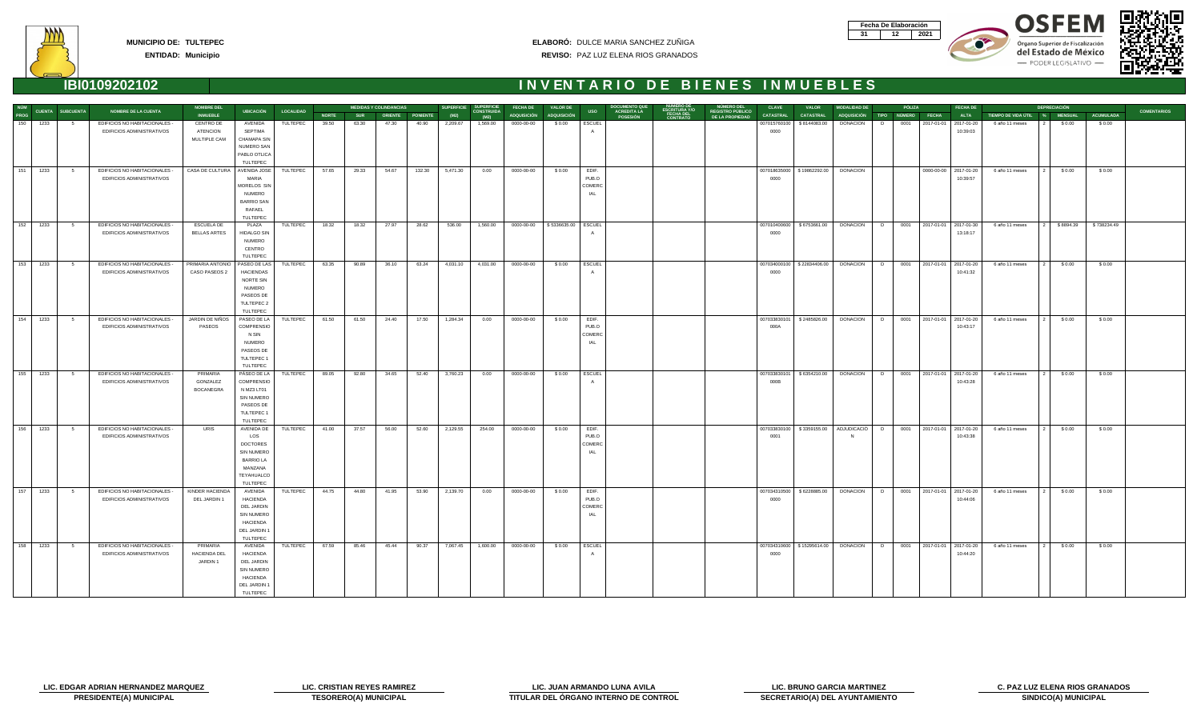**MUNICIPIO DE:** TULTEPEC
**ENTIDAD:** Municipio

**ELABORÓ:** DULCE MARIA SANCHEZ ZUÑIGA
**REVISO:** PAZ LUZ ELENA RIOS GRANADOS

| Fecha De Elaboración | | |
|---|---|---|
| 31 | 12 | 2021 |

OSFEM
Órgano Superior de Fiscalización del Estado de México
— PODER LEGISLATIVO —

## IBI0109202102

# INVENTARIO DE BIENES INMUEBLES

| NUM PROG | CUENTA | SUBCUENTA | NOMBRE DE LA CUENTA | NOMBRE DEL INMUEBLE | UBICACIÓN | LOCALIDAD | MEDIDAS Y COLINDANCIAS NORTE | SUR | ORIENTE | PONIENTE | SUPERFICIE (M2) | SUPERFICIE CONSTRUIDA (M2) | FECHA DE ADQUISICIÓN | VALOR DE ADQUISICIÓN | USO | DOCUMENTO QUE ACREDITA LA POSESIÓN | NUMERO DE ESCRITURA Y/O FECHA DEL CONTRATO | NUMERO DEL REGISTRO PUBLICO DE LA PROPIEDAD | CLAVE CATASTRAL | VALOR CATASTRAL | MODALIDAD DE ADQUISICIÓN | PÓLIZA TIPO | NÚMERO | FECHA | FECHA DE ALTA | TIEMPO DE VIDA UTIL | DEPRECIACIÓN % | MENSUAL | ACUMULADA | COMENTARIOS |
|---|---|---|---|---|---|---|---|---|---|---|---|---|---|---|---|---|---|---|---|---|---|---|---|---|---|---|---|---|---|---|
| 150 | 1233 | 5 | EDIFICIOS NO HABITACIONALES - EDIFICIOS ADMINISTRATIVOS | CENTRO DE ATENCION MULTIPLE CAM | AVENIDA SEPTIMA CHAMAPA SIN NUMERO SAN PABLO OTLICA TULTEPEC | TULTEPEC | 39.50 | 63.30 | 47.30 | 40.90 | 2,209.67 | 1,569.00 | 0000-00-00 | $ 0.00 | ESCUELA | | | | 007015760100 0000 | $ 8144083.00 | DONACION | D | 0001 | 2017-01-01 | 2017-01-20 10:39:03 | 6 año 11 meses | 2 | $ 0.00 | $ 0.00 | |
| 151 | 1233 | 5 | EDIFICIOS NO HABITACIONALES - EDIFICIOS ADMINISTRATIVOS | CASA DE CULTURA | AVENIDA JOSE MARIA MORELOS SIN NUMERO BARRIO SAN RAFAEL TULTEPEC | TULTEPEC | 57.65 | 29.33 | 54.67 | 132.30 | 5,471.30 | 0.00 | 0000-00-00 | $ 0.00 | EDIF. PUB.O COMERCIAL | | | | 007018035000 0000 | $ 19862292.00 | DONACION | | | 0000-00-00 | 2017-01-20 10:39:57 | 6 año 11 meses | 2 | $ 0.00 | $ 0.00 | |
| 152 | 1233 | 5 | EDIFICIOS NO HABITACIONALES - EDIFICIOS ADMINISTRATIVOS | ESCUELA DE BELLAS ARTES | PLAZA HIDALGO SIN NUMERO CENTRO TULTEPEC | TULTEPEC | 18.32 | 18.32 | 27.97 | 28.62 | 536.00 | 1,560.00 | 0000-00-00 | $ 5336635.00 | ESCUELA | | | | 007010400600 0000 | $ 6753661.00 | DONACION | D | 0001 | 2017-01-01 | 2017-01-30 13:18:17 | 6 año 11 meses | 2 | $ 8894.39 | $ 738234.49 | |
| 153 | 1233 | 5 | EDIFICIOS NO HABITACIONALES - EDIFICIOS ADMINISTRATIVOS | PRIMARIA ANTONIO CASO PASEOS 2 | PASEO DE LAS HACIENDAS NORTE SIN NUMERO PASEOS DE TULTEPEC 2 TULTEPEC | TULTEPEC | 63.35 | 90.89 | 36.10 | 63.24 | 4,031.10 | 4,031.00 | 0000-00-00 | $ 0.00 | ESCUELA | | | | 007034000100 0000 | $ 22834406.00 | DONACION | D | 0001 | 2017-01-01 | 2017-01-20 10:41:32 | 6 año 11 meses | 2 | $ 0.00 | $ 0.00 | |
| 154 | 1233 | 5 | EDIFICIOS NO HABITACIONALES - EDIFICIOS ADMINISTRATIVOS | JARDIN DE NIÑOS PASEOS | PASEO DE LA COMPRENSION SIN NUMERO PASEOS DE TULTEPEC 1 TULTEPEC | TULTEPEC | 61.50 | 61.50 | 24.40 | 17.50 | 1,284.34 | 0.00 | 0000-00-00 | $ 0.00 | EDIF. PUB.O COMERCIAL | | | | 007033830101 000A | $ 2465826.00 | DONACION | D | 0001 | 2017-01-01 | 2017-01-20 10:43:17 | 6 año 11 meses | 2 | $ 0.00 | $ 0.00 | |
| 155 | 1233 | 5 | EDIFICIOS NO HABITACIONALES - EDIFICIOS ADMINISTRATIVOS | PRIMARIA GONZALEZ BOCANEGRA | PASEO DE LA COMPRENSION MZ3 LT01 SIN NUMERO PASEOS DE TULTEPEC 1 TULTEPEC | TULTEPEC | 89.05 | 92.80 | 34.65 | 52.40 | 3,760.23 | 0.00 | 0000-00-00 | $ 0.00 | ESCUELA | | | | 007033830101 000B | $ 6354210.00 | DONACION | D | 0001 | 2017-01-01 | 2017-01-20 10:43:28 | 6 año 11 meses | 2 | $ 0.00 | $ 0.00 | |
| 156 | 1233 | 5 | EDIFICIOS NO HABITACIONALES - EDIFICIOS ADMINISTRATIVOS | URIS | AVENIDA DE LOS DOCTORES SIN NUMERO BARRIO LA MANZANA TEYAHUALCO TULTEPEC | TULTEPEC | 41.00 | 37.57 | 56.00 | 52.60 | 2,129.55 | 254.00 | 0000-00-00 | $ 0.00 | EDIF. PUB.O COMERCIAL | | | | 007033830100 0001 | $ 3359155.00 | ADJUDICACION | D | 0001 | 2017-01-01 | 2017-01-20 10:43:38 | 6 año 11 meses | 2 | $ 0.00 | $ 0.00 | |
| 157 | 1233 | 5 | EDIFICIOS NO HABITACIONALES - EDIFICIOS ADMINISTRATIVOS | KINDER HACIENDA DEL JARDIN 1 | AVENIDA HACIENDA DEL JARDIN SIN NUMERO HACIENDA DEL JARDIN 1 TULTEPEC | TULTEPEC | 44.75 | 44.80 | 41.95 | 53.90 | 2,139.70 | 0.00 | 0000-00-00 | $ 0.00 | EDIF. PUB.O COMERCIAL | | | | 007034310500 0000 | $ 6228885.00 | DONACION | D | 0001 | 2017-01-01 | 2017-01-20 10:44:06 | 6 año 11 meses | 2 | $ 0.00 | $ 0.00 | |
| 158 | 1233 | 5 | EDIFICIOS NO HABITACIONALES - EDIFICIOS ADMINISTRATIVOS | PRIMARIA HACIENDA DEL JARDIN 1 | AVENIDA HACIENDA DEL JARDIN SIN NUMERO HACIENDA DEL JARDIN 1 TULTEPEC | TULTEPEC | 67.59 | 85.46 | 45.44 | 90.37 | 7,067.45 | 1,600.00 | 0000-00-00 | $ 0.00 | ESCUELA | | | | 007034310600 0000 | $ 15295614.00 | DONACION | D | 0001 | 2017-01-01 | 2017-01-20 10:44:20 | 6 año 11 meses | 2 | $ 0.00 | $ 0.00 | |

| | | | | |
|---|---|---|---|---|
| **LIC. EDGAR ADRIAN HERNANDEZ MARQUEZ** | **LIC. CRISTIAN REYES RAMIREZ** | **LIC. JUAN ARMANDO LUNA AVILA** | **LIC. BRUNO GARCIA MARTINEZ** | **C. PAZ LUZ ELENA RIOS GRANADOS** |
| **PRESIDENTE(A) MUNICIPAL** | **TESORERO(A) MUNICIPAL** | **TITULAR DEL ÓRGANO INTERNO DE CONTROL** | **SECRETARIO(A) DEL AYUNTAMIENTO** | **SINDICO(A) MUNICIPAL** |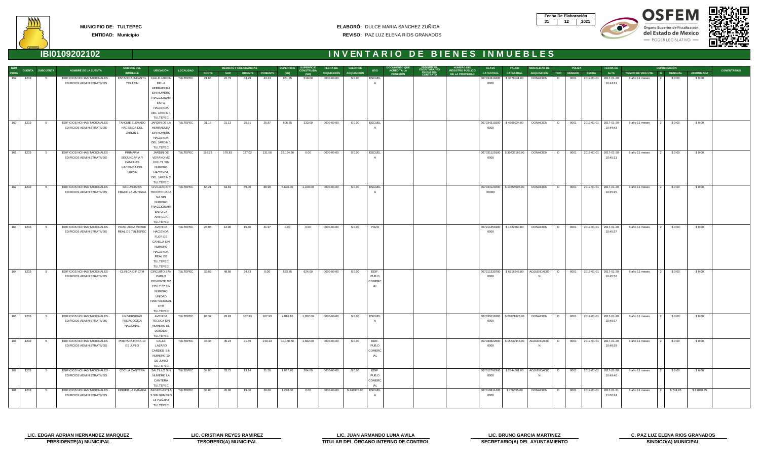**MUNICIPIO DE:** TULTEPEC
**ENTIDAD:** Municipio

**ELABORÓ:** DULCE MARIA SANCHEZ ZUÑIGA
**REVISO:** PAZ LUZ ELENA RIOS GRANADOS

| Fecha De Elaboración | | |
|---|---|---|
| 31 | 12 | 2021 |

## IBI0109202102

# INVENTARIO DE BIENES INMUEBLES

| NUM PROG | CUENTA | SUBCUENTA | NOMBRE DE LA CUENTA | NOMBRE DEL INMUEBLE | UBICACIÓN | LOCALIDAD | MEDIDAS Y COLINDANCIAS NORTE | SUR | ORIENTE | PONIENTE | SUPERFICIE (M2) | SUPERFICIE CONSTRUIDA (M2) | FECHA DE ADQUISICIÓN | VALOR DE ADQUISICIÓN | USO | DOCUMENTO QUE ACREDITA LA POSESIÓN | NÚMERO DE ESCRITURA Y/O FECHA DEL CONTRATO | NÚMERO DEL REGISTRO PÚBLICO DE LA PROPIEDAD | CLAVE CATASTRAL | VALOR CATASTRAL | MODALIDAD DE ADQUISICIÓN | PÓLIZA TIPO | NÚMERO | FECHA | FECHA DE ALTA | TIEMPO DE VIDA ÚTIL | % | DEPRECIACIÓN MENSUAL | ACUMULADA | COMENTARIOS |
|---|---|---|---|---|---|---|---|---|---|---|---|---|---|---|---|---|---|---|---|---|---|---|---|---|---|---|---|---|---|---|
| 159 | 1233 | 5 | EDIFICIOS NO HABITACIONALES - EDIFICIOS ADMINISTRATIVOS | ESTANCIA INFANTIL YOLTZIN | CALLE JARDIN DE LA HERRADURA SIN NUMERO FRACCIONAMIENTO HACIENDA DEL JARDIN 1 TULTEPEC | TULTEPEC | 21.68 | 22.79 | 43.29 | 43.23 | 961.85 | 510.00 | 0000-00-00 | $ 0.00 | ESCUELA | | | | 0070343104000000 | $ 3479041.00 | DONACION | D | 0001 | 2017-01-01 | 2017-01-20 10:44:31 | 6 año 11 meses | 2 | $ 0.00 | $ 0.00 | |
| 160 | 1233 | 5 | EDIFICIOS NO HABITACIONALES - EDIFICIOS ADMINISTRATIVOS | TANQUE ELEVADO HACIENDA DEL JARDIN 1 | JARDIN DE LA HERRADURA SIN NUMERO HACIENDA DEL JARDIN 1 TULTEPEC | TULTEPEC | 31.18 | 31.13 | 25.91 | 25.87 | 806.65 | 333.00 | 0000-00-00 | $ 0.00 | ESCUELA | | | | 0070343102000000 | $ 4669934.00 | DONACION | D | 0001 | 2017-01-01 | 2017-01-20 10:44:43 | 6 año 11 meses | 2 | $ 0.00 | $ 0.00 | |
| 161 | 1233 | 5 | EDIFICIOS NO HABITACIONALES - EDIFICIOS ADMINISTRATIVOS | PRIMARIA SECUNDARIA Y CANCHAS HACIENDA DEL JARDIN | JARDIN DE VERANO MZ XXI LT1 SIN NUMERO HACIENDA DEL JARDIN 2 TULTEPEC | TULTEPEC | 165.73 | 170.63 | 127.02 | 131.06 | 23,164.90 | 0.00 | 0000-00-00 | $ 0.00 | ESCUELA | | | | 0070311201000000 | $ 30736163.00 | DONACION | D | 0001 | 2017-01-01 | 2017-01-20 10:45:11 | 6 año 11 meses | 2 | $ 0.00 | $ 0.00 | |
| 162 | 1233 | 5 | EDIFICIOS NO HABITACIONALES - EDIFICIOS ADMINISTRATIVOS | SECUNDARIA FRACC LA ANTIGUA | CIVILIZACION TEHOTIHUACANA SIN NUMERO FRACCIONAMIENTO LA ANTIGUA TULTEPEC | TULTEPEC | 64.21 | 63.81 | 89.00 | 88.98 | 5,696.00 | 1,160.00 | 0000-00-00 | $ 0.00 | ESCUELA | | | | 00703412040000000 | $ 13355506.00 | DONACION | D | 0001 | 2017-01-01 | 2017-01-20 10:45:25 | 6 año 11 meses | 2 | $ 0.00 | $ 0.00 | |
| 163 | 1233 | 5 | EDIFICIOS NO HABITACIONALES - EDIFICIOS ADMINISTRATIVOS | POZO AREA VERDE REAL DE TULTEPEC | AVENIDA HACIENDA FLOR DE CANELA SIN NUMERO HACIENDA REAL DE TULTEPEC TULTEPEC | TULTEPEC | 28.96 | 12.90 | 15.80 | 41.97 | 0.00 | 0.00 | 0000-00-00 | $ 0.00 | POZO | | | | 0072114501000000 | $ 1822760.00 | DONACION | D | 0001 | 2017-01-01 | 2017-01-20 10:45:37 | 6 año 11 meses | 2 | $ 0.00 | $ 0.00 | |
| 164 | 1233 | 5 | EDIFICIOS NO HABITACIONALES - EDIFICIOS ADMINISTRATIVOS | CLINICA DIF CTM | CIRCUITO SAN PABLO PONIENTE MZ 133 LT 07 SIN NUMERO UNIDAD HABITACIONAL CTM TULTEPEC | TULTEPEC | 33.92 | 48.86 | 34.83 | 0.00 | 593.85 | 624.00 | 0000-00-00 | $ 0.00 | EDIF. PUBLO COMERCIAL | | | | 0072113307000000 | $ 6216646.80 | ADJUDICACION | D | 0001 | 2017-01-01 | 2017-01-20 10:45:52 | 6 año 11 meses | 2 | $ 0.00 | $ 0.00 | |
| 165 | 1233 | 5 | EDIFICIOS NO HABITACIONALES - EDIFICIOS ADMINISTRATIVOS | UNIVERSIDAD PEDAGOGICA NACIONAL | AVENIDA TOLUCA SIN NUMERO EL DORADO TULTEPEC | TULTEPEC | 88.32 | 78.83 | 107.93 | 107.93 | 9,016.10 | 1,652.00 | 0000-00-00 | $ 0.00 | ESCUELA | | | | 0070310102000000 | $ 20721826.00 | DONACION | D | 0001 | 2017-01-01 | 2017-01-20 10:49:17 | 6 año 11 meses | 2 | $ 0.00 | $ 0.00 | |
| 166 | 1233 | 5 | EDIFICIOS NO HABITACIONALES - EDIFICIOS ADMINISTRATIVOS | PREPARATORIA 10 DE JUNIO | CALLE LAZARO CARDES SIN NUMERO 10 DE JUNIO TULTEPEC | TULTEPEC | 48.38 | 45.24 | 21.85 | 219.13 | 10,188.50 | 1,692.00 | 0000-00-00 | $ 0.00 | EDIF. PUBLO COMERCIAL | | | | 0070308226000000 | $ 15539948.00 | ADJUDICACION | D | 0001 | 2017-01-01 | 2017-01-20 10:49:29 | 6 año 11 meses | 2 | $ 0.00 | $ 0.00 | |
| 167 | 1233 | 5 | EDIFICIOS NO HABITACIONALES - EDIFICIOS ADMINISTRATIVOS | CDC LA CANTERA | SALTILLO SIN NUMERO LA CANTERA TULTEPEC | TULTEPEC | 34.00 | 33.75 | 13.14 | 21.50 | 1,037.70 | 304.00 | 0000-00-00 | $ 0.00 | EDIF. PUBLO COMERCIAL | | | | 0070127929000000 | $ 2344561.00 | ADJUDICACION | D | 0001 | 2017-01-01 | 2017-01-20 10:49:40 | 6 año 11 meses | 2 | $ 0.00 | $ 0.00 | |
| 168 | 1233 | 5 | EDIFICIOS NO HABITACIONALES - EDIFICIOS ADMINISTRATIVOS | KINDER LA CAÑADA | ZACAPUAXTLAS SIN NUMERO LA CAÑADA TULTEPEC | TULTEPEC | 34.00 | 45.00 | 19.00 | 29.00 | 1,278.00 | 0.00 | 0000-00-00 | $ 446970.00 | ESCUELA | | | | 0070168114000000 | $ 756555.00 | DONACION | D | 0001 | 2017-01-01 | 2017-01-31 11:00:24 | 6 año 11 meses | 2 | $ 744.95 | $ 61830.85 | |

| | | | | |
|---|---|---|---|---|
| LIC. EDGAR ADRIAN HERNANDEZ MARQUEZ | LIC. CRISTIAN REYES RAMIREZ | LIC. JUAN ARMANDO LUNA AVILA | LIC. BRUNO GARCIA MARTINEZ | C. PAZ LUZ ELENA RIOS GRANADOS |
| PRESIDENTE(A) MUNICIPAL | TESORERO(A) MUNICIPAL | TITULAR DEL ÓRGANO INTERNO DE CONTROL | SECRETARIO(A) DEL AYUNTAMIENTO | SINDICO(A) MUNICIPAL |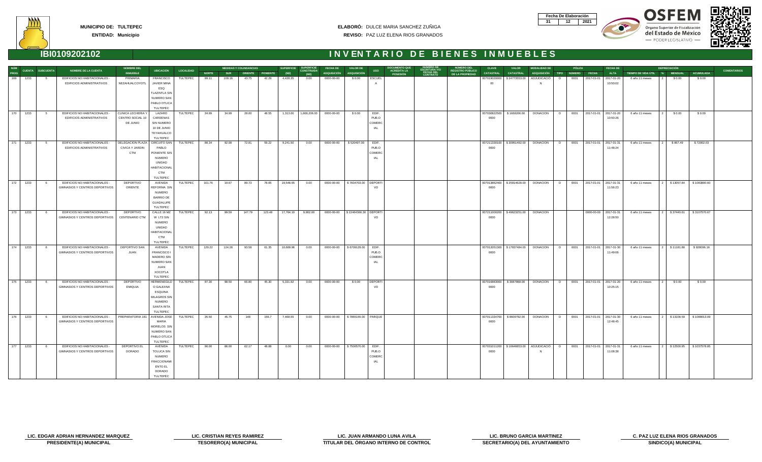**MUNICIPIO DE: TULTEPEC**
**ENTIDAD: Municipio**

**ELABORÓ:** DULCE MARIA SANCHEZ ZUÑIGA
**REVISO:** PAZ LUZ ELENA RIOS GRANADOS

| Fecha De Elaboración | | |
|---|---|---|
| 31 | 12 | 2021 |

## IBI0109202102

# INVENTARIO DE BIENES INMUEBLES

| NUM PROG | CUENTA | SUBCUENTA | NOMBRE DE LA CUENTA | NOMBRE DEL INMUEBLE | UBICACIÓN | LOCALIDAD | MEDIDAS Y COLINDANCIAS NORTE | SUR | ORIENTE | PONIENTE | SUPERFICIE (M2) | SUPERFICIE CONSTRUIDA (M2) | FECHA DE ADQUISICIÓN | VALOR DE ADQUISICIÓN | USO | DOCUMENTO QUE ACREDITA LA POSESIÓN | NÚMERO DE ESCRITURA Y/O FECHA DEL CONTRATO | NÚMERO DEL REGISTRO PÚBLICO DE LA PROPIEDAD | CLAVE CATASTRAL | VALOR CATASTRAL | MODALIDAD DE ADQUISICIÓN | PÓLIZA TIPO | NÚMERO | FECHA | FECHA DE ALTA | DEPRECIACIÓN TIEMPO DE VIDA UTIL | % | MENSUAL | ACUMULADA | COMENTARIOS |
|---|---|---|---|---|---|---|---|---|---|---|---|---|---|---|---|---|---|---|---|---|---|---|---|---|---|---|---|---|---|---|
| 169 | 1233 | 5 | EDIFICIOS NO HABITACIONALES - EDIFICIOS ADMINISTRATIVOS | PRIMARIA NEZAHUALCOYOTL | FRANCISCO JAVIER MINA ESQ TLAZINTLA SIN NUMERO SAN PABLO OTLICA TULTEPEC | TULTEPEC | 99.11 | 109.16 | 43.75 | 42.29 | 4,428.35 | 0.00 | 0000-00-00 | $ 0.00 | ESCUELA | | | | 00701902000000 | $ 24773553.00 | ADJUDICACIÓN | D | 0001 | 2017-01-01 | 2017-01-20 10:50:02 | 6 año 11 meses | 2 | $ 0.00 | $ 0.00 | |
| 170 | 1233 | 5 | EDIFICIOS NO HABITACIONALES - EDIFICIOS ADMINISTRATIVOS | CLINICA LECHERIA Y CENTRO SOCIAL 10 DE JUNIO | LAZARO CARDENAS SIN NUMERO 10 DE JUNIO TEYAHUALCO TULTEPEC | TULTEPEC | 34.99 | 34.99 | 28.00 | 48.55 | 1,313.00 | 1,668,206.00 | 0000-00-00 | $ 0.00 | EDIF. PUBLO COMERCIAL | | | | 0070308225000000 | $ 1668206.00 | DONACION | D | 0001 | 2017-01-01 | 2017-01-20 10:50:26 | 6 año 11 meses | 2 | $ 0.00 | $ 0.00 | |
| 171 | 1233 | 5 | EDIFICIOS NO HABITACIONALES - EDIFICIOS ADMINISTRATIVOS | DELEGACION PLAZA CIVICA Y JARDIN CTM | CIRCUITO SAN PABLO PONIENTE SIN NUMERO UNIDAD HABITACIONAL CTM TULTEPEC | TULTEPEC | 88.34 | 92.08 | 72.81 | 59.22 | 9,241.50 | 0.00 | 0000-00-00 | $ 520497.00 | EDIF. PUBLO COMERCIAL | | | | 0072113301000000 | $ 30951492.00 | DONACION | D | 0001 | 2017-01-01 | 2017-01-31 11:48:24 | 6 año 11 meses | 2 | $ 867.49 | $ 72002.03 | |
| 172 | 1233 | 6 | EDIFICIOS NO HABITACIONALES - GIMNASIOS Y CENTROS DEPORTIVOS | DEPORTIVO ORIENTE | AVENIDA REFORMA SIN NUMERO BARRIO DE GUADALUPE TULTEPEC | TULTEPEC | 101.76 | 19.67 | 89.73 | 78.65 | 19,548.65 | 0.00 | 0000-00-00 | $ 7834703.00 | DEPORTIVO | | | | 0070138624000000 | $ 25914628.00 | DONACION | D | 0001 | 2017-01-01 | 2017-01-31 11:56:23 | 6 año 11 meses | 2 | $ 13057.84 | $ 1083800.60 | |
| 173 | 1233 | 6 | EDIFICIOS NO HABITACIONALES - GIMNASIOS Y CENTROS DEPORTIVOS | DEPORTIVO CENTENARIO CTM | CALLE 16 MZ W LT2 SIN NUMERO UNIDAD HABITACIONAL CTM TULTEPEC | TULTEPEC | 92.13 | 99.59 | 147.79 | 123.48 | 17,764.10 | 9,902.00 | 0000-00-00 | $ 22464366.30 | DEPORTIVO | | | | 0072100002000000 | $ 49623251.00 | DONACION | | | 0000-00-00 | 2017-01-31 12:28:50 | 6 año 11 meses | 2 | $ 37440.61 | $ 3107570.67 | |
| 174 | 1233 | 6 | EDIFICIOS NO HABITACIONALES - GIMNASIOS Y CENTROS DEPORTIVOS | DEPORTIVO SAN JUAN | AVENIDA FRANCISCO I MADERO SIN NUMERO SAN JUAN XOCOTLA TULTEPEC | TULTEPEC | 129.22 | 124.28 | 93.58 | 61.35 | 10,669.96 | 0.00 | 0000-00-00 | $ 6709129.00 | EDIF. PUBLO COMERCIAL | | | | 0070120513000000 | $ 17937484.00 | DONACION | D | 0001 | 2017-01-01 | 2017-01-30 11:49:06 | 6 año 11 meses | 2 | $ 11181.88 | $ 928096.16 | |
| 175 | 1233 | 6 | EDIFICIOS NO HABITACIONALES - GIMNASIOS Y CENTROS DEPORTIVOS | DEPORTIVO EMIQUIA | HERMENEGILDO GALEANA ESQUINA MILAGROS SIN NUMERO SANTA RITA TULTEPEC | TULTEPEC | 97.30 | 98.50 | 60.80 | 45.30 | 5,331.92 | 0.00 | 0000-00-00 | $ 0.00 | DEPORTIVO | | | | 0070168630000000 | $ 3087868.00 | DONACION | D | 0001 | 2017-01-01 | 2017-01-20 10:25:15 | 6 año 11 meses | 2 | $ 0.00 | $ 0.00 | |
| 176 | 1233 | 6 | EDIFICIOS NO HABITACIONALES - GIMNASIOS Y CENTROS DEPORTIVOS | PREPARATORIA 181 | AVENIDA JOSE MARIA MORELOS SIN NUMERO SAN PABLO OTLICA TULTEPEC | TULTEPEC | 35.50 | 45.75 | 148 | 156.7 | 7,468.55 | 0.00 | 0000-00-00 | $ 7865155.00 | PARQUE | | | | 0070133470000000 | $ 8609792.00 | DONACION | D | 0001 | 2017-01-01 | 2017-01-30 12:48:45 | 6 año 11 meses | 2 | $ 13108.59 | $ 1088013.09 | |
| 177 | 1233 | 6 | EDIFICIOS NO HABITACIONALES - GIMNASIOS Y CENTROS DEPORTIVOS | DEPORTIVO EL DORADO | AVENIDA TOLUCA SIN NUMERO FRACCIONAMIENTO EL DORADO TULTEPEC | TULTEPEC | 96.00 | 86.00 | 62.17 | 48.88 | 0.00 | 0.00 | 0000-00-00 | $ 7500570.00 | EDIF. PUBLO COMERCIAL | | | | 0070310112000000 | $ 16648853.00 | ADJUDICACIÓN | D | 0001 | 2017-01-01 | 2017-01-31 11:08:38 | 6 año 11 meses | 2 | $ 12500.95 | $ 1037578.85 | |

| | | | | |
|---|---|---|---|---|
| LIC. EDGAR ADRIAN HERNANDEZ MARQUEZ | LIC. CRISTIAN REYES RAMIREZ | LIC. JUAN ARMANDO LUNA AVILA | LIC. BRUNO GARCIA MARTINEZ | C. PAZ LUZ ELENA RIOS GRANADOS |
| PRESIDENTE(A) MUNICIPAL | TESORERO(A) MUNICIPAL | TITULAR DEL ÓRGANO INTERNO DE CONTROL | SECRETARIO(A) DEL AYUNTAMIENTO | SINDICO(A) MUNICIPAL |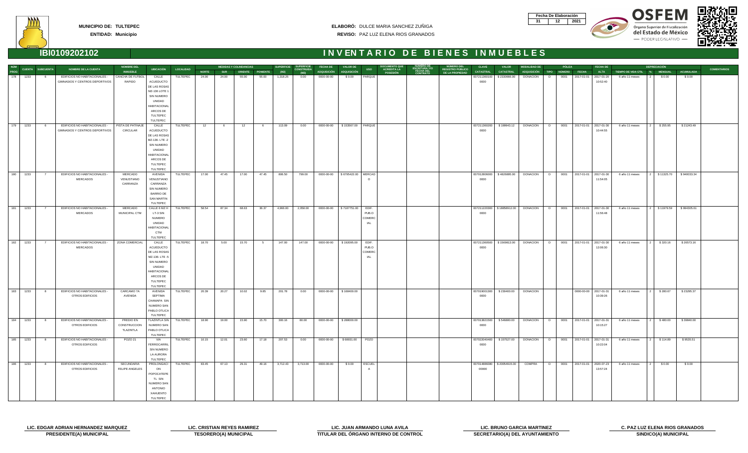**MUNICIPIO DE: TULTEPEC**
**ENTIDAD: Municipio**

**ELABORÓ:** DULCE MARIA SANCHEZ ZUÑIGA
**REVISO:** PAZ LUZ ELENA RIOS GRANADOS

| Fecha De Elaboración | | |
|---|---|---|
| 31 | 12 | 2021 |

# IBI0109202102 — INVENTARIO DE BIENES INMUEBLES

| NUM PROG | CUENTA | SUBCUENTA | NOMBRE DE LA CUENTA | NOMBRE DEL INMUEBLE | UBICACIÓN | LOCALIDAD | NORTE | SUR | ORIENTE | PONIENTE | SUPERFICIE (M2) | SUPERFICIE CONSTRUIDA (M2) | FECHA DE ADQUISICIÓN | VALOR DE ADQUISICIÓN | USO | DOCUMENTO QUE ACREDITA LA POSESIÓN | NUMERO DE ESCRITURA Y/O FECHA DEL CONTRATO | NUMERO DEL REGISTRO PUBLICO DE LA PROPIEDAD | CLAVE CATASTRAL | VALOR CATASTRAL | MODALIDAD DE ADQUISICIÓN | PÓLIZA TIPO | PÓLIZA NÚMERO | PÓLIZA FECHA | FECHA DE ALTA | TIEMPO DE VIDA ÚTIL | % | DEPRECIACIÓN MENSUAL | DEPRECIACIÓN ACUMULADA | COMENTARIOS |
|---|---|---|---|---|---|---|---|---|---|---|---|---|---|---|---|---|---|---|---|---|---|---|---|---|---|---|---|---|---|---|
| 178 | 1233 | 6 | EDIFICIOS NO HABITACIONALES - GIMNASIOS Y CENTROS DEPORTIVOS | CANCHA DE FUTBOL RAPIDO | CALLE ACUEDUCTO DE LAS ROSAS MZ-136 LOTE 1 SIN NUMERO UNIDAD HABITACIONAL ARCOS DE TULTEPEC TULTEPEC | TULTEPEC | 24.00 | 24.00 | 55.00 | 55.00 | 1,318.25 | 0.00 | 0000-00-00 | $ 0.00 | PARQUE | | | | 0072113601000000 | $ 2330666.00 | DONACION | D | 0001 | 2017-01-01 | 2017-01-20 10:52:40 | 6 año 11 meses | 2 | $ 0.00 | $ 0.00 | |
| 179 | 1233 | 6 | EDIFICIOS NO HABITACIONALES - GIMNASIOS Y CENTROS DEPORTIVOS | PISTA DE PATINAJE CIRCULAR | CALLE ACUEDUCTO DE LAS ROSAS MZ-136- LTE -2 SIN NUMERO UNIDAD HABITACIONAL ARCOS DE TULTEPEC TULTEPEC | TULTEPEC | 12 | 6 | 12 | 6 | 113.09 | 0.00 | 0000-00-00 | $ 153567.00 | PARQUE | | | | 0072113602000000 | $ 199943.12 | DONACION | D | 0001 | 2017-01-01 | 2017-01-30 10:44:55 | 6 año 11 meses | 2 | $ 255.95 | $ 21243.49 | |
| 180 | 1233 | 7 | EDIFICIOS NO HABITACIONALES - MERCADOS | MERCADO VENUSTIANO CARRANZA | AVENIDA VENUSTIANO CARRANZA SIN NUMERO BARRIO DE SAN MARTIN TULTEPEC | TULTEPEC | 17.00 | 47.45 | 17.00 | 47.45 | 806.50 | 799.00 | 0000-00-00 | $ 6795422.00 | MERCADO | | | | 0070128060000000 | $ 4826885.00 | DONACION | D | 0001 | 2017-01-01 | 2017-01-30 11:54:05 | 6 año 11 meses | 2 | $ 11325.70 | $ 940033.34 | |
| 181 | 1233 | 7 | EDIFICIOS NO HABITACIONALES - MERCADOS | MERCADO MUNICIPAL CTM | CALLE 6 MZ H LT-3 SIN NUMERO UNIDAD HABITACIONAL CTM TULTEPEC | TULTEPEC | 58.54 | 87.34 | 69.63 | 36.37 | 4,966.00 | 2,058.00 | 0000-00-00 | $ 7187751.00 | EDIF. PUBLO COMERCIAL | | | | 0072112203000000 | $ 18858912.00 | DONACION | D | 0001 | 2017-01-01 | 2017-01-30 11:56:48 | 6 año 11 meses | 2 | $ 11979.59 | $ 994305.61 | |
| 182 | 1233 | 7 | EDIFICIOS NO HABITACIONALES - MERCADOS | ZONA COMERCIAL | CALLE ACUEDUCTO DE LAS ROSAS MZ-136- LTE -5 SIN NUMERO UNIDAD HABITACIONAL ARCOS DE TULTEPEC TULTEPEC | TULTEPEC | 18.70 | 5.00 | 15.70 | 5 | 147.00 | 147.00 | 0000-00-00 | $ 192095.00 | EDIF. PUBLO COMERCIAL | | | | 0072113605000000 | $ 1569813.00 | DONACION | D | 0001 | 2017-01-01 | 2017-01-30 12:06:30 | 6 año 11 meses | 2 | $ 320.16 | $ 26573.16 | |
| 183 | 1233 | 8 | EDIFICIOS NO HABITACIONALES - OTROS EDIFICIOS | CARCAMO 7A AVENIDA | AVENIDA SEPTIMA CHAMAPA SIN NUMERO SAN PABLO OTLICA TULTEPEC | TULTEPEC | 20.39 | 20.27 | 10.02 | 9.85 | 201.78 | 0.00 | 0000-00-00 | $ 168400.00 | | | | | 0070190013000000 | $ 230400.00 | DONACION | | | 0000-00-00 | 2017-01-31 10:39:26 | 6 año 11 meses | 2 | $ 280.67 | $ 23295.37 | |
| 184 | 1233 | 8 | EDIFICIOS NO HABITACIONALES - OTROS EDIFICIOS | PREDIO EN CONSTRUCCION TLAZINTLA | TLAZINTLA SIN NUMERO SAN PABLO OTLICA TULTEPEC | TULTEPEC | 18.90 | 19.00 | 15.90 | 15.70 | 300.16 | 80.00 | 0000-00-00 | $ 288000.00 | | | | | 0070138215000000 | $ 546680.00 | DONACION | D | 0001 | 2017-01-01 | 2017-01-31 10:15:27 | 6 año 11 meses | 2 | $ 480.00 | $ 39840.00 | |
| 185 | 1233 | 8 | EDIFICIOS NO HABITACIONALES - OTROS EDIFICIOS | POZO 21 | VIA FERROCARRIL SIN NUMERO LA AURORA TULTEPEC | TULTEPEC | 10.15 | 12.01 | 23.60 | 17.18 | 207.53 | 0.00 | 0000-00-00 | $ 68931.00 | POZO | | | | 0070220404000000 | $ 157527.00 | DONACION | D | 0001 | 2017-01-01 | 2017-01-31 10:22:04 | 6 año 11 meses | 2 | $ 114.89 | $ 9535.51 | |
| 186 | 1233 | 8 | EDIFICIOS NO HABITACIONALES - OTROS EDIFICIOS | SECUNDARIA FELIPE ANGELES | PROLONGACION POPOCATEPETL SIN NUMERO SAN ANTONIO XAHUENTO TULTEPEC | TULTEPEC | 83.45 | 87.13 | 29.31 | 49.16 | 3,712.43 | 3,713.00 | 0000-00-00 | $ 0.00 | ESCUELA | | | | 00701488608000000 | $ 20054915.00 | COMPRA | D | 0001 | 2017-01-01 | 2020-07-23 13:57:24 | 6 año 11 meses | 2 | $ 0.00 | $ 0.00 | |

| | | | | |
|---|---|---|---|---|
| **LIC. EDGAR ADRIAN HERNANDEZ MARQUEZ** | **LIC. CRISTIAN REYES RAMIREZ** | **LIC. JUAN ARMANDO LUNA AVILA** | **LIC. BRUNO GARCIA MARTINEZ** | **C. PAZ LUZ ELENA RIOS GRANADOS** |
| **PRESIDENTE(A) MUNICIPAL** | **TESORERO(A) MUNICIPAL** | **TITULAR DEL ÓRGANO INTERNO DE CONTROL** | **SECRETARIO(A) DEL AYUNTAMIENTO** | **SINDICO(A) MUNICIPAL** |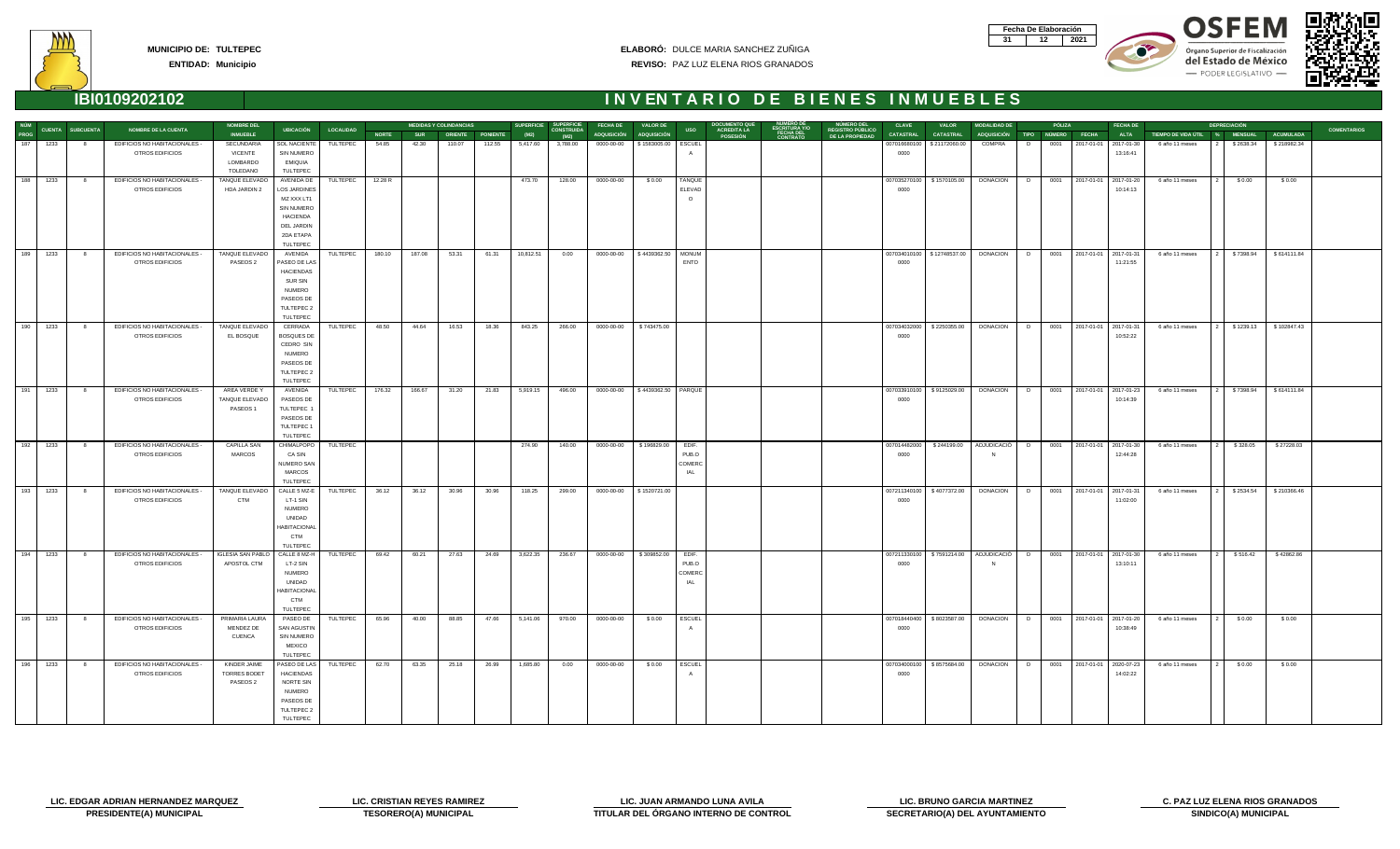**MUNICIPIO DE: TULTEPEC**
**ENTIDAD: Municipio**

**ELABORÓ:** DULCE MARIA SANCHEZ ZUÑIGA
**REVISO:** PAZ LUZ ELENA RIOS GRANADOS

| Fecha De Elaboración | | |
|---|---|---|
| 31 | 12 | 2021 |

# IBI0109202102 — INVENTARIO DE BIENES INMUEBLES

| NUM PROG | CUENTA | SUBCUENTA | NOMBRE DE LA CUENTA | NOMBRE DEL INMUEBLE | UBICACIÓN | LOCALIDAD | NORTE | SUR | ORIENTE | PONIENTE | SUPERFICIE (M2) | SUPERFICIE CONSTRUIDA (M2) | FECHA DE ADQUISICIÓN | VALOR DE ADQUISICIÓN | USO | DOCUMENTO QUE ACREDITA LA POSESIÓN | NUMERO DE ESCRITURA Y/O FECHA DEL CONTRATO | NUMERO DEL REGISTRO PUBLICO DE LA PROPIEDAD | CLAVE CATASTRAL | VALOR CATASTRAL | MODALIDAD DE ADQUISICIÓN | PÓLIZA TIPO | PÓLIZA NUMERO | PÓLIZA FECHA | FECHA DE ALTA | TIEMPO DE VIDA ÚTIL | % | MENSUAL | ACUMULADA | COMENTARIOS |
|---|---|---|---|---|---|---|---|---|---|---|---|---|---|---|---|---|---|---|---|---|---|---|---|---|---|---|---|---|---|---|
| 187 | 1233 | 8 | EDIFICIOS NO HABITACIONALES - OTROS EDIFICIOS | SECUNDARIA VICENTE LOMBARDO TOLEDANO | SOL NACIENTE SIN NUMERO EMIQUIA TULTEPEC | TULTEPEC | 54.85 | 42.30 | 110.07 | 112.55 | 5,417.60 | 3,788.00 | 0000-00-00 | $ 1583005.00 | ESCUELA | | | | 007016660100 0000 | $ 21172060.00 | COMPRA | D | 0001 | 2017-01-01 | 2017-01-30 13:16:41 | 6 año 11 meses | 2 | $ 2638.34 | $ 218962.34 | |
| 188 | 1233 | 8 | EDIFICIOS NO HABITACIONALES - OTROS EDIFICIOS | TANQUE ELEVADO HDA JARDIN 2 | AVENIDA DE LOS JARDINES MZ XXX LT1 SIN NUMERO HACIENDA DEL JARDIN 2DA ETAPA TULTEPEC | TULTEPEC | 12.28 R | | | | 473.70 | 128.00 | 0000-00-00 | $ 0.00 | TANQUE ELEVADO | | | | 007035270100 0000 | $ 1570105.00 | DONACION | D | 0001 | 2017-01-01 | 2017-01-20 10:14:13 | 6 año 11 meses | 2 | $ 0.00 | $ 0.00 | |
| 189 | 1233 | 8 | EDIFICIOS NO HABITACIONALES - OTROS EDIFICIOS | TANQUE ELEVADO PASEOS 2 | AVENIDA PASEO DE LAS HACIENDAS SUR SIN NUMERO PASEOS DE TULTEPEC 2 TULTEPEC | TULTEPEC | 180.10 | 187.08 | 53.31 | 61.31 | 10,612.51 | 0.00 | 0000-00-00 | $ 4439362.50 | MONUMENTO | | | | 007034010100 0000 | $ 12748537.00 | DONACION | D | 0001 | 2017-01-01 | 2017-01-31 11:21:55 | 6 año 11 meses | 2 | $ 7398.94 | $ 614111.84 | |
| 190 | 1233 | 8 | EDIFICIOS NO HABITACIONALES - OTROS EDIFICIOS | TANQUE ELEVADO EL BOSQUE | CERRADA BOSQUES DE CEDRO SIN NUMERO PASEOS DE TULTEPEC 2 TULTEPEC | TULTEPEC | 48.50 | 44.64 | 16.53 | 18.36 | 843.25 | 266.00 | 0000-00-00 | $ 743475.00 | | | | | 007034032900 0000 | $ 2250355.00 | DONACION | D | 0001 | 2017-01-01 | 2017-01-31 10:52:22 | 6 año 11 meses | 2 | $ 1239.13 | $ 102847.43 | |
| 191 | 1233 | 8 | EDIFICIOS NO HABITACIONALES - OTROS EDIFICIOS | AREA VERDE Y TANQUE ELEVADO PASEOS 1 | AVENIDA PASEOS DE TULTEPEC 1 PASEOS DE TULTEPEC 1 TULTEPEC | TULTEPEC | 176.32 | 166.67 | 31.20 | 21.83 | 5,919.15 | 496.00 | 0000-00-00 | $ 4439362.50 | PARQUE | | | | 007033910100 0000 | $ 9125029.00 | DONACION | D | 0001 | 2017-01-01 | 2017-01-23 10:14:39 | 6 año 11 meses | 2 | $ 7398.94 | $ 614111.84 | |
| 192 | 1233 | 8 | EDIFICIOS NO HABITACIONALES - OTROS EDIFICIOS | CAPILLA SAN MARCOS | CHIMALPOPOCA SIN NUMERO SAN MARCOS TULTEPEC | TULTEPEC | | | | | 274.90 | 140.00 | 0000-00-00 | $ 196829.00 | EDIF. PUBLO COMERCIAL | | | | 007014482000 0000 | $ 244199.00 | ADJUDICACION | D | 0001 | 2017-01-01 | 2017-01-30 12:44:28 | 6 año 11 meses | 2 | $ 328.05 | $ 27228.03 | |
| 193 | 1233 | 8 | EDIFICIOS NO HABITACIONALES - OTROS EDIFICIOS | TANQUE ELEVADO CTM | CALLE 5 MZ-E LT-1 SIN NUMERO UNIDAD HABITACIONAL CTM TULTEPEC | TULTEPEC | 36.12 | 36.12 | 30.96 | 30.96 | 118.25 | 299.00 | 0000-00-00 | $ 1520721.00 | | | | | 007211340100 0000 | $ 4077372.00 | DONACION | D | 0001 | 2017-01-01 | 2017-01-31 11:02:00 | 6 año 11 meses | 2 | $ 2534.54 | $ 210366.46 | |
| 194 | 1233 | 8 | EDIFICIOS NO HABITACIONALES - OTROS EDIFICIOS | IGLESIA SAN PABLO APOSTOL CTM | CALLE 8 MZ-H LT-2 SIN NUMERO UNIDAD HABITACIONAL CTM TULTEPEC | TULTEPEC | 69.42 | 60.21 | 27.63 | 24.69 | 3,622.35 | 236.67 | 0000-00-00 | $ 309852.00 | EDIF. PUBLO COMERCIAL | | | | 007211330100 0000 | $ 7591214.00 | ADJUDICACION | D | 0001 | 2017-01-01 | 2017-01-30 13:10:11 | 6 año 11 meses | 2 | $ 516.42 | $ 42862.86 | |
| 195 | 1233 | 8 | EDIFICIOS NO HABITACIONALES - OTROS EDIFICIOS | PRIMARIA LAURA MENDEZ DE CUENCA | PASEO DE SAN AGUSTIN SIN NUMERO MEXICO TULTEPEC | TULTEPEC | 65.96 | 40.00 | 88.85 | 47.66 | 5,141.06 | 970.00 | 0000-00-00 | $ 0.00 | ESCUELA | | | | 007018440400 0000 | $ 8023587.00 | DONACION | D | 0001 | 2017-01-01 | 2017-01-20 10:38:49 | 6 año 11 meses | 2 | $ 0.00 | $ 0.00 | |
| 196 | 1233 | 8 | EDIFICIOS NO HABITACIONALES - OTROS EDIFICIOS | KINDER JAIME TORRES BODET PASEOS 2 | PASEO DE LAS HACIENDAS NORTE SIN NUMERO PASEOS DE TULTEPEC 2 TULTEPEC | TULTEPEC | 62.70 | 63.35 | 25.18 | 26.99 | 1,685.80 | 0.00 | 0000-00-00 | $ 0.00 | ESCUELA | | | | 007034000100 0000 | $ 8575684.00 | DONACION | D | 0001 | 2017-01-01 | 2020-07-23 14:02:22 | 6 año 11 meses | 2 | $ 0.00 | $ 0.00 | |

| | | | | |
|---|---|---|---|---|
| **LIC. EDGAR ADRIAN HERNANDEZ MARQUEZ** | **LIC. CRISTIAN REYES RAMIREZ** | **LIC. JUAN ARMANDO LUNA AVILA** | **LIC. BRUNO GARCIA MARTINEZ** | **C. PAZ LUZ ELENA RIOS GRANADOS** |
| **PRESIDENTE(A) MUNICIPAL** | **TESORERO(A) MUNICIPAL** | **TITULAR DEL ÓRGANO INTERNO DE CONTROL** | **SECRETARIO(A) DEL AYUNTAMIENTO** | **SINDICO(A) MUNICIPAL** |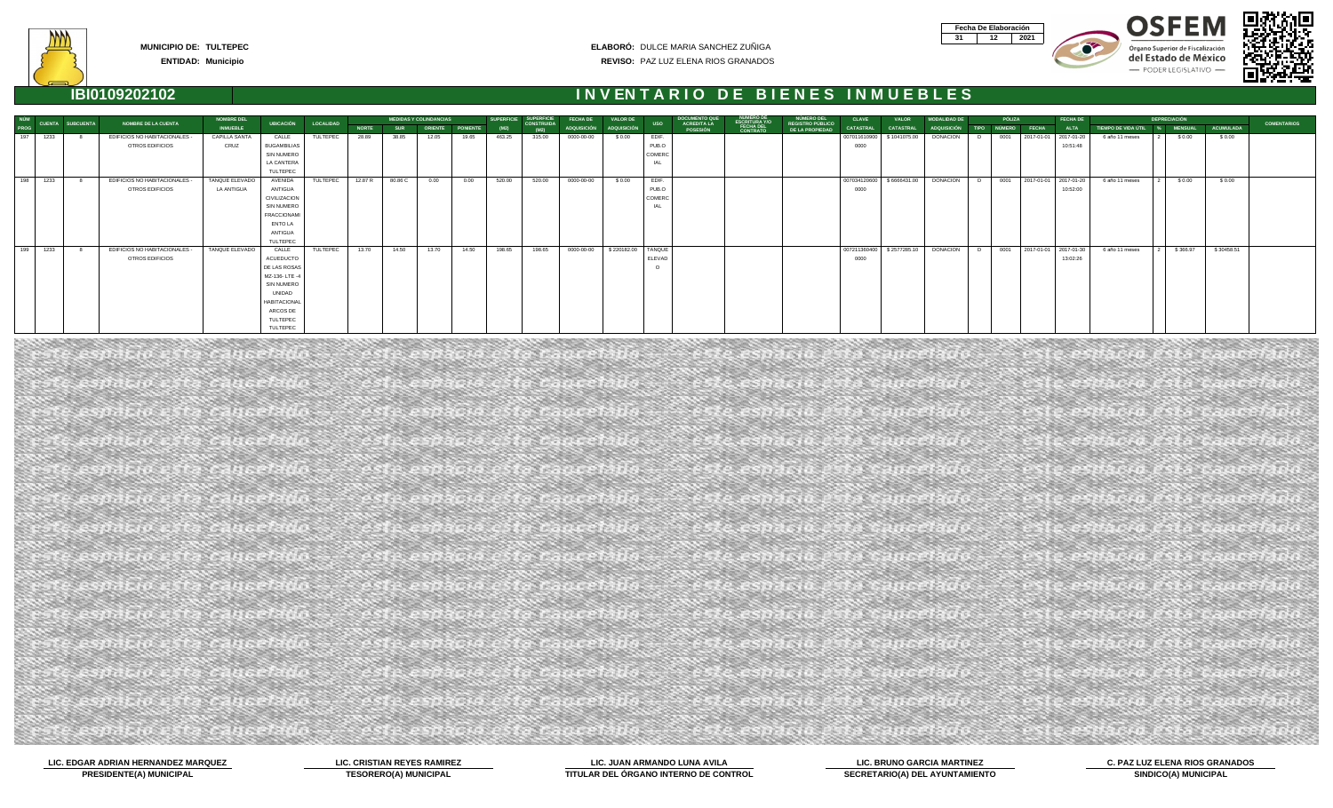MUNICIPIO DE: TULTEPEC

ENTIDAD: Municipio

ELABORÓ: DULCE MARIA SANCHEZ ZUÑIGA

REVISO: PAZ LUZ ELENA RIOS GRANADOS

| Fecha De Elaboración | | |
|---|---|---|
| 31 | 12 | 2021 |

OSFEM
Órgano Superior de Fiscalización del Estado de México
— PODER LEGISLATIVO —

# IBI0109202102

# INVENTARIO DE BIENES INMUEBLES

| NUM PROG | CUENTA | SUBCUENTA | NOMBRE DE LA CUENTA | NOMBRE DEL INMUEBLE | UBICACIÓN | LOCALIDAD | MEDIDAS Y COLINDANCIAS | | | | SUPERFICIE (M2) | SUPERFICIE CONSTRUIDA (M2) | FECHA DE ADQUISICIÓN | VALOR DE ADQUISICIÓN | USO | DOCUMENTO QUE ACREDITA LA POSESIÓN | NUMERO DE ESCRITURA Y/O FECHA DEL CONTRATO | NUMERO DEL REGISTRO PUBLICO DE LA PROPIEDAD | CLAVE CATASTRAL | VALOR CATASTRAL | MODALIDAD DE ADQUISICIÓN | PÓLIZA | | | FECHA DE ALTA | DEPRECIACIÓN | | | | COMENTARIOS |
|---|---|---|---|---|---|---|---|---|---|---|---|---|---|---|---|---|---|---|---|---|---|---|---|---|---|---|---|---|---|---|
| | | | | | | | NORTE | SUR | ORIENTE | PONIENTE | | | | | | | | | | | | TIPO | NUMERO | FECHA | | TIEMPO DE VIDA UTIL | % | MENSUAL | ACUMULADA | |
| 197 | 1233 | 8 | EDIFICIOS NO HABITACIONALES - OTROS EDIFICIOS | CAPILLA SANTA CRUZ | CALLE BUGAMBILIAS SIN NUMERO LA CANTERA TULTEPEC | TULTEPEC | 28.89 | 38.85 | 12.05 | 19.65 | 463.25 | 315.00 | 0000-00-00 | $ 0.00 | EDIF. PUB.O COMERC IAL | | | | 007011610900 0000 | $ 1041075.00 | DONACION | D | 0001 | 2017-01-01 | 2017-01-20 10:51:48 | 6 año 11 meses | 2 | $ 0.00 | $ 0.00 | |
| 198 | 1233 | 8 | EDIFICIOS NO HABITACIONALES - OTROS EDIFICIOS | TANQUE ELEVADO LA ANTIGUA | AVENIDA ANTIGUA CIVILIZACION SIN NUMERO FRACCIONAMI ENTO LA ANTIGUA TULTEPEC | TULTEPEC | 12.87 R | 80.86 C | 0.00 | 0.00 | 520.00 | 520.00 | 0000-00-00 | $ 0.00 | EDIF. PUB.O COMERC IAL | | | | 007034120600 0000 | $ 6666431.00 | DONACION | D | 0001 | 2017-01-01 | 2017-01-20 10:52:00 | 6 año 11 meses | 2 | $ 0.00 | $ 0.00 | |
| 199 | 1233 | 8 | EDIFICIOS NO HABITACIONALES - OTROS EDIFICIOS | TANQUE ELEVADO | CALLE ACUEDUCTO DE LAS ROSAS MZ-136- LTE -4 SIN NUMERO UNIDAD HABITACIONAL ARCOS DE TULTEPEC TULTEPEC | TULTEPEC | 13.70 | 14.50 | 13.70 | 14.50 | 198.65 | 198.65 | 0000-00-00 | $ 220182.00 | TANQUE ELEVAD O | | | | 007211360400 0000 | $ 2577285.10 | DONACION | D | 0001 | 2017-01-01 | 2017-01-30 13:02:26 | 6 año 11 meses | 2 | $ 366.97 | $ 30458.51 | |

este espacio esta cancelado

LIC. EDGAR ADRIAN HERNANDEZ MARQUEZ
PRESIDENTE(A) MUNICIPAL

LIC. CRISTIAN REYES RAMIREZ
TESORERO(A) MUNICIPAL

LIC. JUAN ARMANDO LUNA AVILA
TITULAR DEL ÓRGANO INTERNO DE CONTROL

LIC. BRUNO GARCIA MARTINEZ
SECRETARIO(A) DEL AYUNTAMIENTO

C. PAZ LUZ ELENA RIOS GRANADOS
SINDICO(A) MUNICIPAL